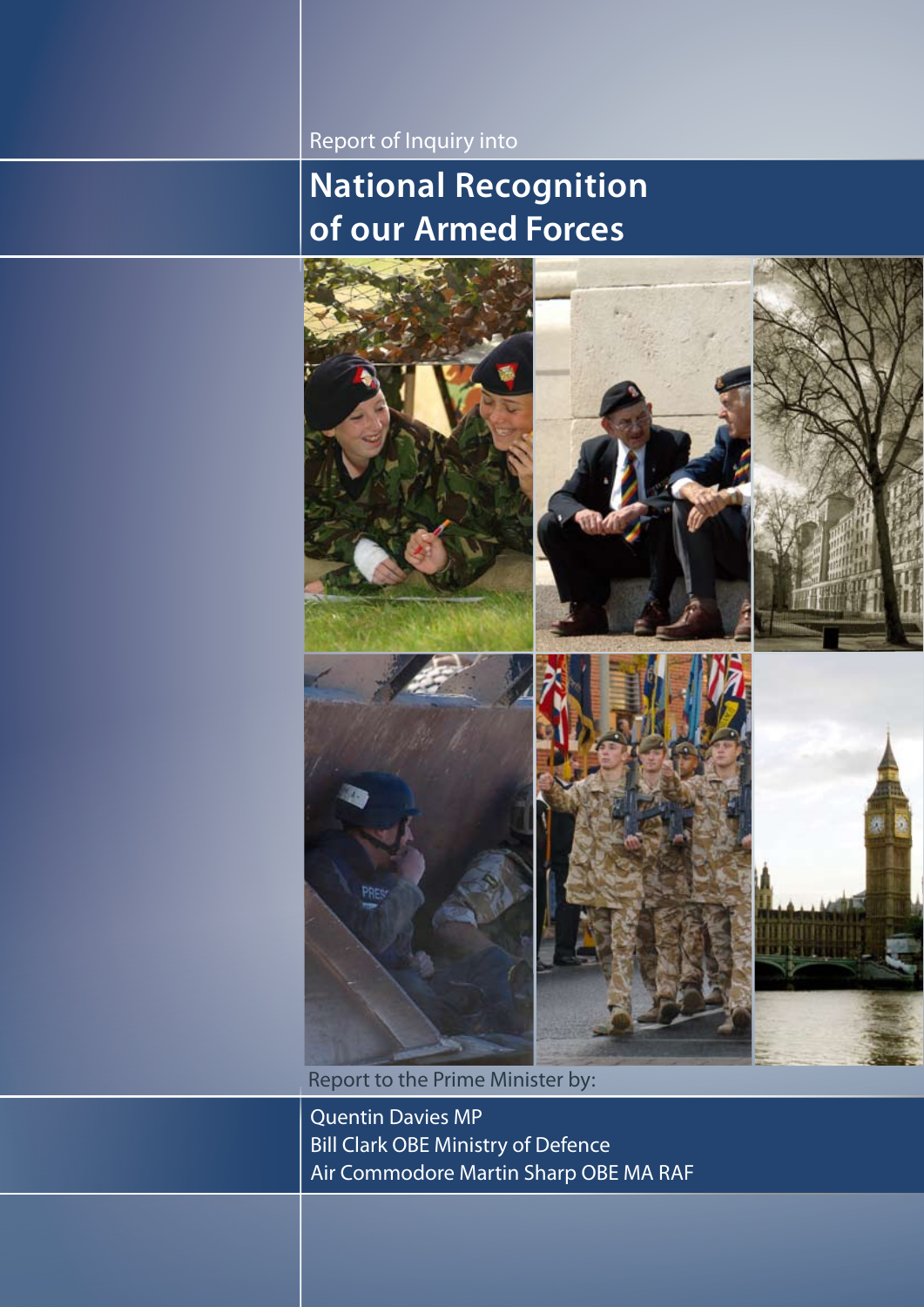Report of Inquiry into

# National Recognition of our Armed Forces

Report to the Prime Minister by:

Quentin Davies MP
Bill Clark OBE Ministry of Defence
Air Commodore Martin Sharp OBE MA RAF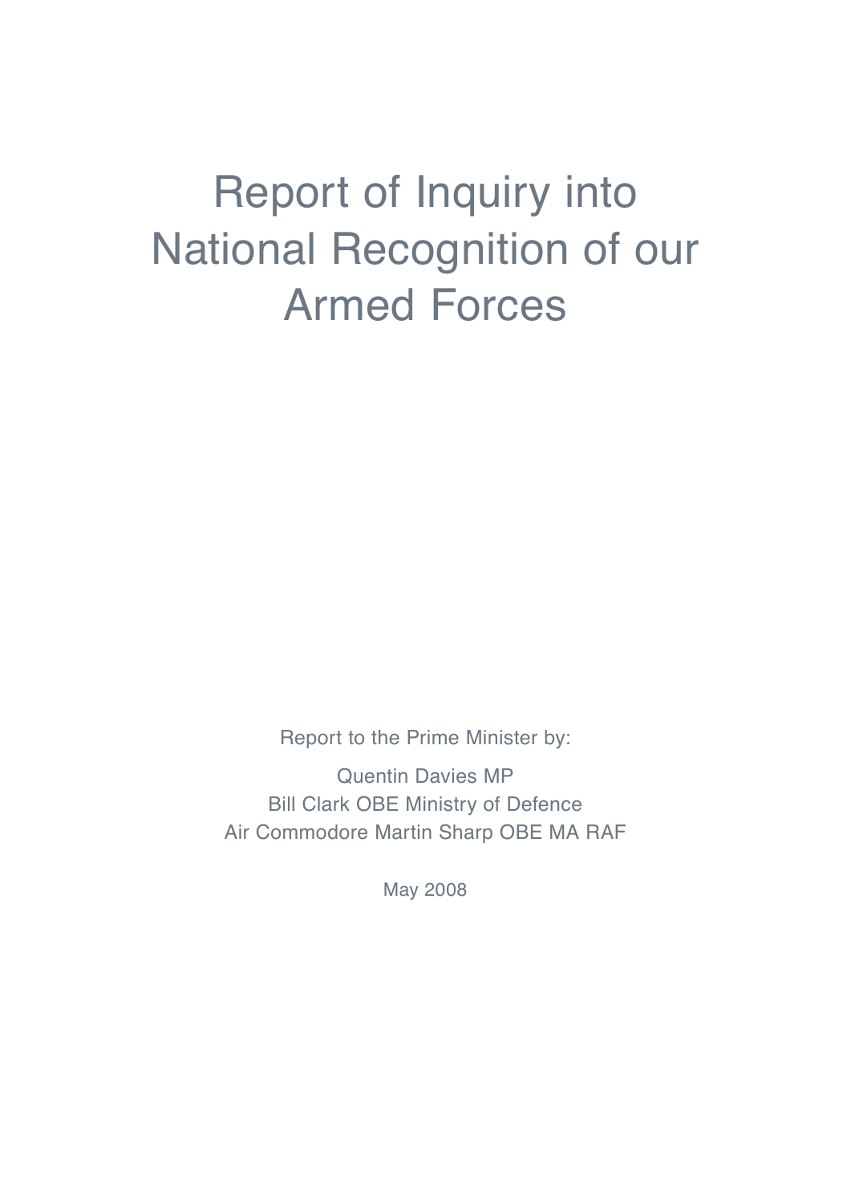# Report of Inquiry into National Recognition of our Armed Forces

Report to the Prime Minister by:

Quentin Davies MP
Bill Clark OBE Ministry of Defence
Air Commodore Martin Sharp OBE MA RAF

May 2008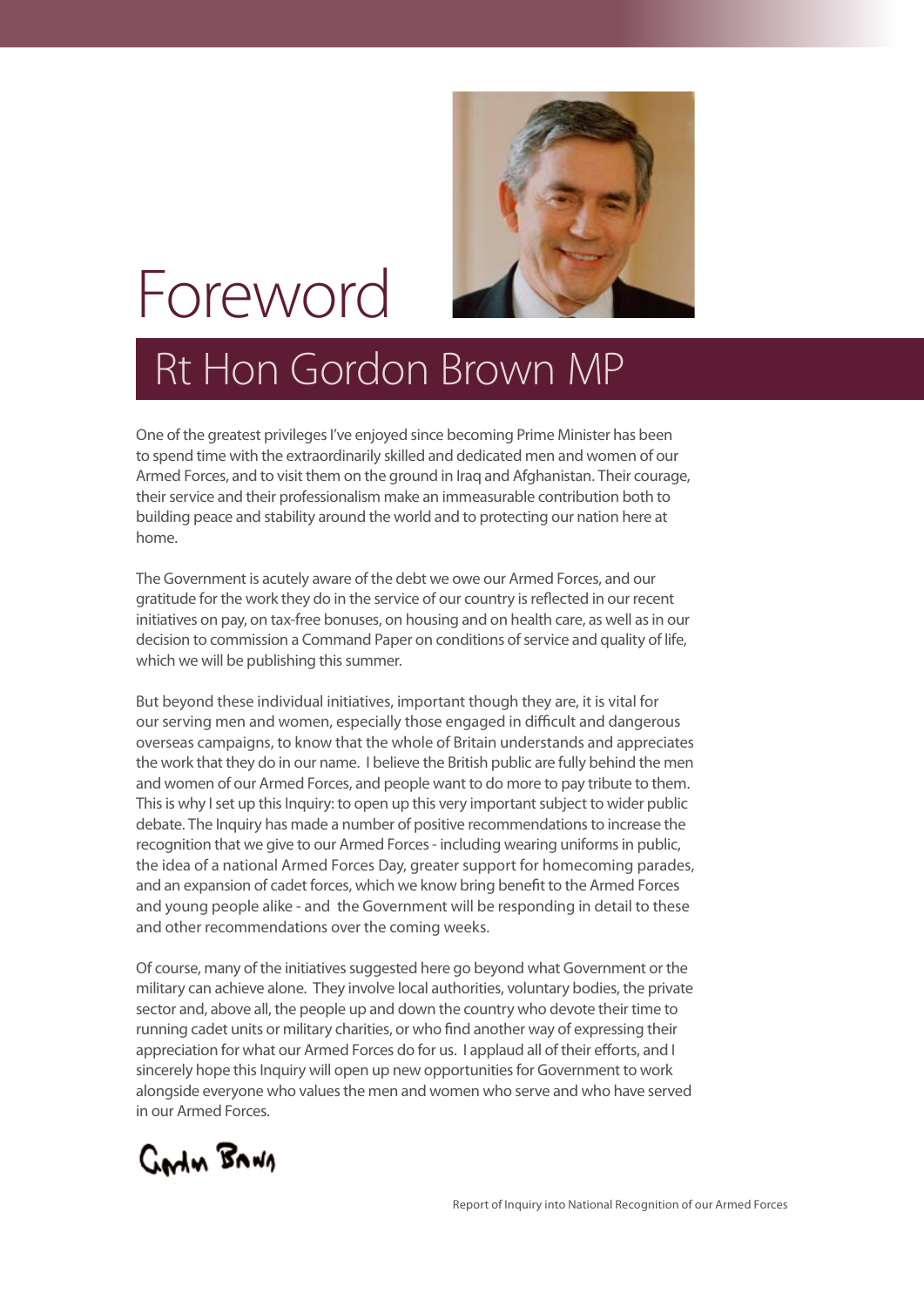# Foreword

## Rt Hon Gordon Brown MP

One of the greatest privileges I've enjoyed since becoming Prime Minister has been to spend time with the extraordinarily skilled and dedicated men and women of our Armed Forces, and to visit them on the ground in Iraq and Afghanistan. Their courage, their service and their professionalism make an immeasurable contribution both to building peace and stability around the world and to protecting our nation here at home.

The Government is acutely aware of the debt we owe our Armed Forces, and our gratitude for the work they do in the service of our country is reflected in our recent initiatives on pay, on tax-free bonuses, on housing and on health care, as well as in our decision to commission a Command Paper on conditions of service and quality of life, which we will be publishing this summer.

But beyond these individual initiatives, important though they are, it is vital for our serving men and women, especially those engaged in difficult and dangerous overseas campaigns, to know that the whole of Britain understands and appreciates the work that they do in our name. I believe the British public are fully behind the men and women of our Armed Forces, and people want to do more to pay tribute to them. This is why I set up this Inquiry: to open up this very important subject to wider public debate. The Inquiry has made a number of positive recommendations to increase the recognition that we give to our Armed Forces - including wearing uniforms in public, the idea of a national Armed Forces Day, greater support for homecoming parades, and an expansion of cadet forces, which we know bring benefit to the Armed Forces and young people alike - and the Government will be responding in detail to these and other recommendations over the coming weeks.

Of course, many of the initiatives suggested here go beyond what Government or the military can achieve alone. They involve local authorities, voluntary bodies, the private sector and, above all, the people up and down the country who devote their time to running cadet units or military charities, or who find another way of expressing their appreciation for what our Armed Forces do for us. I applaud all of their efforts, and I sincerely hope this Inquiry will open up new opportunities for Government to work alongside everyone who values the men and women who serve and who have served in our Armed Forces.

Gordon Brown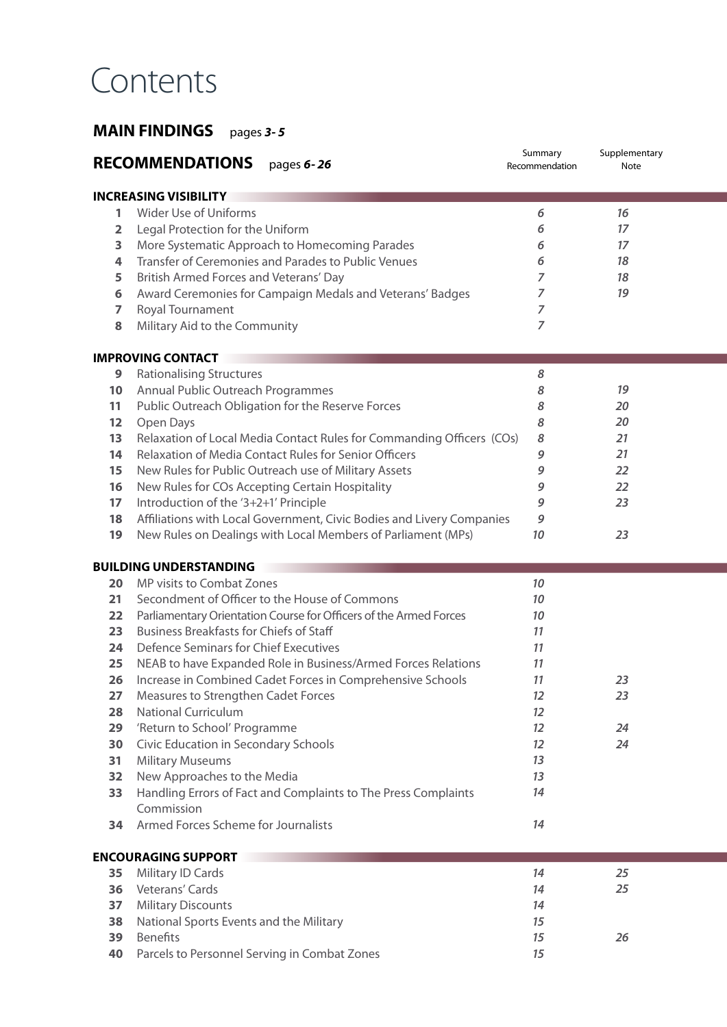# Contents

## MAIN FINDINGS pages *3- 5*

## RECOMMENDATIONS pages *6- 26*

| No. | Title | Summary Recommendation | Supplementary Note |
|---|---|---|---|
| **INCREASING VISIBILITY** | | | |
| 1 | Wider Use of Uniforms | *6* | *16* |
| 2 | Legal Protection for the Uniform | *6* | *17* |
| 3 | More Systematic Approach to Homecoming Parades | *6* | *17* |
| 4 | Transfer of Ceremonies and Parades to Public Venues | *6* | *18* |
| 5 | British Armed Forces and Veterans' Day | *7* | *18* |
| 6 | Award Ceremonies for Campaign Medals and Veterans' Badges | *7* | *19* |
| 7 | Royal Tournament | *7* | |
| 8 | Military Aid to the Community | *7* | |
| **IMPROVING CONTACT** | | | |
| 9 | Rationalising Structures | *8* | |
| 10 | Annual Public Outreach Programmes | *8* | *19* |
| 11 | Public Outreach Obligation for the Reserve Forces | *8* | *20* |
| 12 | Open Days | *8* | *20* |
| 13 | Relaxation of Local Media Contact Rules for Commanding Officers (COs) | *8* | *21* |
| 14 | Relaxation of Media Contact Rules for Senior Officers | *9* | *21* |
| 15 | New Rules for Public Outreach use of Military Assets | *9* | *22* |
| 16 | New Rules for COs Accepting Certain Hospitality | *9* | *22* |
| 17 | Introduction of the '3+2+1' Principle | *9* | *23* |
| 18 | Affiliations with Local Government, Civic Bodies and Livery Companies | *9* | |
| 19 | New Rules on Dealings with Local Members of Parliament (MPs) | *10* | *23* |
| **BUILDING UNDERSTANDING** | | | |
| 20 | MP visits to Combat Zones | *10* | |
| 21 | Secondment of Officer to the House of Commons | *10* | |
| 22 | Parliamentary Orientation Course for Officers of the Armed Forces | *10* | |
| 23 | Business Breakfasts for Chiefs of Staff | *11* | |
| 24 | Defence Seminars for Chief Executives | *11* | |
| 25 | NEAB to have Expanded Role in Business/Armed Forces Relations | *11* | |
| 26 | Increase in Combined Cadet Forces in Comprehensive Schools | *11* | *23* |
| 27 | Measures to Strengthen Cadet Forces | *12* | *23* |
| 28 | National Curriculum | *12* | |
| 29 | 'Return to School' Programme | *12* | *24* |
| 30 | Civic Education in Secondary Schools | *12* | *24* |
| 31 | Military Museums | *13* | |
| 32 | New Approaches to the Media | *13* | |
| 33 | Handling Errors of Fact and Complaints to The Press Complaints Commission | *14* | |
| 34 | Armed Forces Scheme for Journalists | *14* | |
| **ENCOURAGING SUPPORT** | | | |
| 35 | Military ID Cards | *14* | *25* |
| 36 | Veterans' Cards | *14* | *25* |
| 37 | Military Discounts | *14* | |
| 38 | National Sports Events and the Military | *15* | |
| 39 | Benefits | *15* | *26* |
| 40 | Parcels to Personnel Serving in Combat Zones | *15* | |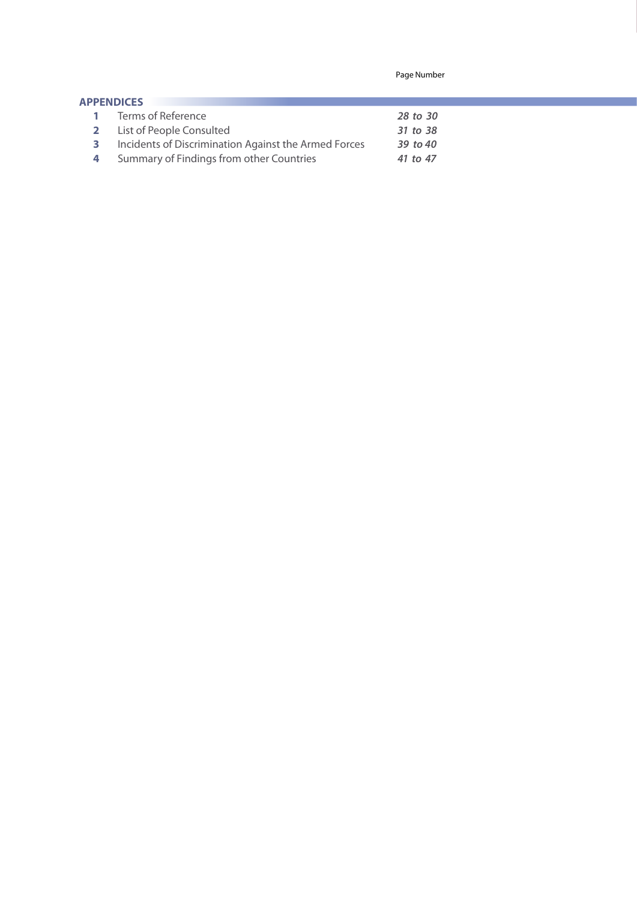| | | Page Number |
|---|---|---|
| **APPENDICES** | | |
| **1** | Terms of Reference | ***28 to 30*** |
| **2** | List of People Consulted | ***31 to 38*** |
| **3** | Incidents of Discrimination Against the Armed Forces | ***39 to 40*** |
| **4** | Summary of Findings from other Countries | ***41 to 47*** |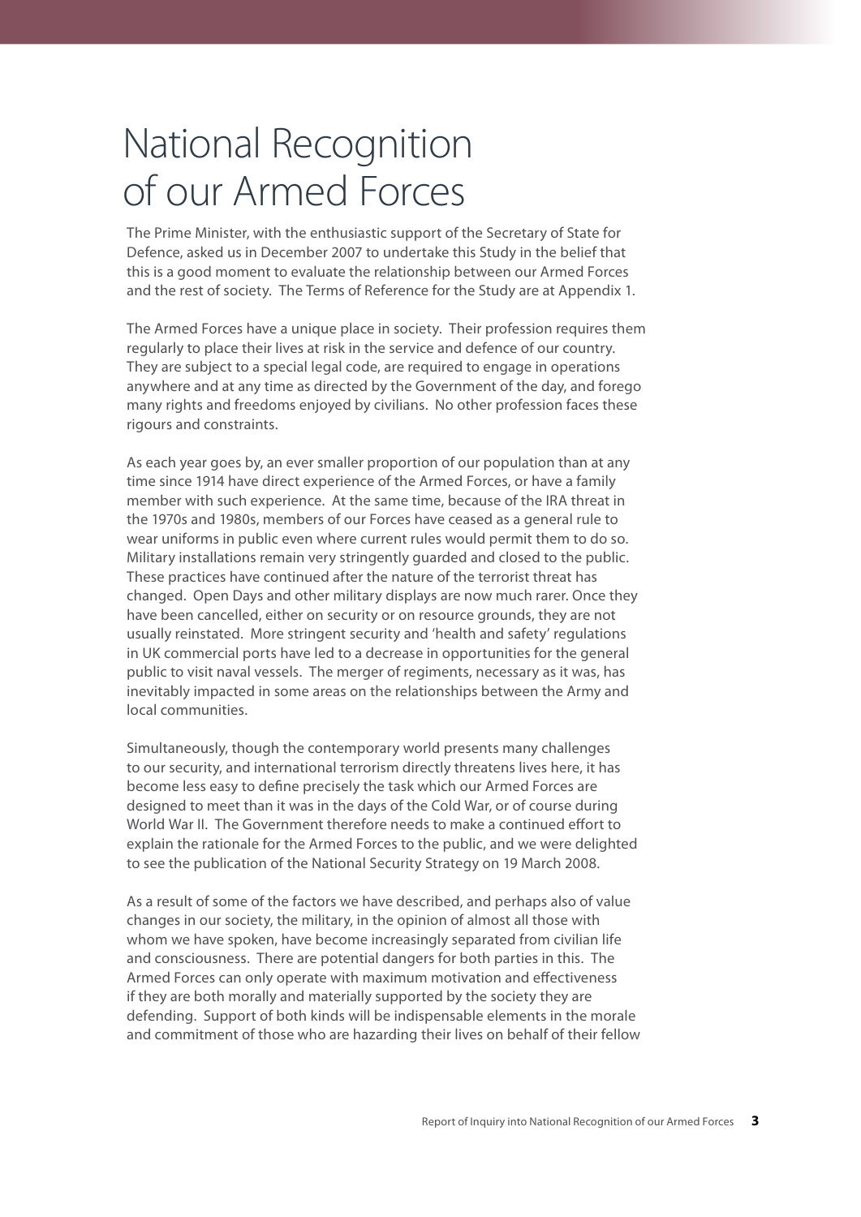# National Recognition of our Armed Forces

The Prime Minister, with the enthusiastic support of the Secretary of State for Defence, asked us in December 2007 to undertake this Study in the belief that this is a good moment to evaluate the relationship between our Armed Forces and the rest of society. The Terms of Reference for the Study are at Appendix 1.

The Armed Forces have a unique place in society. Their profession requires them regularly to place their lives at risk in the service and defence of our country. They are subject to a special legal code, are required to engage in operations anywhere and at any time as directed by the Government of the day, and forego many rights and freedoms enjoyed by civilians. No other profession faces these rigours and constraints.

As each year goes by, an ever smaller proportion of our population than at any time since 1914 have direct experience of the Armed Forces, or have a family member with such experience. At the same time, because of the IRA threat in the 1970s and 1980s, members of our Forces have ceased as a general rule to wear uniforms in public even where current rules would permit them to do so. Military installations remain very stringently guarded and closed to the public. These practices have continued after the nature of the terrorist threat has changed. Open Days and other military displays are now much rarer. Once they have been cancelled, either on security or on resource grounds, they are not usually reinstated. More stringent security and 'health and safety' regulations in UK commercial ports have led to a decrease in opportunities for the general public to visit naval vessels. The merger of regiments, necessary as it was, has inevitably impacted in some areas on the relationships between the Army and local communities.

Simultaneously, though the contemporary world presents many challenges to our security, and international terrorism directly threatens lives here, it has become less easy to define precisely the task which our Armed Forces are designed to meet than it was in the days of the Cold War, or of course during World War II. The Government therefore needs to make a continued effort to explain the rationale for the Armed Forces to the public, and we were delighted to see the publication of the National Security Strategy on 19 March 2008.

As a result of some of the factors we have described, and perhaps also of value changes in our society, the military, in the opinion of almost all those with whom we have spoken, have become increasingly separated from civilian life and consciousness. There are potential dangers for both parties in this. The Armed Forces can only operate with maximum motivation and effectiveness if they are both morally and materially supported by the society they are defending. Support of both kinds will be indispensable elements in the morale and commitment of those who are hazarding their lives on behalf of their fellow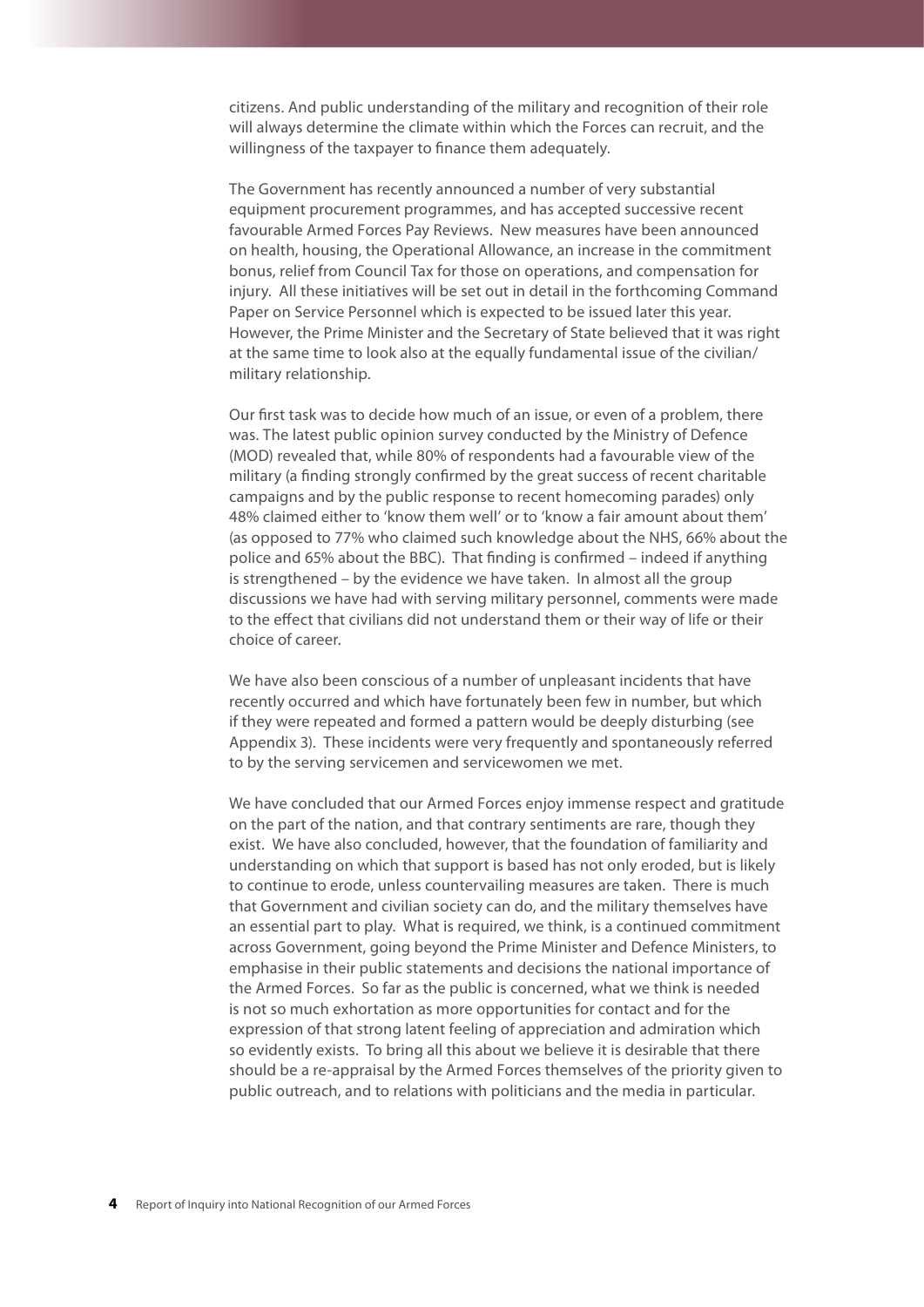citizens. And public understanding of the military and recognition of their role will always determine the climate within which the Forces can recruit, and the willingness of the taxpayer to finance them adequately.

The Government has recently announced a number of very substantial equipment procurement programmes, and has accepted successive recent favourable Armed Forces Pay Reviews. New measures have been announced on health, housing, the Operational Allowance, an increase in the commitment bonus, relief from Council Tax for those on operations, and compensation for injury. All these initiatives will be set out in detail in the forthcoming Command Paper on Service Personnel which is expected to be issued later this year. However, the Prime Minister and the Secretary of State believed that it was right at the same time to look also at the equally fundamental issue of the civilian/military relationship.

Our first task was to decide how much of an issue, or even of a problem, there was. The latest public opinion survey conducted by the Ministry of Defence (MOD) revealed that, while 80% of respondents had a favourable view of the military (a finding strongly confirmed by the great success of recent charitable campaigns and by the public response to recent homecoming parades) only 48% claimed either to 'know them well' or to 'know a fair amount about them' (as opposed to 77% who claimed such knowledge about the NHS, 66% about the police and 65% about the BBC). That finding is confirmed – indeed if anything is strengthened – by the evidence we have taken. In almost all the group discussions we have had with serving military personnel, comments were made to the effect that civilians did not understand them or their way of life or their choice of career.

We have also been conscious of a number of unpleasant incidents that have recently occurred and which have fortunately been few in number, but which if they were repeated and formed a pattern would be deeply disturbing (see Appendix 3). These incidents were very frequently and spontaneously referred to by the serving servicemen and servicewomen we met.

We have concluded that our Armed Forces enjoy immense respect and gratitude on the part of the nation, and that contrary sentiments are rare, though they exist. We have also concluded, however, that the foundation of familiarity and understanding on which that support is based has not only eroded, but is likely to continue to erode, unless countervailing measures are taken. There is much that Government and civilian society can do, and the military themselves have an essential part to play. What is required, we think, is a continued commitment across Government, going beyond the Prime Minister and Defence Ministers, to emphasise in their public statements and decisions the national importance of the Armed Forces. So far as the public is concerned, what we think is needed is not so much exhortation as more opportunities for contact and for the expression of that strong latent feeling of appreciation and admiration which so evidently exists. To bring all this about we believe it is desirable that there should be a re-appraisal by the Armed Forces themselves of the priority given to public outreach, and to relations with politicians and the media in particular.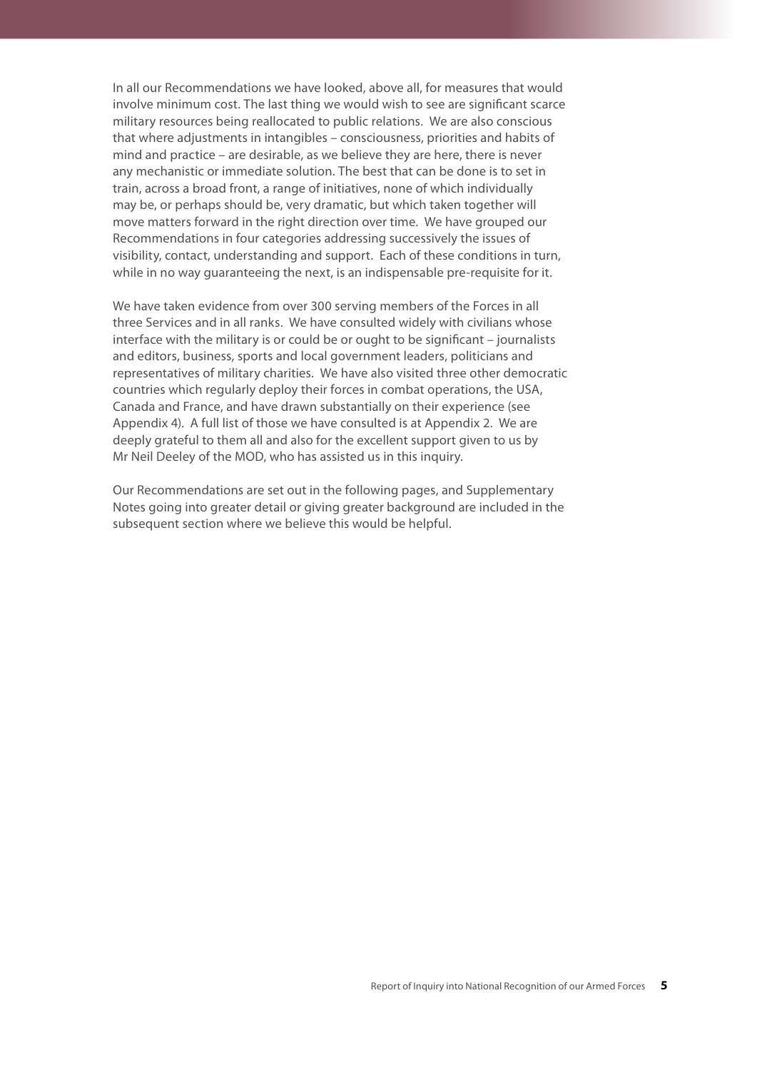In all our Recommendations we have looked, above all, for measures that would involve minimum cost. The last thing we would wish to see are significant scarce military resources being reallocated to public relations. We are also conscious that where adjustments in intangibles – consciousness, priorities and habits of mind and practice – are desirable, as we believe they are here, there is never any mechanistic or immediate solution. The best that can be done is to set in train, across a broad front, a range of initiatives, none of which individually may be, or perhaps should be, very dramatic, but which taken together will move matters forward in the right direction over time. We have grouped our Recommendations in four categories addressing successively the issues of visibility, contact, understanding and support. Each of these conditions in turn, while in no way guaranteeing the next, is an indispensable pre-requisite for it.

We have taken evidence from over 300 serving members of the Forces in all three Services and in all ranks. We have consulted widely with civilians whose interface with the military is or could be or ought to be significant – journalists and editors, business, sports and local government leaders, politicians and representatives of military charities. We have also visited three other democratic countries which regularly deploy their forces in combat operations, the USA, Canada and France, and have drawn substantially on their experience (see Appendix 4). A full list of those we have consulted is at Appendix 2. We are deeply grateful to them all and also for the excellent support given to us by Mr Neil Deeley of the MOD, who has assisted us in this inquiry.

Our Recommendations are set out in the following pages, and Supplementary Notes going into greater detail or giving greater background are included in the subsequent section where we believe this would be helpful.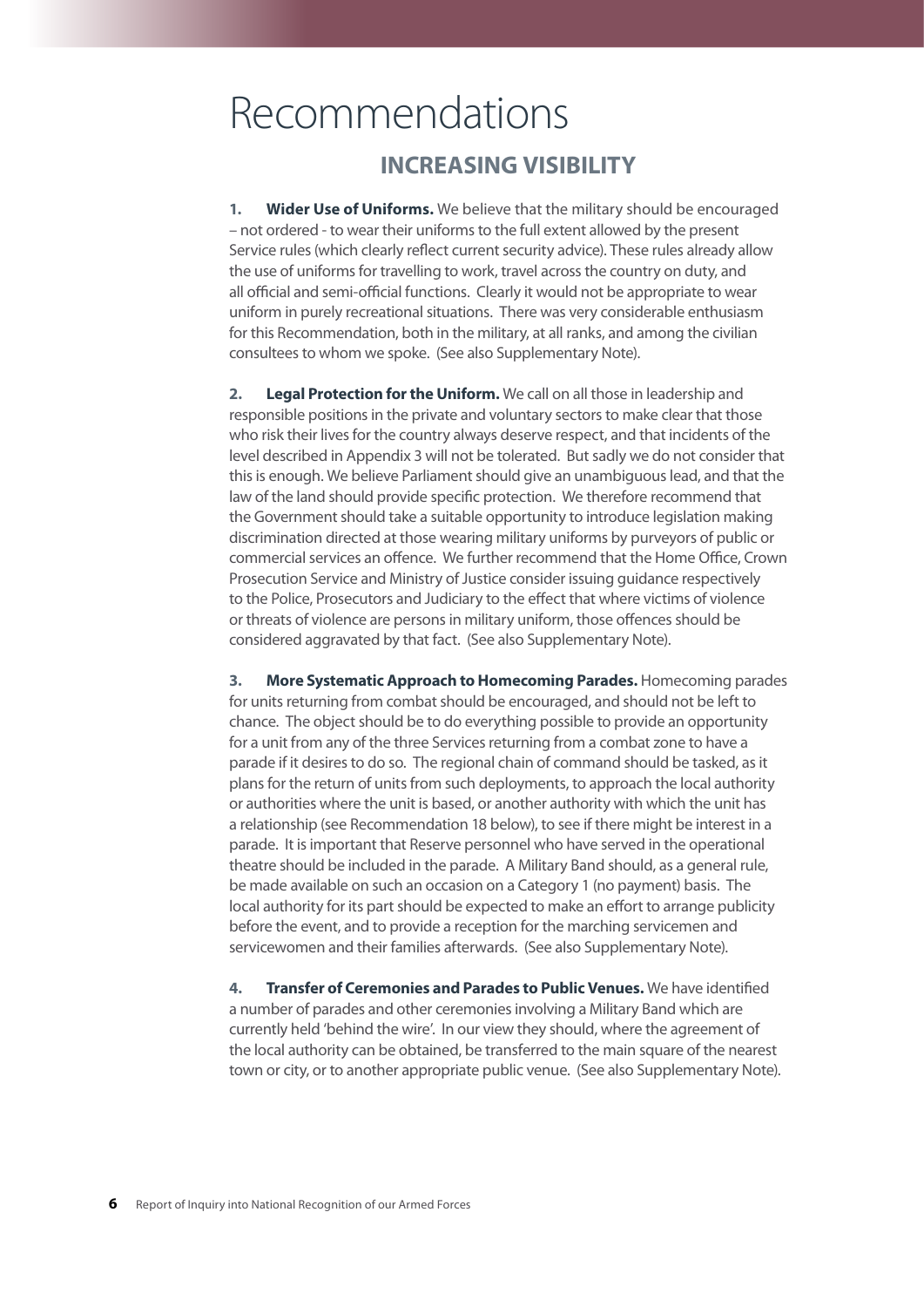# Recommendations

## INCREASING VISIBILITY

**1. Wider Use of Uniforms.** We believe that the military should be encouraged – not ordered - to wear their uniforms to the full extent allowed by the present Service rules (which clearly reflect current security advice). These rules already allow the use of uniforms for travelling to work, travel across the country on duty, and all official and semi-official functions. Clearly it would not be appropriate to wear uniform in purely recreational situations. There was very considerable enthusiasm for this Recommendation, both in the military, at all ranks, and among the civilian consultees to whom we spoke. (See also Supplementary Note).

**2. Legal Protection for the Uniform.** We call on all those in leadership and responsible positions in the private and voluntary sectors to make clear that those who risk their lives for the country always deserve respect, and that incidents of the level described in Appendix 3 will not be tolerated. But sadly we do not consider that this is enough. We believe Parliament should give an unambiguous lead, and that the law of the land should provide specific protection. We therefore recommend that the Government should take a suitable opportunity to introduce legislation making discrimination directed at those wearing military uniforms by purveyors of public or commercial services an offence. We further recommend that the Home Office, Crown Prosecution Service and Ministry of Justice consider issuing guidance respectively to the Police, Prosecutors and Judiciary to the effect that where victims of violence or threats of violence are persons in military uniform, those offences should be considered aggravated by that fact. (See also Supplementary Note).

**3. More Systematic Approach to Homecoming Parades.** Homecoming parades for units returning from combat should be encouraged, and should not be left to chance. The object should be to do everything possible to provide an opportunity for a unit from any of the three Services returning from a combat zone to have a parade if it desires to do so. The regional chain of command should be tasked, as it plans for the return of units from such deployments, to approach the local authority or authorities where the unit is based, or another authority with which the unit has a relationship (see Recommendation 18 below), to see if there might be interest in a parade. It is important that Reserve personnel who have served in the operational theatre should be included in the parade. A Military Band should, as a general rule, be made available on such an occasion on a Category 1 (no payment) basis. The local authority for its part should be expected to make an effort to arrange publicity before the event, and to provide a reception for the marching servicemen and servicewomen and their families afterwards. (See also Supplementary Note).

**4. Transfer of Ceremonies and Parades to Public Venues.** We have identified a number of parades and other ceremonies involving a Military Band which are currently held 'behind the wire'. In our view they should, where the agreement of the local authority can be obtained, be transferred to the main square of the nearest town or city, or to another appropriate public venue. (See also Supplementary Note).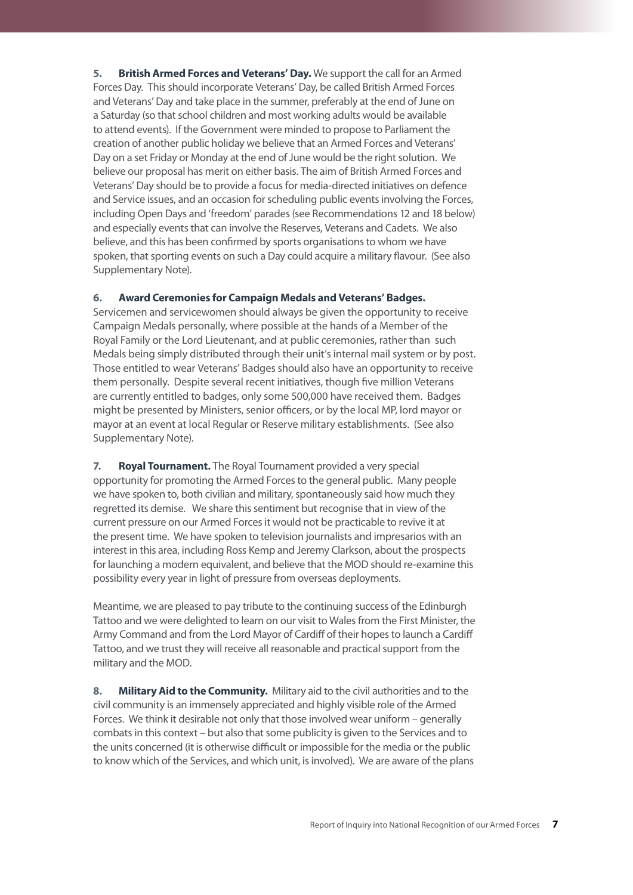**5. British Armed Forces and Veterans' Day.** We support the call for an Armed Forces Day. This should incorporate Veterans' Day, be called British Armed Forces and Veterans' Day and take place in the summer, preferably at the end of June on a Saturday (so that school children and most working adults would be available to attend events). If the Government were minded to propose to Parliament the creation of another public holiday we believe that an Armed Forces and Veterans' Day on a set Friday or Monday at the end of June would be the right solution. We believe our proposal has merit on either basis. The aim of British Armed Forces and Veterans' Day should be to provide a focus for media-directed initiatives on defence and Service issues, and an occasion for scheduling public events involving the Forces, including Open Days and 'freedom' parades (see Recommendations 12 and 18 below) and especially events that can involve the Reserves, Veterans and Cadets. We also believe, and this has been confirmed by sports organisations to whom we have spoken, that sporting events on such a Day could acquire a military flavour. (See also Supplementary Note).

**6. Award Ceremonies for Campaign Medals and Veterans' Badges.** Servicemen and servicewomen should always be given the opportunity to receive Campaign Medals personally, where possible at the hands of a Member of the Royal Family or the Lord Lieutenant, and at public ceremonies, rather than such Medals being simply distributed through their unit's internal mail system or by post. Those entitled to wear Veterans' Badges should also have an opportunity to receive them personally. Despite several recent initiatives, though five million Veterans are currently entitled to badges, only some 500,000 have received them. Badges might be presented by Ministers, senior officers, or by the local MP, lord mayor or mayor at an event at local Regular or Reserve military establishments. (See also Supplementary Note).

**7. Royal Tournament.** The Royal Tournament provided a very special opportunity for promoting the Armed Forces to the general public. Many people we have spoken to, both civilian and military, spontaneously said how much they regretted its demise. We share this sentiment but recognise that in view of the current pressure on our Armed Forces it would not be practicable to revive it at the present time. We have spoken to television journalists and impresarios with an interest in this area, including Ross Kemp and Jeremy Clarkson, about the prospects for launching a modern equivalent, and believe that the MOD should re-examine this possibility every year in light of pressure from overseas deployments.

Meantime, we are pleased to pay tribute to the continuing success of the Edinburgh Tattoo and we were delighted to learn on our visit to Wales from the First Minister, the Army Command and from the Lord Mayor of Cardiff of their hopes to launch a Cardiff Tattoo, and we trust they will receive all reasonable and practical support from the military and the MOD.

**8. Military Aid to the Community.** Military aid to the civil authorities and to the civil community is an immensely appreciated and highly visible role of the Armed Forces. We think it desirable not only that those involved wear uniform – generally combats in this context – but also that some publicity is given to the Services and to the units concerned (it is otherwise difficult or impossible for the media or the public to know which of the Services, and which unit, is involved). We are aware of the plans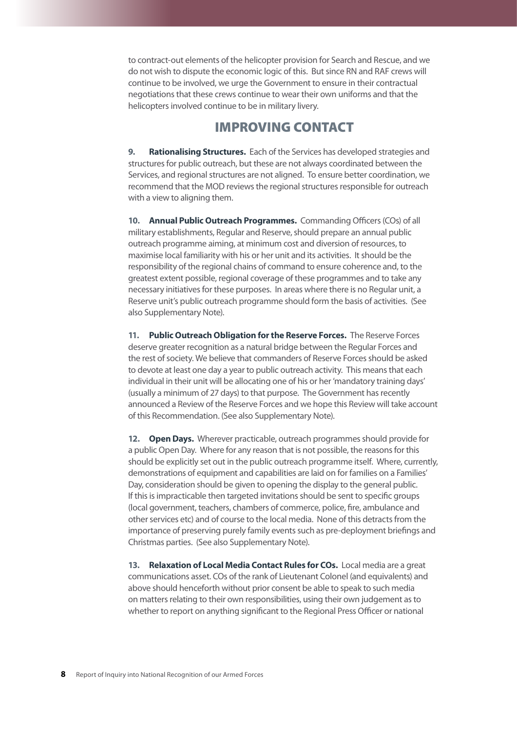to contract-out elements of the helicopter provision for Search and Rescue, and we do not wish to dispute the economic logic of this. But since RN and RAF crews will continue to be involved, we urge the Government to ensure in their contractual negotiations that these crews continue to wear their own uniforms and that the helicopters involved continue to be in military livery.

## IMPROVING CONTACT

**9. Rationalising Structures.** Each of the Services has developed strategies and structures for public outreach, but these are not always coordinated between the Services, and regional structures are not aligned. To ensure better coordination, we recommend that the MOD reviews the regional structures responsible for outreach with a view to aligning them.

**10. Annual Public Outreach Programmes.** Commanding Officers (COs) of all military establishments, Regular and Reserve, should prepare an annual public outreach programme aiming, at minimum cost and diversion of resources, to maximise local familiarity with his or her unit and its activities. It should be the responsibility of the regional chains of command to ensure coherence and, to the greatest extent possible, regional coverage of these programmes and to take any necessary initiatives for these purposes. In areas where there is no Regular unit, a Reserve unit's public outreach programme should form the basis of activities. (See also Supplementary Note).

**11. Public Outreach Obligation for the Reserve Forces.** The Reserve Forces deserve greater recognition as a natural bridge between the Regular Forces and the rest of society. We believe that commanders of Reserve Forces should be asked to devote at least one day a year to public outreach activity. This means that each individual in their unit will be allocating one of his or her 'mandatory training days' (usually a minimum of 27 days) to that purpose. The Government has recently announced a Review of the Reserve Forces and we hope this Review will take account of this Recommendation. (See also Supplementary Note).

**12. Open Days.** Wherever practicable, outreach programmes should provide for a public Open Day. Where for any reason that is not possible, the reasons for this should be explicitly set out in the public outreach programme itself. Where, currently, demonstrations of equipment and capabilities are laid on for families on a Families' Day, consideration should be given to opening the display to the general public. If this is impracticable then targeted invitations should be sent to specific groups (local government, teachers, chambers of commerce, police, fire, ambulance and other services etc) and of course to the local media. None of this detracts from the importance of preserving purely family events such as pre-deployment briefings and Christmas parties. (See also Supplementary Note).

**13. Relaxation of Local Media Contact Rules for COs.** Local media are a great communications asset. COs of the rank of Lieutenant Colonel (and equivalents) and above should henceforth without prior consent be able to speak to such media on matters relating to their own responsibilities, using their own judgement as to whether to report on anything significant to the Regional Press Officer or national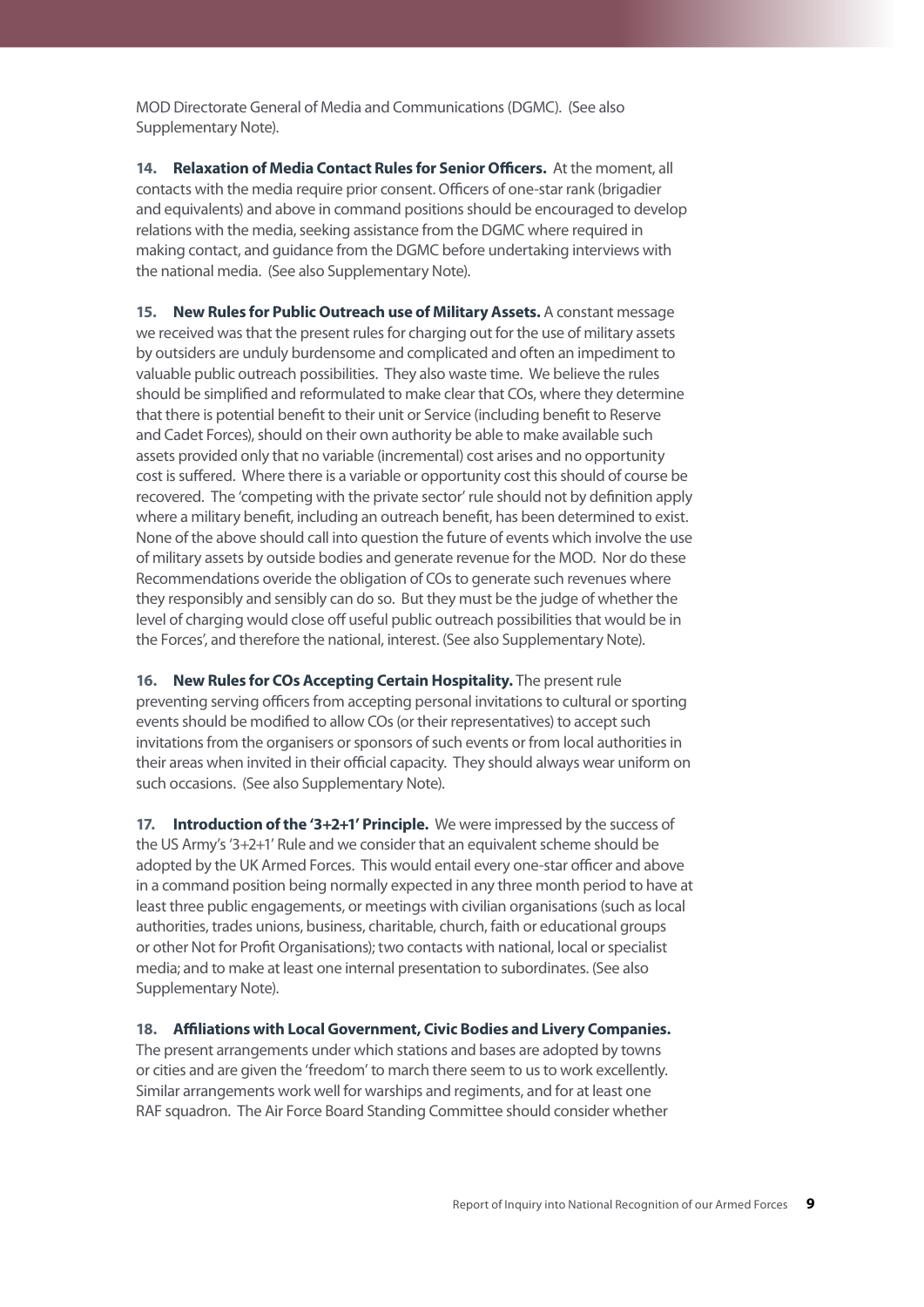MOD Directorate General of Media and Communications (DGMC). (See also Supplementary Note).

**14. Relaxation of Media Contact Rules for Senior Officers.** At the moment, all contacts with the media require prior consent. Officers of one-star rank (brigadier and equivalents) and above in command positions should be encouraged to develop relations with the media, seeking assistance from the DGMC where required in making contact, and guidance from the DGMC before undertaking interviews with the national media. (See also Supplementary Note).

**15. New Rules for Public Outreach use of Military Assets.** A constant message we received was that the present rules for charging out for the use of military assets by outsiders are unduly burdensome and complicated and often an impediment to valuable public outreach possibilities. They also waste time. We believe the rules should be simplified and reformulated to make clear that COs, where they determine that there is potential benefit to their unit or Service (including benefit to Reserve and Cadet Forces), should on their own authority be able to make available such assets provided only that no variable (incremental) cost arises and no opportunity cost is suffered. Where there is a variable or opportunity cost this should of course be recovered. The 'competing with the private sector' rule should not by definition apply where a military benefit, including an outreach benefit, has been determined to exist. None of the above should call into question the future of events which involve the use of military assets by outside bodies and generate revenue for the MOD. Nor do these Recommendations overide the obligation of COs to generate such revenues where they responsibly and sensibly can do so. But they must be the judge of whether the level of charging would close off useful public outreach possibilities that would be in the Forces', and therefore the national, interest. (See also Supplementary Note).

**16. New Rules for COs Accepting Certain Hospitality.** The present rule preventing serving officers from accepting personal invitations to cultural or sporting events should be modified to allow COs (or their representatives) to accept such invitations from the organisers or sponsors of such events or from local authorities in their areas when invited in their official capacity. They should always wear uniform on such occasions. (See also Supplementary Note).

**17. Introduction of the '3+2+1' Principle.** We were impressed by the success of the US Army's '3+2+1' Rule and we consider that an equivalent scheme should be adopted by the UK Armed Forces. This would entail every one-star officer and above in a command position being normally expected in any three month period to have at least three public engagements, or meetings with civilian organisations (such as local authorities, trades unions, business, charitable, church, faith or educational groups or other Not for Profit Organisations); two contacts with national, local or specialist media; and to make at least one internal presentation to subordinates. (See also Supplementary Note).

**18. Affiliations with Local Government, Civic Bodies and Livery Companies.** The present arrangements under which stations and bases are adopted by towns or cities and are given the 'freedom' to march there seem to us to work excellently. Similar arrangements work well for warships and regiments, and for at least one RAF squadron. The Air Force Board Standing Committee should consider whether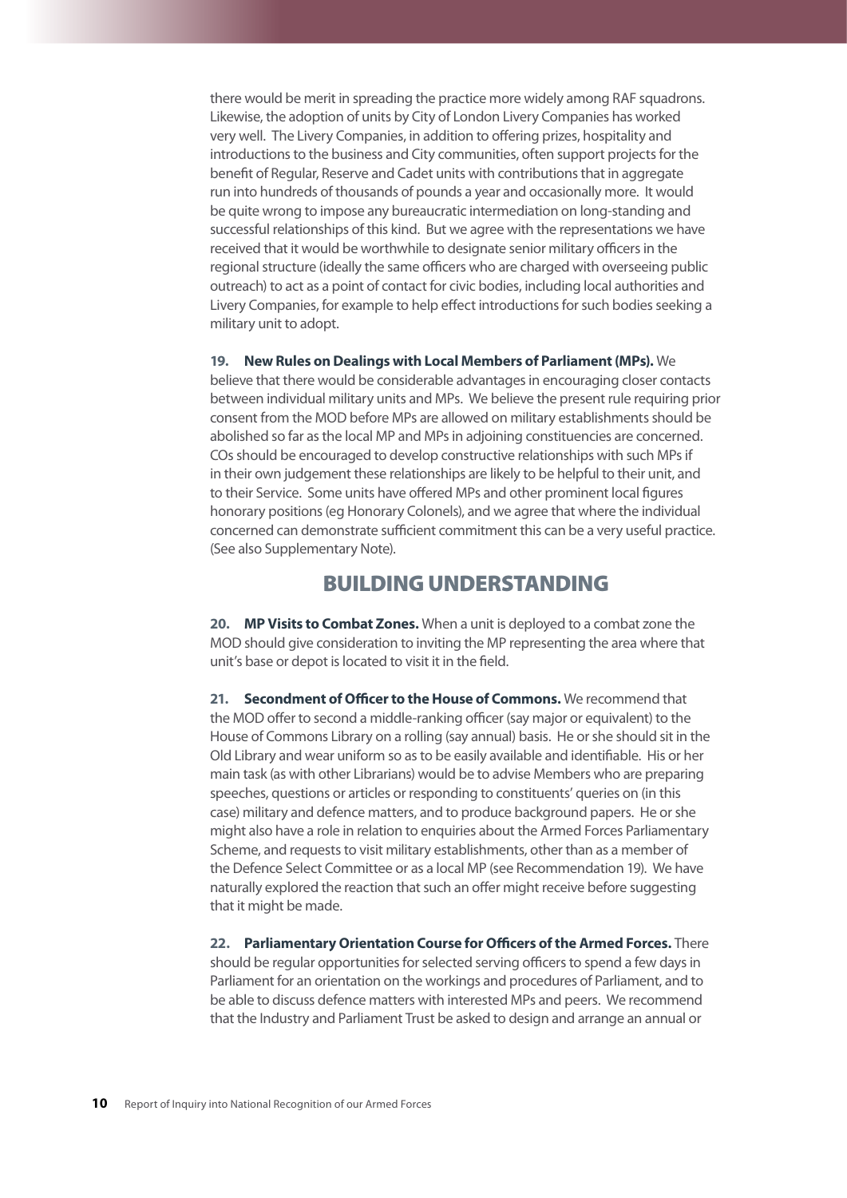there would be merit in spreading the practice more widely among RAF squadrons. Likewise, the adoption of units by City of London Livery Companies has worked very well. The Livery Companies, in addition to offering prizes, hospitality and introductions to the business and City communities, often support projects for the benefit of Regular, Reserve and Cadet units with contributions that in aggregate run into hundreds of thousands of pounds a year and occasionally more. It would be quite wrong to impose any bureaucratic intermediation on long-standing and successful relationships of this kind. But we agree with the representations we have received that it would be worthwhile to designate senior military officers in the regional structure (ideally the same officers who are charged with overseeing public outreach) to act as a point of contact for civic bodies, including local authorities and Livery Companies, for example to help effect introductions for such bodies seeking a military unit to adopt.

**19. New Rules on Dealings with Local Members of Parliament (MPs).** We believe that there would be considerable advantages in encouraging closer contacts between individual military units and MPs. We believe the present rule requiring prior consent from the MOD before MPs are allowed on military establishments should be abolished so far as the local MP and MPs in adjoining constituencies are concerned. COs should be encouraged to develop constructive relationships with such MPs if in their own judgement these relationships are likely to be helpful to their unit, and to their Service. Some units have offered MPs and other prominent local figures honorary positions (eg Honorary Colonels), and we agree that where the individual concerned can demonstrate sufficient commitment this can be a very useful practice. (See also Supplementary Note).

## BUILDING UNDERSTANDING

**20. MP Visits to Combat Zones.** When a unit is deployed to a combat zone the MOD should give consideration to inviting the MP representing the area where that unit's base or depot is located to visit it in the field.

**21. Secondment of Officer to the House of Commons.** We recommend that the MOD offer to second a middle-ranking officer (say major or equivalent) to the House of Commons Library on a rolling (say annual) basis. He or she should sit in the Old Library and wear uniform so as to be easily available and identifiable. His or her main task (as with other Librarians) would be to advise Members who are preparing speeches, questions or articles or responding to constituents' queries on (in this case) military and defence matters, and to produce background papers. He or she might also have a role in relation to enquiries about the Armed Forces Parliamentary Scheme, and requests to visit military establishments, other than as a member of the Defence Select Committee or as a local MP (see Recommendation 19). We have naturally explored the reaction that such an offer might receive before suggesting that it might be made.

**22. Parliamentary Orientation Course for Officers of the Armed Forces.** There should be regular opportunities for selected serving officers to spend a few days in Parliament for an orientation on the workings and procedures of Parliament, and to be able to discuss defence matters with interested MPs and peers. We recommend that the Industry and Parliament Trust be asked to design and arrange an annual or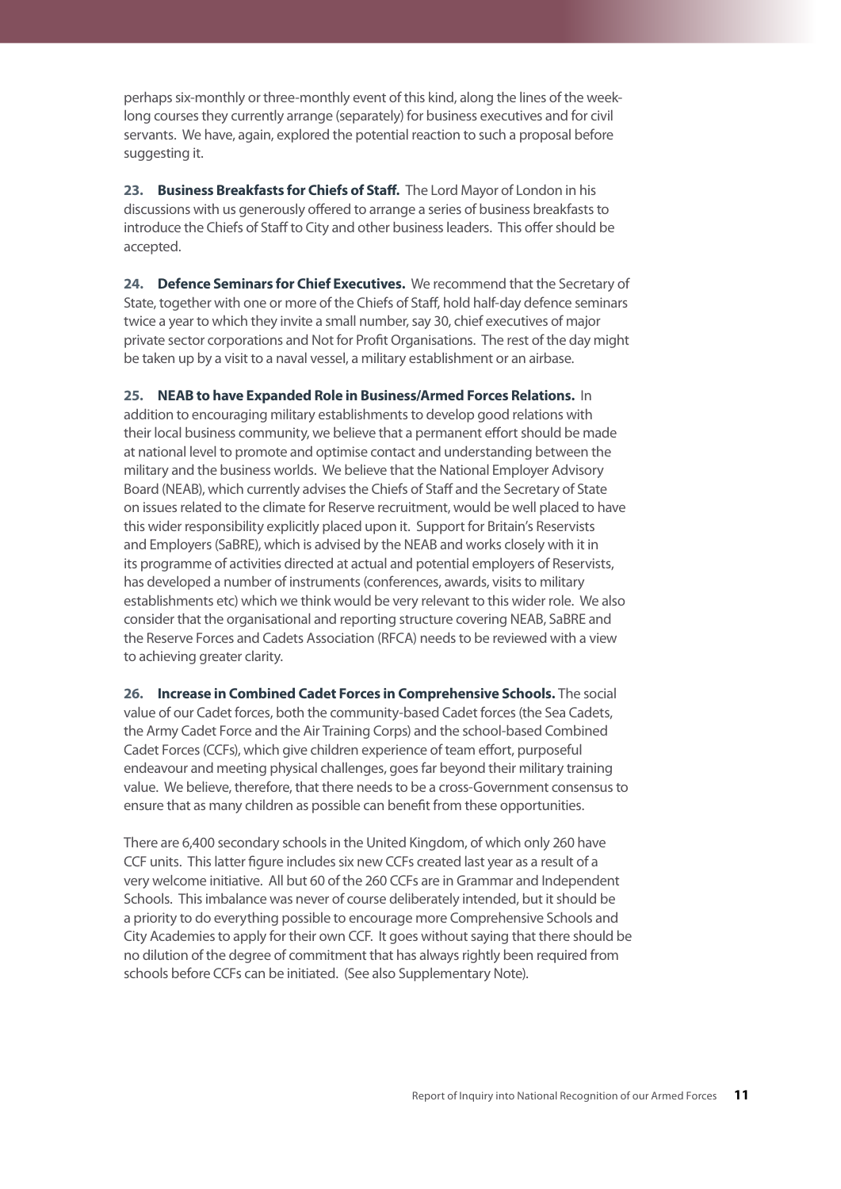perhaps six-monthly or three-monthly event of this kind, along the lines of the week-long courses they currently arrange (separately) for business executives and for civil servants. We have, again, explored the potential reaction to such a proposal before suggesting it.

**23. Business Breakfasts for Chiefs of Staff.** The Lord Mayor of London in his discussions with us generously offered to arrange a series of business breakfasts to introduce the Chiefs of Staff to City and other business leaders. This offer should be accepted.

**24. Defence Seminars for Chief Executives.** We recommend that the Secretary of State, together with one or more of the Chiefs of Staff, hold half-day defence seminars twice a year to which they invite a small number, say 30, chief executives of major private sector corporations and Not for Profit Organisations. The rest of the day might be taken up by a visit to a naval vessel, a military establishment or an airbase.

**25. NEAB to have Expanded Role in Business/Armed Forces Relations.** In addition to encouraging military establishments to develop good relations with their local business community, we believe that a permanent effort should be made at national level to promote and optimise contact and understanding between the military and the business worlds. We believe that the National Employer Advisory Board (NEAB), which currently advises the Chiefs of Staff and the Secretary of State on issues related to the climate for Reserve recruitment, would be well placed to have this wider responsibility explicitly placed upon it. Support for Britain's Reservists and Employers (SaBRE), which is advised by the NEAB and works closely with it in its programme of activities directed at actual and potential employers of Reservists, has developed a number of instruments (conferences, awards, visits to military establishments etc) which we think would be very relevant to this wider role. We also consider that the organisational and reporting structure covering NEAB, SaBRE and the Reserve Forces and Cadets Association (RFCA) needs to be reviewed with a view to achieving greater clarity.

**26. Increase in Combined Cadet Forces in Comprehensive Schools.** The social value of our Cadet forces, both the community-based Cadet forces (the Sea Cadets, the Army Cadet Force and the Air Training Corps) and the school-based Combined Cadet Forces (CCFs), which give children experience of team effort, purposeful endeavour and meeting physical challenges, goes far beyond their military training value. We believe, therefore, that there needs to be a cross-Government consensus to ensure that as many children as possible can benefit from these opportunities.

There are 6,400 secondary schools in the United Kingdom, of which only 260 have CCF units. This latter figure includes six new CCFs created last year as a result of a very welcome initiative. All but 60 of the 260 CCFs are in Grammar and Independent Schools. This imbalance was never of course deliberately intended, but it should be a priority to do everything possible to encourage more Comprehensive Schools and City Academies to apply for their own CCF. It goes without saying that there should be no dilution of the degree of commitment that has always rightly been required from schools before CCFs can be initiated. (See also Supplementary Note).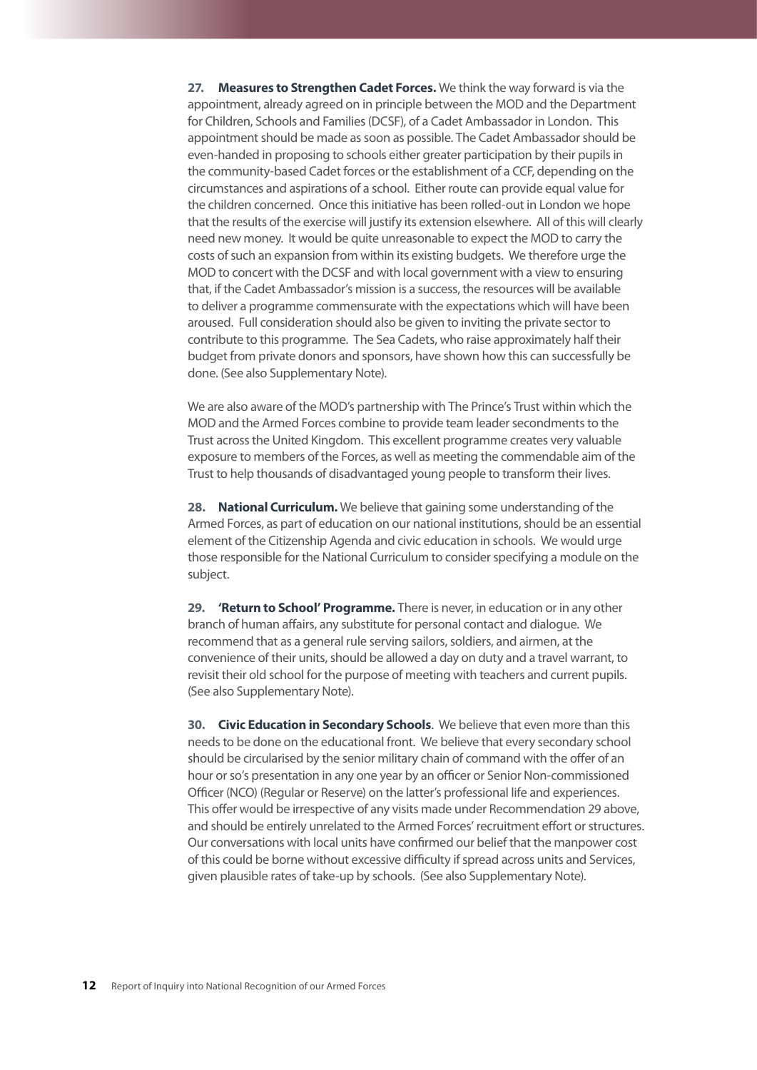**27. Measures to Strengthen Cadet Forces.** We think the way forward is via the appointment, already agreed on in principle between the MOD and the Department for Children, Schools and Families (DCSF), of a Cadet Ambassador in London. This appointment should be made as soon as possible. The Cadet Ambassador should be even-handed in proposing to schools either greater participation by their pupils in the community-based Cadet forces or the establishment of a CCF, depending on the circumstances and aspirations of a school. Either route can provide equal value for the children concerned. Once this initiative has been rolled-out in London we hope that the results of the exercise will justify its extension elsewhere. All of this will clearly need new money. It would be quite unreasonable to expect the MOD to carry the costs of such an expansion from within its existing budgets. We therefore urge the MOD to concert with the DCSF and with local government with a view to ensuring that, if the Cadet Ambassador's mission is a success, the resources will be available to deliver a programme commensurate with the expectations which will have been aroused. Full consideration should also be given to inviting the private sector to contribute to this programme. The Sea Cadets, who raise approximately half their budget from private donors and sponsors, have shown how this can successfully be done. (See also Supplementary Note).

We are also aware of the MOD's partnership with The Prince's Trust within which the MOD and the Armed Forces combine to provide team leader secondments to the Trust across the United Kingdom. This excellent programme creates very valuable exposure to members of the Forces, as well as meeting the commendable aim of the Trust to help thousands of disadvantaged young people to transform their lives.

**28. National Curriculum.** We believe that gaining some understanding of the Armed Forces, as part of education on our national institutions, should be an essential element of the Citizenship Agenda and civic education in schools. We would urge those responsible for the National Curriculum to consider specifying a module on the subject.

**29. 'Return to School' Programme.** There is never, in education or in any other branch of human affairs, any substitute for personal contact and dialogue. We recommend that as a general rule serving sailors, soldiers, and airmen, at the convenience of their units, should be allowed a day on duty and a travel warrant, to revisit their old school for the purpose of meeting with teachers and current pupils. (See also Supplementary Note).

**30. Civic Education in Secondary Schools**. We believe that even more than this needs to be done on the educational front. We believe that every secondary school should be circularised by the senior military chain of command with the offer of an hour or so's presentation in any one year by an officer or Senior Non-commissioned Officer (NCO) (Regular or Reserve) on the latter's professional life and experiences. This offer would be irrespective of any visits made under Recommendation 29 above, and should be entirely unrelated to the Armed Forces' recruitment effort or structures. Our conversations with local units have confirmed our belief that the manpower cost of this could be borne without excessive difficulty if spread across units and Services, given plausible rates of take-up by schools. (See also Supplementary Note).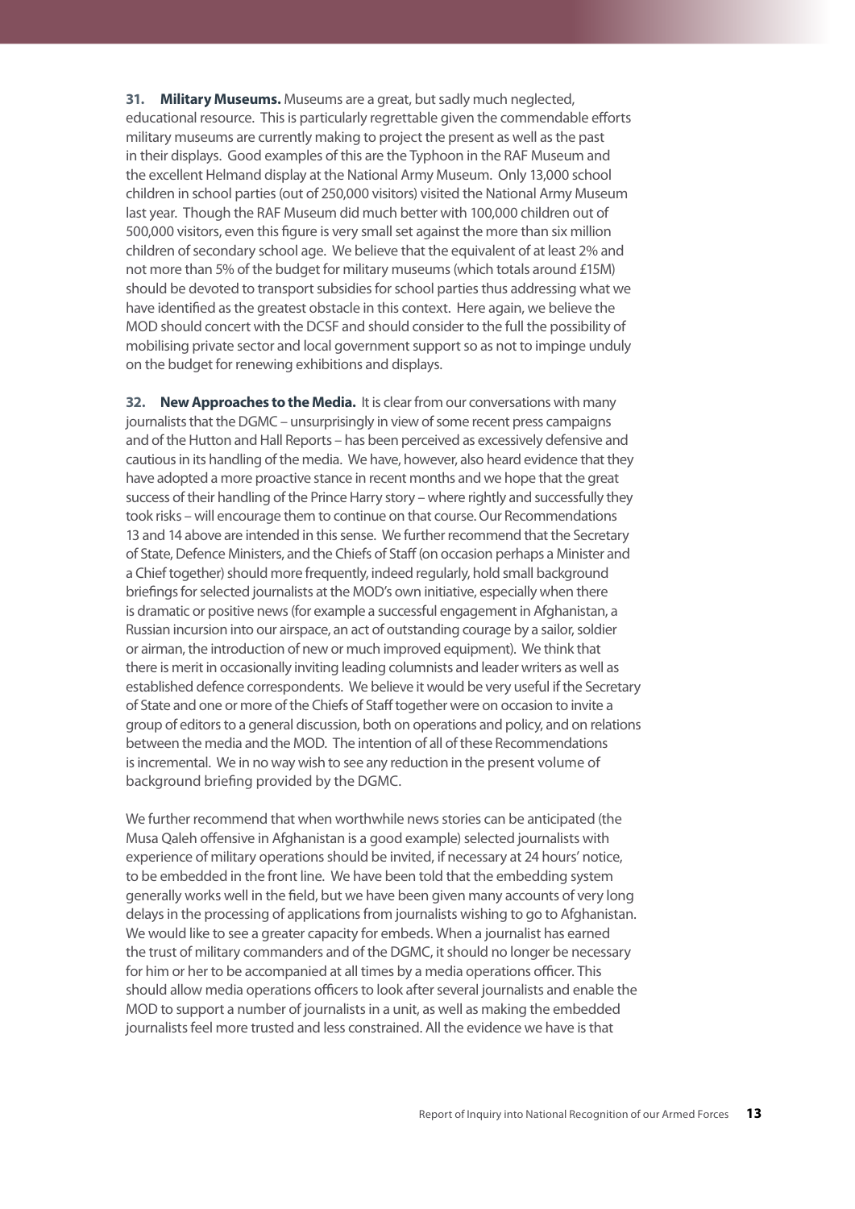**31. Military Museums.** Museums are a great, but sadly much neglected, educational resource. This is particularly regrettable given the commendable efforts military museums are currently making to project the present as well as the past in their displays. Good examples of this are the Typhoon in the RAF Museum and the excellent Helmand display at the National Army Museum. Only 13,000 school children in school parties (out of 250,000 visitors) visited the National Army Museum last year. Though the RAF Museum did much better with 100,000 children out of 500,000 visitors, even this figure is very small set against the more than six million children of secondary school age. We believe that the equivalent of at least 2% and not more than 5% of the budget for military museums (which totals around £15M) should be devoted to transport subsidies for school parties thus addressing what we have identified as the greatest obstacle in this context. Here again, we believe the MOD should concert with the DCSF and should consider to the full the possibility of mobilising private sector and local government support so as not to impinge unduly on the budget for renewing exhibitions and displays.

**32. New Approaches to the Media.** It is clear from our conversations with many journalists that the DGMC – unsurprisingly in view of some recent press campaigns and of the Hutton and Hall Reports – has been perceived as excessively defensive and cautious in its handling of the media. We have, however, also heard evidence that they have adopted a more proactive stance in recent months and we hope that the great success of their handling of the Prince Harry story – where rightly and successfully they took risks – will encourage them to continue on that course. Our Recommendations 13 and 14 above are intended in this sense. We further recommend that the Secretary of State, Defence Ministers, and the Chiefs of Staff (on occasion perhaps a Minister and a Chief together) should more frequently, indeed regularly, hold small background briefings for selected journalists at the MOD's own initiative, especially when there is dramatic or positive news (for example a successful engagement in Afghanistan, a Russian incursion into our airspace, an act of outstanding courage by a sailor, soldier or airman, the introduction of new or much improved equipment). We think that there is merit in occasionally inviting leading columnists and leader writers as well as established defence correspondents. We believe it would be very useful if the Secretary of State and one or more of the Chiefs of Staff together were on occasion to invite a group of editors to a general discussion, both on operations and policy, and on relations between the media and the MOD. The intention of all of these Recommendations is incremental. We in no way wish to see any reduction in the present volume of background briefing provided by the DGMC.

We further recommend that when worthwhile news stories can be anticipated (the Musa Qaleh offensive in Afghanistan is a good example) selected journalists with experience of military operations should be invited, if necessary at 24 hours' notice, to be embedded in the front line. We have been told that the embedding system generally works well in the field, but we have been given many accounts of very long delays in the processing of applications from journalists wishing to go to Afghanistan. We would like to see a greater capacity for embeds. When a journalist has earned the trust of military commanders and of the DGMC, it should no longer be necessary for him or her to be accompanied at all times by a media operations officer. This should allow media operations officers to look after several journalists and enable the MOD to support a number of journalists in a unit, as well as making the embedded journalists feel more trusted and less constrained. All the evidence we have is that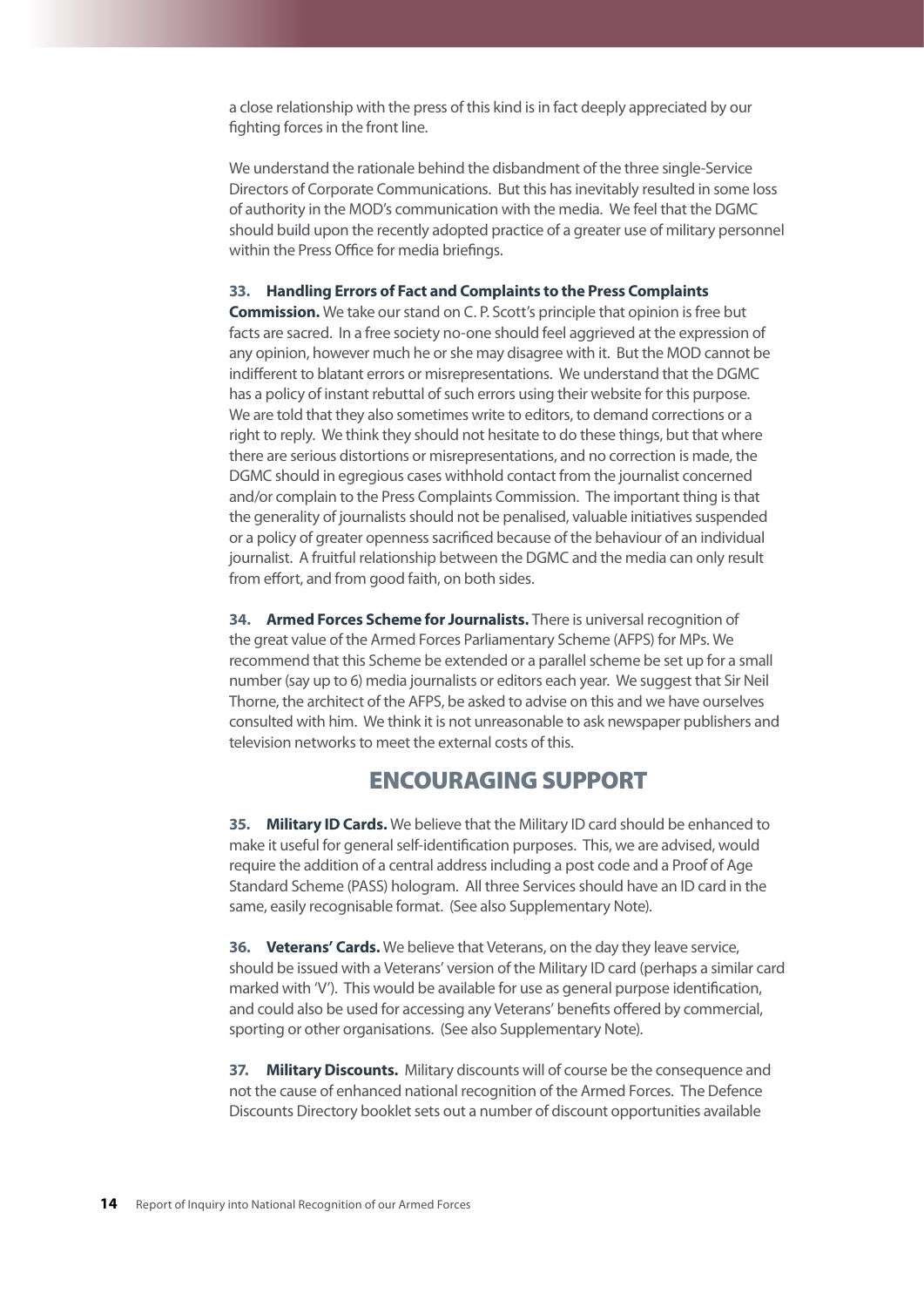a close relationship with the press of this kind is in fact deeply appreciated by our fighting forces in the front line.

We understand the rationale behind the disbandment of the three single-Service Directors of Corporate Communications. But this has inevitably resulted in some loss of authority in the MOD's communication with the media. We feel that the DGMC should build upon the recently adopted practice of a greater use of military personnel within the Press Office for media briefings.

**33. Handling Errors of Fact and Complaints to the Press Complaints Commission.** We take our stand on C. P. Scott's principle that opinion is free but facts are sacred. In a free society no-one should feel aggrieved at the expression of any opinion, however much he or she may disagree with it. But the MOD cannot be indifferent to blatant errors or misrepresentations. We understand that the DGMC has a policy of instant rebuttal of such errors using their website for this purpose. We are told that they also sometimes write to editors, to demand corrections or a right to reply. We think they should not hesitate to do these things, but that where there are serious distortions or misrepresentations, and no correction is made, the DGMC should in egregious cases withhold contact from the journalist concerned and/or complain to the Press Complaints Commission. The important thing is that the generality of journalists should not be penalised, valuable initiatives suspended or a policy of greater openness sacrificed because of the behaviour of an individual journalist. A fruitful relationship between the DGMC and the media can only result from effort, and from good faith, on both sides.

**34. Armed Forces Scheme for Journalists.** There is universal recognition of the great value of the Armed Forces Parliamentary Scheme (AFPS) for MPs. We recommend that this Scheme be extended or a parallel scheme be set up for a small number (say up to 6) media journalists or editors each year. We suggest that Sir Neil Thorne, the architect of the AFPS, be asked to advise on this and we have ourselves consulted with him. We think it is not unreasonable to ask newspaper publishers and television networks to meet the external costs of this.

## ENCOURAGING SUPPORT

**35. Military ID Cards.** We believe that the Military ID card should be enhanced to make it useful for general self-identification purposes. This, we are advised, would require the addition of a central address including a post code and a Proof of Age Standard Scheme (PASS) hologram. All three Services should have an ID card in the same, easily recognisable format. (See also Supplementary Note).

**36. Veterans' Cards.** We believe that Veterans, on the day they leave service, should be issued with a Veterans' version of the Military ID card (perhaps a similar card marked with 'V'). This would be available for use as general purpose identification, and could also be used for accessing any Veterans' benefits offered by commercial, sporting or other organisations. (See also Supplementary Note).

**37. Military Discounts.** Military discounts will of course be the consequence and not the cause of enhanced national recognition of the Armed Forces. The Defence Discounts Directory booklet sets out a number of discount opportunities available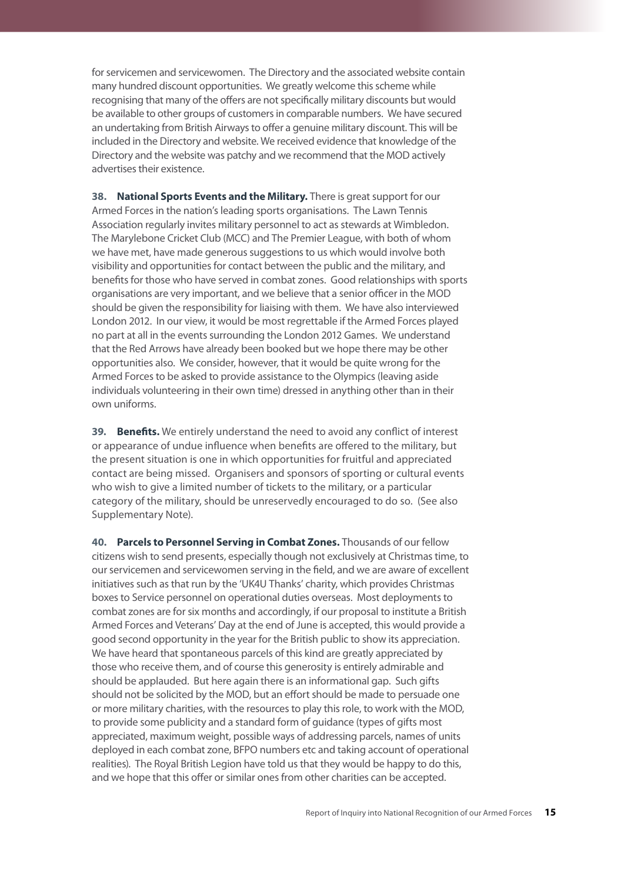for servicemen and servicewomen. The Directory and the associated website contain many hundred discount opportunities. We greatly welcome this scheme while recognising that many of the offers are not specifically military discounts but would be available to other groups of customers in comparable numbers. We have secured an undertaking from British Airways to offer a genuine military discount. This will be included in the Directory and website. We received evidence that knowledge of the Directory and the website was patchy and we recommend that the MOD actively advertises their existence.

**38. National Sports Events and the Military.** There is great support for our Armed Forces in the nation's leading sports organisations. The Lawn Tennis Association regularly invites military personnel to act as stewards at Wimbledon. The Marylebone Cricket Club (MCC) and The Premier League, with both of whom we have met, have made generous suggestions to us which would involve both visibility and opportunities for contact between the public and the military, and benefits for those who have served in combat zones. Good relationships with sports organisations are very important, and we believe that a senior officer in the MOD should be given the responsibility for liaising with them. We have also interviewed London 2012. In our view, it would be most regrettable if the Armed Forces played no part at all in the events surrounding the London 2012 Games. We understand that the Red Arrows have already been booked but we hope there may be other opportunities also. We consider, however, that it would be quite wrong for the Armed Forces to be asked to provide assistance to the Olympics (leaving aside individuals volunteering in their own time) dressed in anything other than in their own uniforms.

**39. Benefits.** We entirely understand the need to avoid any conflict of interest or appearance of undue influence when benefits are offered to the military, but the present situation is one in which opportunities for fruitful and appreciated contact are being missed. Organisers and sponsors of sporting or cultural events who wish to give a limited number of tickets to the military, or a particular category of the military, should be unreservedly encouraged to do so. (See also Supplementary Note).

**40. Parcels to Personnel Serving in Combat Zones.** Thousands of our fellow citizens wish to send presents, especially though not exclusively at Christmas time, to our servicemen and servicewomen serving in the field, and we are aware of excellent initiatives such as that run by the 'UK4U Thanks' charity, which provides Christmas boxes to Service personnel on operational duties overseas. Most deployments to combat zones are for six months and accordingly, if our proposal to institute a British Armed Forces and Veterans' Day at the end of June is accepted, this would provide a good second opportunity in the year for the British public to show its appreciation. We have heard that spontaneous parcels of this kind are greatly appreciated by those who receive them, and of course this generosity is entirely admirable and should be applauded. But here again there is an informational gap. Such gifts should not be solicited by the MOD, but an effort should be made to persuade one or more military charities, with the resources to play this role, to work with the MOD, to provide some publicity and a standard form of guidance (types of gifts most appreciated, maximum weight, possible ways of addressing parcels, names of units deployed in each combat zone, BFPO numbers etc and taking account of operational realities). The Royal British Legion have told us that they would be happy to do this, and we hope that this offer or similar ones from other charities can be accepted.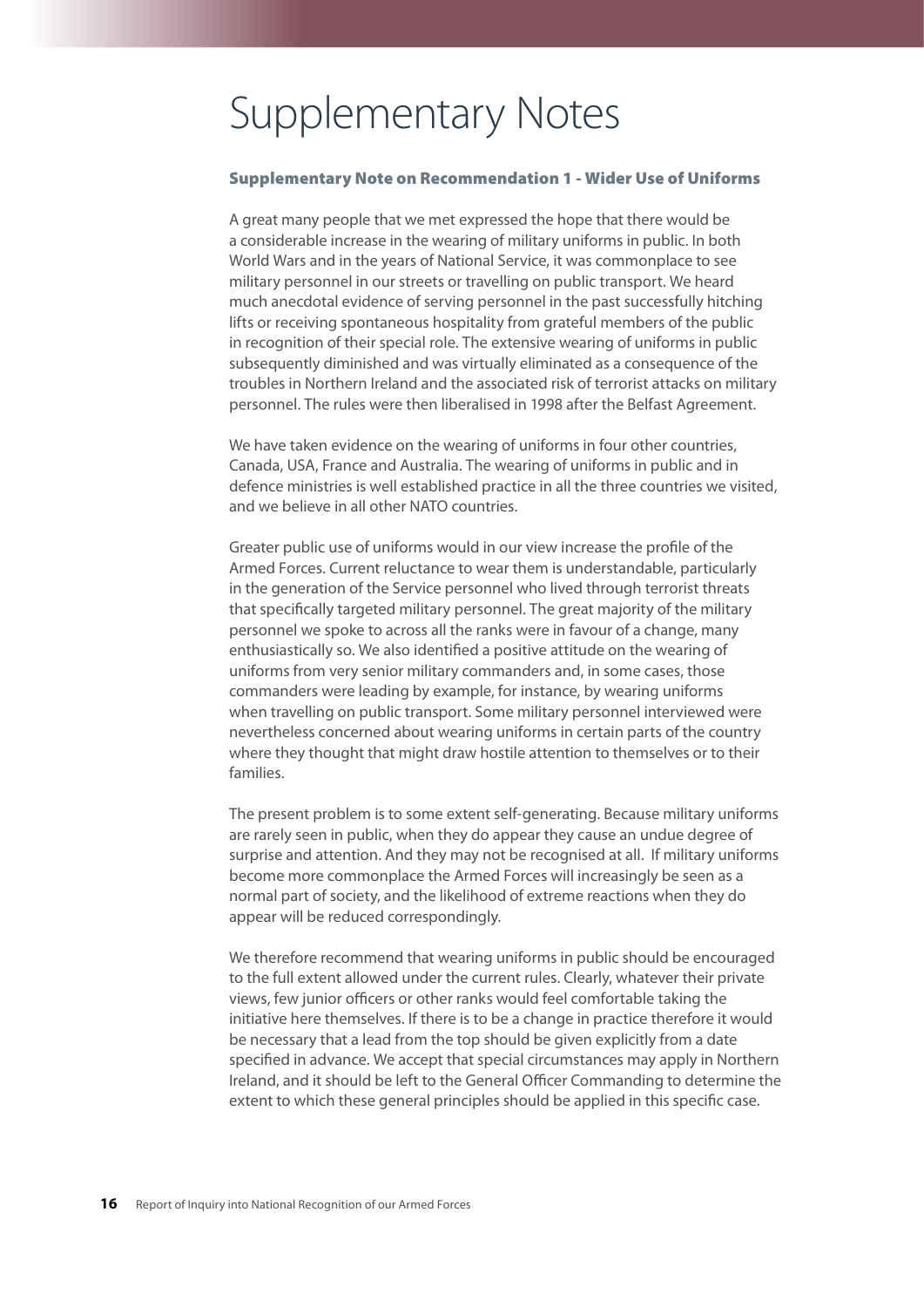# Supplementary Notes

### Supplementary Note on Recommendation 1 - Wider Use of Uniforms

A great many people that we met expressed the hope that there would be a considerable increase in the wearing of military uniforms in public. In both World Wars and in the years of National Service, it was commonplace to see military personnel in our streets or travelling on public transport. We heard much anecdotal evidence of serving personnel in the past successfully hitching lifts or receiving spontaneous hospitality from grateful members of the public in recognition of their special role. The extensive wearing of uniforms in public subsequently diminished and was virtually eliminated as a consequence of the troubles in Northern Ireland and the associated risk of terrorist attacks on military personnel. The rules were then liberalised in 1998 after the Belfast Agreement.

We have taken evidence on the wearing of uniforms in four other countries, Canada, USA, France and Australia. The wearing of uniforms in public and in defence ministries is well established practice in all the three countries we visited, and we believe in all other NATO countries.

Greater public use of uniforms would in our view increase the profile of the Armed Forces. Current reluctance to wear them is understandable, particularly in the generation of the Service personnel who lived through terrorist threats that specifically targeted military personnel. The great majority of the military personnel we spoke to across all the ranks were in favour of a change, many enthusiastically so. We also identified a positive attitude on the wearing of uniforms from very senior military commanders and, in some cases, those commanders were leading by example, for instance, by wearing uniforms when travelling on public transport. Some military personnel interviewed were nevertheless concerned about wearing uniforms in certain parts of the country where they thought that might draw hostile attention to themselves or to their families.

The present problem is to some extent self-generating. Because military uniforms are rarely seen in public, when they do appear they cause an undue degree of surprise and attention. And they may not be recognised at all. If military uniforms become more commonplace the Armed Forces will increasingly be seen as a normal part of society, and the likelihood of extreme reactions when they do appear will be reduced correspondingly.

We therefore recommend that wearing uniforms in public should be encouraged to the full extent allowed under the current rules. Clearly, whatever their private views, few junior officers or other ranks would feel comfortable taking the initiative here themselves. If there is to be a change in practice therefore it would be necessary that a lead from the top should be given explicitly from a date specified in advance. We accept that special circumstances may apply in Northern Ireland, and it should be left to the General Officer Commanding to determine the extent to which these general principles should be applied in this specific case.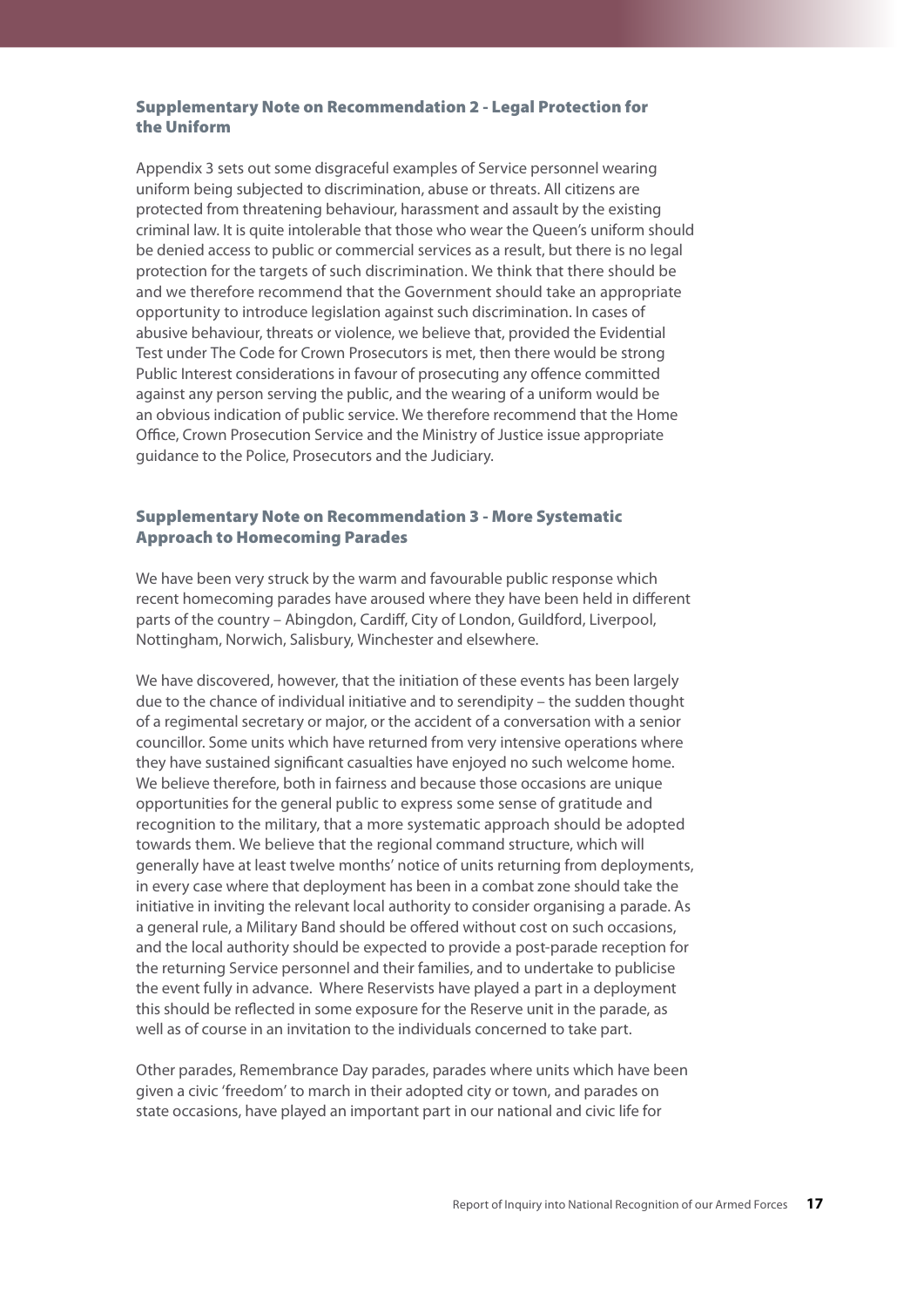### Supplementary Note on Recommendation 2 - Legal Protection for the Uniform

Appendix 3 sets out some disgraceful examples of Service personnel wearing uniform being subjected to discrimination, abuse or threats. All citizens are protected from threatening behaviour, harassment and assault by the existing criminal law. It is quite intolerable that those who wear the Queen's uniform should be denied access to public or commercial services as a result, but there is no legal protection for the targets of such discrimination. We think that there should be and we therefore recommend that the Government should take an appropriate opportunity to introduce legislation against such discrimination. In cases of abusive behaviour, threats or violence, we believe that, provided the Evidential Test under The Code for Crown Prosecutors is met, then there would be strong Public Interest considerations in favour of prosecuting any offence committed against any person serving the public, and the wearing of a uniform would be an obvious indication of public service. We therefore recommend that the Home Office, Crown Prosecution Service and the Ministry of Justice issue appropriate guidance to the Police, Prosecutors and the Judiciary.

### Supplementary Note on Recommendation 3 - More Systematic Approach to Homecoming Parades

We have been very struck by the warm and favourable public response which recent homecoming parades have aroused where they have been held in different parts of the country – Abingdon, Cardiff, City of London, Guildford, Liverpool, Nottingham, Norwich, Salisbury, Winchester and elsewhere.

We have discovered, however, that the initiation of these events has been largely due to the chance of individual initiative and to serendipity – the sudden thought of a regimental secretary or major, or the accident of a conversation with a senior councillor. Some units which have returned from very intensive operations where they have sustained significant casualties have enjoyed no such welcome home. We believe therefore, both in fairness and because those occasions are unique opportunities for the general public to express some sense of gratitude and recognition to the military, that a more systematic approach should be adopted towards them. We believe that the regional command structure, which will generally have at least twelve months' notice of units returning from deployments, in every case where that deployment has been in a combat zone should take the initiative in inviting the relevant local authority to consider organising a parade. As a general rule, a Military Band should be offered without cost on such occasions, and the local authority should be expected to provide a post-parade reception for the returning Service personnel and their families, and to undertake to publicise the event fully in advance. Where Reservists have played a part in a deployment this should be reflected in some exposure for the Reserve unit in the parade, as well as of course in an invitation to the individuals concerned to take part.

Other parades, Remembrance Day parades, parades where units which have been given a civic 'freedom' to march in their adopted city or town, and parades on state occasions, have played an important part in our national and civic life for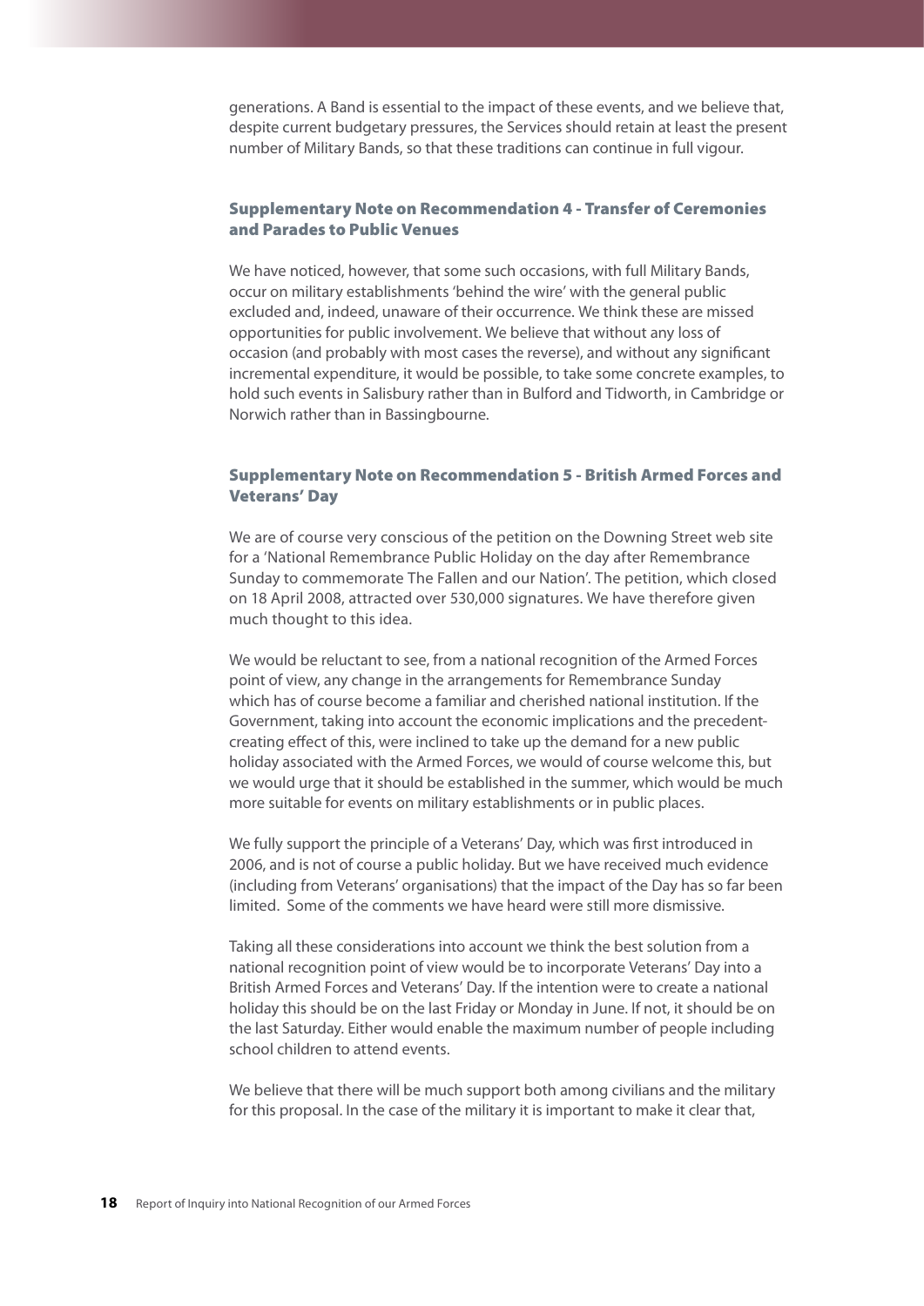generations. A Band is essential to the impact of these events, and we believe that, despite current budgetary pressures, the Services should retain at least the present number of Military Bands, so that these traditions can continue in full vigour.

### Supplementary Note on Recommendation 4 - Transfer of Ceremonies and Parades to Public Venues

We have noticed, however, that some such occasions, with full Military Bands, occur on military establishments 'behind the wire' with the general public excluded and, indeed, unaware of their occurrence. We think these are missed opportunities for public involvement. We believe that without any loss of occasion (and probably with most cases the reverse), and without any significant incremental expenditure, it would be possible, to take some concrete examples, to hold such events in Salisbury rather than in Bulford and Tidworth, in Cambridge or Norwich rather than in Bassingbourne.

### Supplementary Note on Recommendation 5 - British Armed Forces and Veterans' Day

We are of course very conscious of the petition on the Downing Street web site for a 'National Remembrance Public Holiday on the day after Remembrance Sunday to commemorate The Fallen and our Nation'. The petition, which closed on 18 April 2008, attracted over 530,000 signatures. We have therefore given much thought to this idea.

We would be reluctant to see, from a national recognition of the Armed Forces point of view, any change in the arrangements for Remembrance Sunday which has of course become a familiar and cherished national institution. If the Government, taking into account the economic implications and the precedent-creating effect of this, were inclined to take up the demand for a new public holiday associated with the Armed Forces, we would of course welcome this, but we would urge that it should be established in the summer, which would be much more suitable for events on military establishments or in public places.

We fully support the principle of a Veterans' Day, which was first introduced in 2006, and is not of course a public holiday. But we have received much evidence (including from Veterans' organisations) that the impact of the Day has so far been limited. Some of the comments we have heard were still more dismissive.

Taking all these considerations into account we think the best solution from a national recognition point of view would be to incorporate Veterans' Day into a British Armed Forces and Veterans' Day. If the intention were to create a national holiday this should be on the last Friday or Monday in June. If not, it should be on the last Saturday. Either would enable the maximum number of people including school children to attend events.

We believe that there will be much support both among civilians and the military for this proposal. In the case of the military it is important to make it clear that,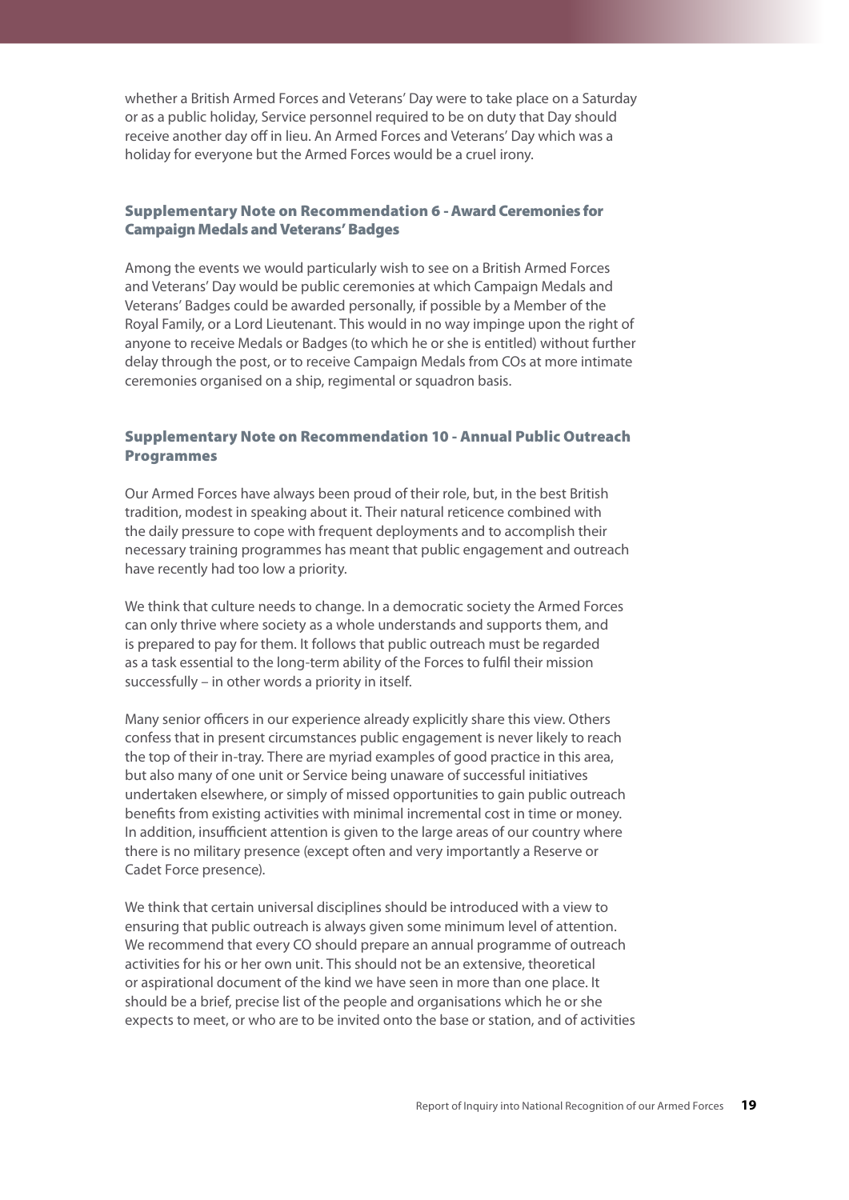whether a British Armed Forces and Veterans' Day were to take place on a Saturday or as a public holiday, Service personnel required to be on duty that Day should receive another day off in lieu. An Armed Forces and Veterans' Day which was a holiday for everyone but the Armed Forces would be a cruel irony.

### Supplementary Note on Recommendation 6 - Award Ceremonies for Campaign Medals and Veterans' Badges

Among the events we would particularly wish to see on a British Armed Forces and Veterans' Day would be public ceremonies at which Campaign Medals and Veterans' Badges could be awarded personally, if possible by a Member of the Royal Family, or a Lord Lieutenant. This would in no way impinge upon the right of anyone to receive Medals or Badges (to which he or she is entitled) without further delay through the post, or to receive Campaign Medals from COs at more intimate ceremonies organised on a ship, regimental or squadron basis.

### Supplementary Note on Recommendation 10 - Annual Public Outreach Programmes

Our Armed Forces have always been proud of their role, but, in the best British tradition, modest in speaking about it. Their natural reticence combined with the daily pressure to cope with frequent deployments and to accomplish their necessary training programmes has meant that public engagement and outreach have recently had too low a priority.

We think that culture needs to change. In a democratic society the Armed Forces can only thrive where society as a whole understands and supports them, and is prepared to pay for them. It follows that public outreach must be regarded as a task essential to the long-term ability of the Forces to fulfil their mission successfully – in other words a priority in itself.

Many senior officers in our experience already explicitly share this view. Others confess that in present circumstances public engagement is never likely to reach the top of their in-tray. There are myriad examples of good practice in this area, but also many of one unit or Service being unaware of successful initiatives undertaken elsewhere, or simply of missed opportunities to gain public outreach benefits from existing activities with minimal incremental cost in time or money. In addition, insufficient attention is given to the large areas of our country where there is no military presence (except often and very importantly a Reserve or Cadet Force presence).

We think that certain universal disciplines should be introduced with a view to ensuring that public outreach is always given some minimum level of attention. We recommend that every CO should prepare an annual programme of outreach activities for his or her own unit. This should not be an extensive, theoretical or aspirational document of the kind we have seen in more than one place. It should be a brief, precise list of the people and organisations which he or she expects to meet, or who are to be invited onto the base or station, and of activities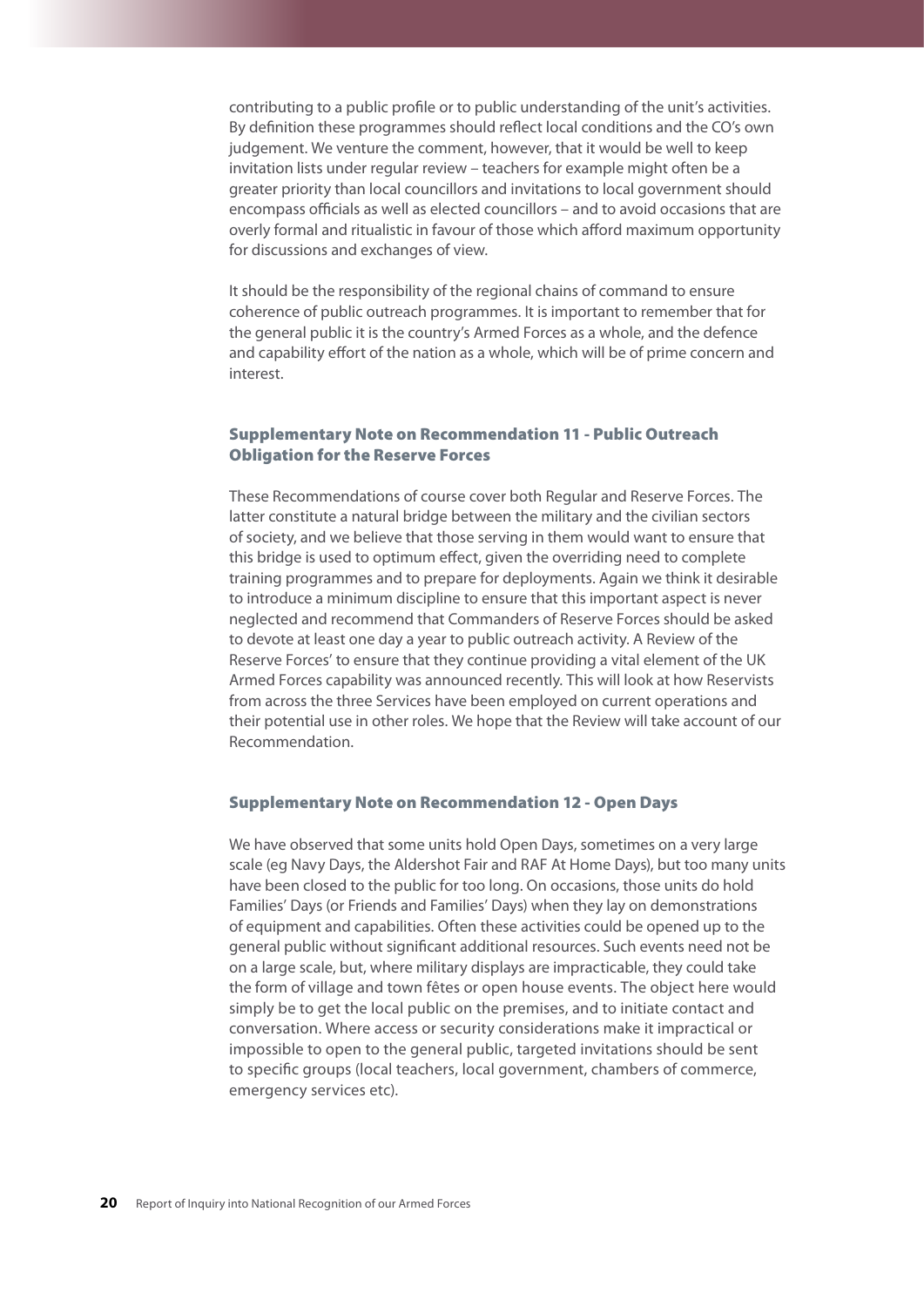contributing to a public profile or to public understanding of the unit's activities. By definition these programmes should reflect local conditions and the CO's own judgement. We venture the comment, however, that it would be well to keep invitation lists under regular review – teachers for example might often be a greater priority than local councillors and invitations to local government should encompass officials as well as elected councillors – and to avoid occasions that are overly formal and ritualistic in favour of those which afford maximum opportunity for discussions and exchanges of view.

It should be the responsibility of the regional chains of command to ensure coherence of public outreach programmes. It is important to remember that for the general public it is the country's Armed Forces as a whole, and the defence and capability effort of the nation as a whole, which will be of prime concern and interest.

### Supplementary Note on Recommendation 11 - Public Outreach Obligation for the Reserve Forces

These Recommendations of course cover both Regular and Reserve Forces. The latter constitute a natural bridge between the military and the civilian sectors of society, and we believe that those serving in them would want to ensure that this bridge is used to optimum effect, given the overriding need to complete training programmes and to prepare for deployments. Again we think it desirable to introduce a minimum discipline to ensure that this important aspect is never neglected and recommend that Commanders of Reserve Forces should be asked to devote at least one day a year to public outreach activity. A Review of the Reserve Forces' to ensure that they continue providing a vital element of the UK Armed Forces capability was announced recently. This will look at how Reservists from across the three Services have been employed on current operations and their potential use in other roles. We hope that the Review will take account of our Recommendation.

### Supplementary Note on Recommendation 12 - Open Days

We have observed that some units hold Open Days, sometimes on a very large scale (eg Navy Days, the Aldershot Fair and RAF At Home Days), but too many units have been closed to the public for too long. On occasions, those units do hold Families' Days (or Friends and Families' Days) when they lay on demonstrations of equipment and capabilities. Often these activities could be opened up to the general public without significant additional resources. Such events need not be on a large scale, but, where military displays are impracticable, they could take the form of village and town fêtes or open house events. The object here would simply be to get the local public on the premises, and to initiate contact and conversation. Where access or security considerations make it impractical or impossible to open to the general public, targeted invitations should be sent to specific groups (local teachers, local government, chambers of commerce, emergency services etc).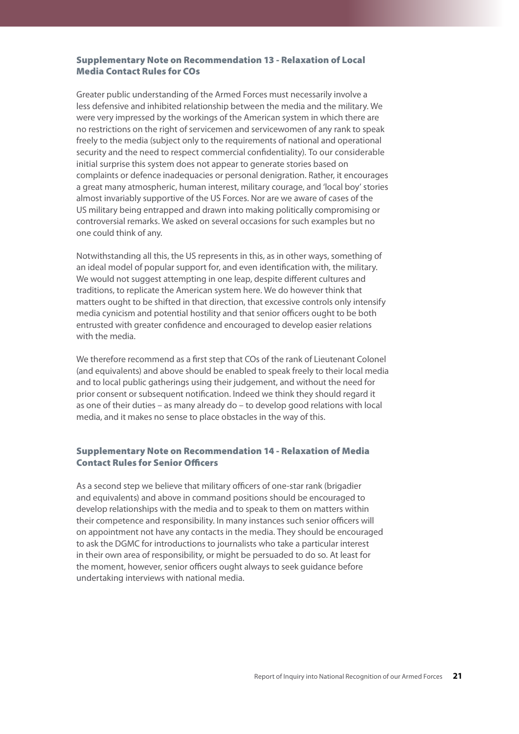### Supplementary Note on Recommendation 13 - Relaxation of Local Media Contact Rules for COs

Greater public understanding of the Armed Forces must necessarily involve a less defensive and inhibited relationship between the media and the military. We were very impressed by the workings of the American system in which there are no restrictions on the right of servicemen and servicewomen of any rank to speak freely to the media (subject only to the requirements of national and operational security and the need to respect commercial confidentiality). To our considerable initial surprise this system does not appear to generate stories based on complaints or defence inadequacies or personal denigration. Rather, it encourages a great many atmospheric, human interest, military courage, and 'local boy' stories almost invariably supportive of the US Forces. Nor are we aware of cases of the US military being entrapped and drawn into making politically compromising or controversial remarks. We asked on several occasions for such examples but no one could think of any.

Notwithstanding all this, the US represents in this, as in other ways, something of an ideal model of popular support for, and even identification with, the military. We would not suggest attempting in one leap, despite different cultures and traditions, to replicate the American system here. We do however think that matters ought to be shifted in that direction, that excessive controls only intensify media cynicism and potential hostility and that senior officers ought to be both entrusted with greater confidence and encouraged to develop easier relations with the media.

We therefore recommend as a first step that COs of the rank of Lieutenant Colonel (and equivalents) and above should be enabled to speak freely to their local media and to local public gatherings using their judgement, and without the need for prior consent or subsequent notification. Indeed we think they should regard it as one of their duties – as many already do – to develop good relations with local media, and it makes no sense to place obstacles in the way of this.

### Supplementary Note on Recommendation 14 - Relaxation of Media Contact Rules for Senior Officers

As a second step we believe that military officers of one-star rank (brigadier and equivalents) and above in command positions should be encouraged to develop relationships with the media and to speak to them on matters within their competence and responsibility. In many instances such senior officers will on appointment not have any contacts in the media. They should be encouraged to ask the DGMC for introductions to journalists who take a particular interest in their own area of responsibility, or might be persuaded to do so. At least for the moment, however, senior officers ought always to seek guidance before undertaking interviews with national media.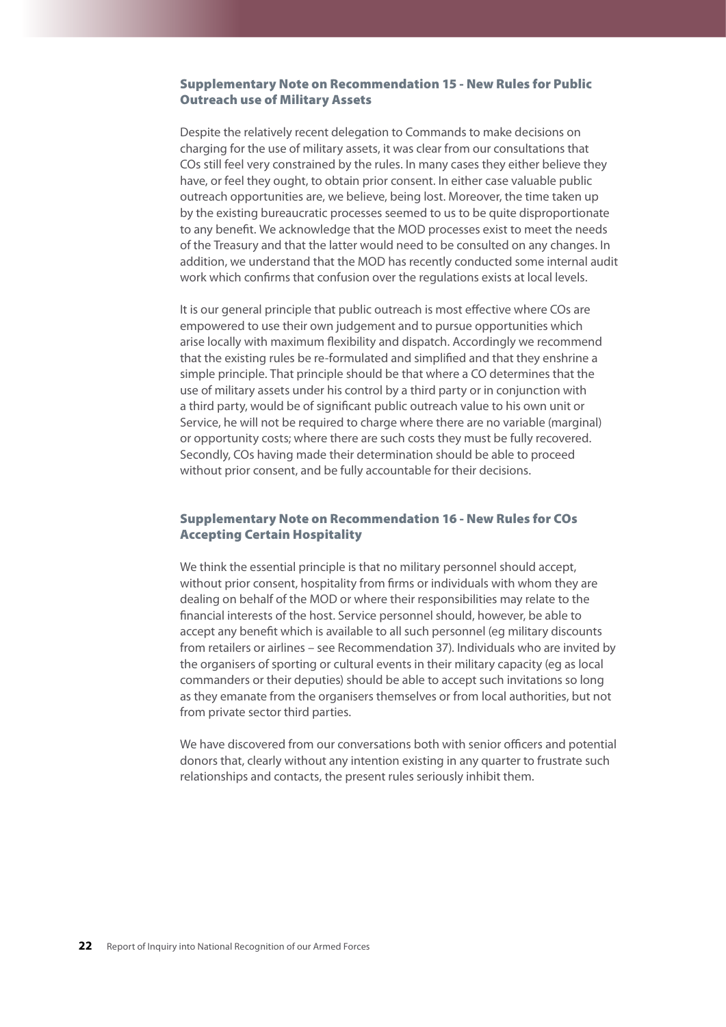## Supplementary Note on Recommendation 15 - New Rules for Public Outreach use of Military Assets

Despite the relatively recent delegation to Commands to make decisions on charging for the use of military assets, it was clear from our consultations that COs still feel very constrained by the rules. In many cases they either believe they have, or feel they ought, to obtain prior consent. In either case valuable public outreach opportunities are, we believe, being lost. Moreover, the time taken up by the existing bureaucratic processes seemed to us to be quite disproportionate to any benefit. We acknowledge that the MOD processes exist to meet the needs of the Treasury and that the latter would need to be consulted on any changes. In addition, we understand that the MOD has recently conducted some internal audit work which confirms that confusion over the regulations exists at local levels.

It is our general principle that public outreach is most effective where COs are empowered to use their own judgement and to pursue opportunities which arise locally with maximum flexibility and dispatch. Accordingly we recommend that the existing rules be re-formulated and simplified and that they enshrine a simple principle. That principle should be that where a CO determines that the use of military assets under his control by a third party or in conjunction with a third party, would be of significant public outreach value to his own unit or Service, he will not be required to charge where there are no variable (marginal) or opportunity costs; where there are such costs they must be fully recovered. Secondly, COs having made their determination should be able to proceed without prior consent, and be fully accountable for their decisions.

## Supplementary Note on Recommendation 16 - New Rules for COs Accepting Certain Hospitality

We think the essential principle is that no military personnel should accept, without prior consent, hospitality from firms or individuals with whom they are dealing on behalf of the MOD or where their responsibilities may relate to the financial interests of the host. Service personnel should, however, be able to accept any benefit which is available to all such personnel (eg military discounts from retailers or airlines – see Recommendation 37). Individuals who are invited by the organisers of sporting or cultural events in their military capacity (eg as local commanders or their deputies) should be able to accept such invitations so long as they emanate from the organisers themselves or from local authorities, but not from private sector third parties.

We have discovered from our conversations both with senior officers and potential donors that, clearly without any intention existing in any quarter to frustrate such relationships and contacts, the present rules seriously inhibit them.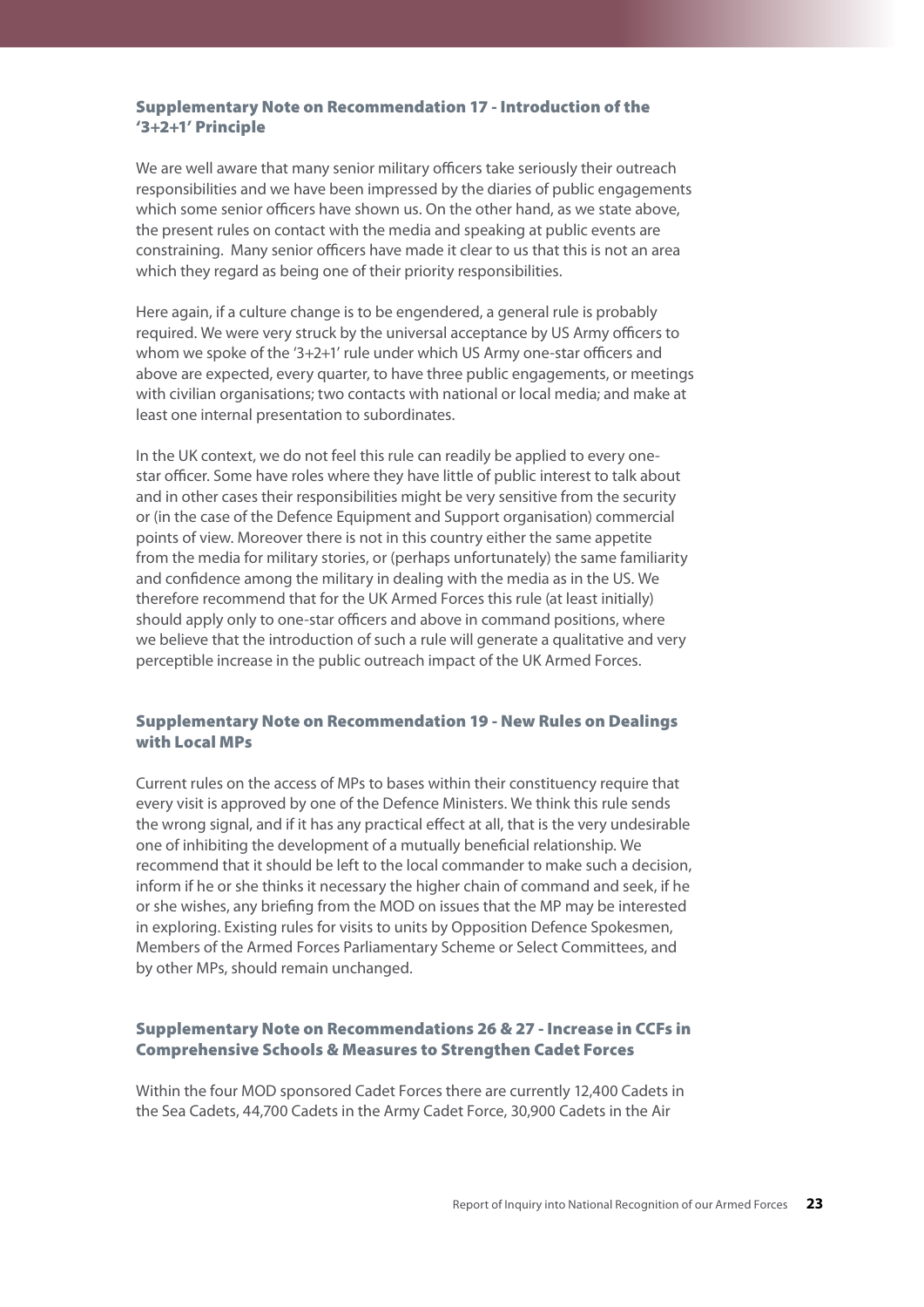### Supplementary Note on Recommendation 17 - Introduction of the '3+2+1' Principle

We are well aware that many senior military officers take seriously their outreach responsibilities and we have been impressed by the diaries of public engagements which some senior officers have shown us. On the other hand, as we state above, the present rules on contact with the media and speaking at public events are constraining. Many senior officers have made it clear to us that this is not an area which they regard as being one of their priority responsibilities.

Here again, if a culture change is to be engendered, a general rule is probably required. We were very struck by the universal acceptance by US Army officers to whom we spoke of the '3+2+1' rule under which US Army one-star officers and above are expected, every quarter, to have three public engagements, or meetings with civilian organisations; two contacts with national or local media; and make at least one internal presentation to subordinates.

In the UK context, we do not feel this rule can readily be applied to every one-star officer. Some have roles where they have little of public interest to talk about and in other cases their responsibilities might be very sensitive from the security or (in the case of the Defence Equipment and Support organisation) commercial points of view. Moreover there is not in this country either the same appetite from the media for military stories, or (perhaps unfortunately) the same familiarity and confidence among the military in dealing with the media as in the US. We therefore recommend that for the UK Armed Forces this rule (at least initially) should apply only to one-star officers and above in command positions, where we believe that the introduction of such a rule will generate a qualitative and very perceptible increase in the public outreach impact of the UK Armed Forces.

### Supplementary Note on Recommendation 19 - New Rules on Dealings with Local MPs

Current rules on the access of MPs to bases within their constituency require that every visit is approved by one of the Defence Ministers. We think this rule sends the wrong signal, and if it has any practical effect at all, that is the very undesirable one of inhibiting the development of a mutually beneficial relationship. We recommend that it should be left to the local commander to make such a decision, inform if he or she thinks it necessary the higher chain of command and seek, if he or she wishes, any briefing from the MOD on issues that the MP may be interested in exploring. Existing rules for visits to units by Opposition Defence Spokesmen, Members of the Armed Forces Parliamentary Scheme or Select Committees, and by other MPs, should remain unchanged.

### Supplementary Note on Recommendations 26 & 27 - Increase in CCFs in Comprehensive Schools & Measures to Strengthen Cadet Forces

Within the four MOD sponsored Cadet Forces there are currently 12,400 Cadets in the Sea Cadets, 44,700 Cadets in the Army Cadet Force, 30,900 Cadets in the Air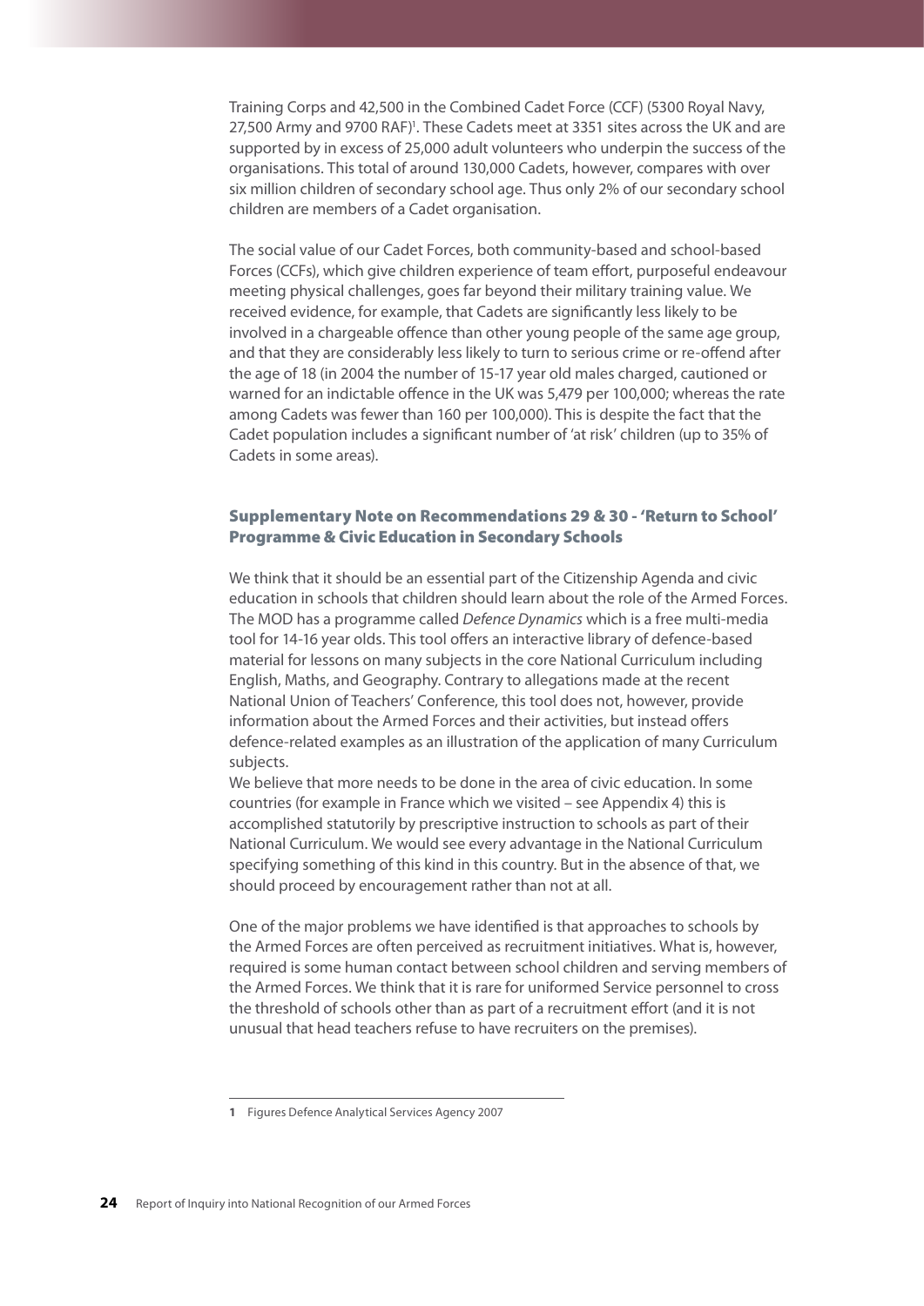Training Corps and 42,500 in the Combined Cadet Force (CCF) (5300 Royal Navy, 27,500 Army and 9700 RAF)[1]. These Cadets meet at 3351 sites across the UK and are supported by in excess of 25,000 adult volunteers who underpin the success of the organisations. This total of around 130,000 Cadets, however, compares with over six million children of secondary school age. Thus only 2% of our secondary school children are members of a Cadet organisation.

The social value of our Cadet Forces, both community-based and school-based Forces (CCFs), which give children experience of team effort, purposeful endeavour meeting physical challenges, goes far beyond their military training value. We received evidence, for example, that Cadets are significantly less likely to be involved in a chargeable offence than other young people of the same age group, and that they are considerably less likely to turn to serious crime or re-offend after the age of 18 (in 2004 the number of 15-17 year old males charged, cautioned or warned for an indictable offence in the UK was 5,479 per 100,000; whereas the rate among Cadets was fewer than 160 per 100,000). This is despite the fact that the Cadet population includes a significant number of 'at risk' children (up to 35% of Cadets in some areas).

### Supplementary Note on Recommendations 29 & 30 - 'Return to School' Programme & Civic Education in Secondary Schools

We think that it should be an essential part of the Citizenship Agenda and civic education in schools that children should learn about the role of the Armed Forces. The MOD has a programme called *Defence Dynamics* which is a free multi-media tool for 14-16 year olds. This tool offers an interactive library of defence-based material for lessons on many subjects in the core National Curriculum including English, Maths, and Geography. Contrary to allegations made at the recent National Union of Teachers' Conference, this tool does not, however, provide information about the Armed Forces and their activities, but instead offers defence-related examples as an illustration of the application of many Curriculum subjects.

We believe that more needs to be done in the area of civic education. In some countries (for example in France which we visited – see Appendix 4) this is accomplished statutorily by prescriptive instruction to schools as part of their National Curriculum. We would see every advantage in the National Curriculum specifying something of this kind in this country. But in the absence of that, we should proceed by encouragement rather than not at all.

One of the major problems we have identified is that approaches to schools by the Armed Forces are often perceived as recruitment initiatives. What is, however, required is some human contact between school children and serving members of the Armed Forces. We think that it is rare for uniformed Service personnel to cross the threshold of schools other than as part of a recruitment effort (and it is not unusual that head teachers refuse to have recruiters on the premises).

---

**1** Figures Defence Analytical Services Agency 2007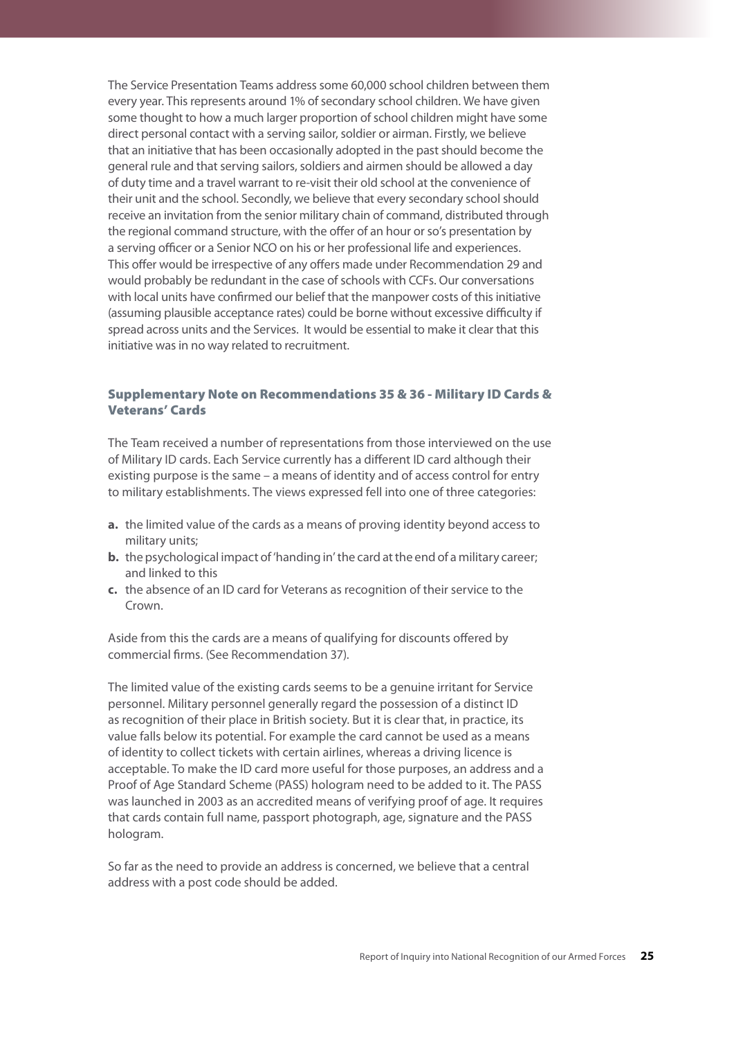The Service Presentation Teams address some 60,000 school children between them every year. This represents around 1% of secondary school children. We have given some thought to how a much larger proportion of school children might have some direct personal contact with a serving sailor, soldier or airman. Firstly, we believe that an initiative that has been occasionally adopted in the past should become the general rule and that serving sailors, soldiers and airmen should be allowed a day of duty time and a travel warrant to re-visit their old school at the convenience of their unit and the school. Secondly, we believe that every secondary school should receive an invitation from the senior military chain of command, distributed through the regional command structure, with the offer of an hour or so's presentation by a serving officer or a Senior NCO on his or her professional life and experiences. This offer would be irrespective of any offers made under Recommendation 29 and would probably be redundant in the case of schools with CCFs. Our conversations with local units have confirmed our belief that the manpower costs of this initiative (assuming plausible acceptance rates) could be borne without excessive difficulty if spread across units and the Services. It would be essential to make it clear that this initiative was in no way related to recruitment.

## Supplementary Note on Recommendations 35 & 36 - Military ID Cards & Veterans' Cards

The Team received a number of representations from those interviewed on the use of Military ID cards. Each Service currently has a different ID card although their existing purpose is the same – a means of identity and of access control for entry to military establishments. The views expressed fell into one of three categories:

**a.** the limited value of the cards as a means of proving identity beyond access to military units;

**b.** the psychological impact of 'handing in' the card at the end of a military career; and linked to this

**c.** the absence of an ID card for Veterans as recognition of their service to the Crown.

Aside from this the cards are a means of qualifying for discounts offered by commercial firms. (See Recommendation 37).

The limited value of the existing cards seems to be a genuine irritant for Service personnel. Military personnel generally regard the possession of a distinct ID as recognition of their place in British society. But it is clear that, in practice, its value falls below its potential. For example the card cannot be used as a means of identity to collect tickets with certain airlines, whereas a driving licence is acceptable. To make the ID card more useful for those purposes, an address and a Proof of Age Standard Scheme (PASS) hologram need to be added to it. The PASS was launched in 2003 as an accredited means of verifying proof of age. It requires that cards contain full name, passport photograph, age, signature and the PASS hologram.

So far as the need to provide an address is concerned, we believe that a central address with a post code should be added.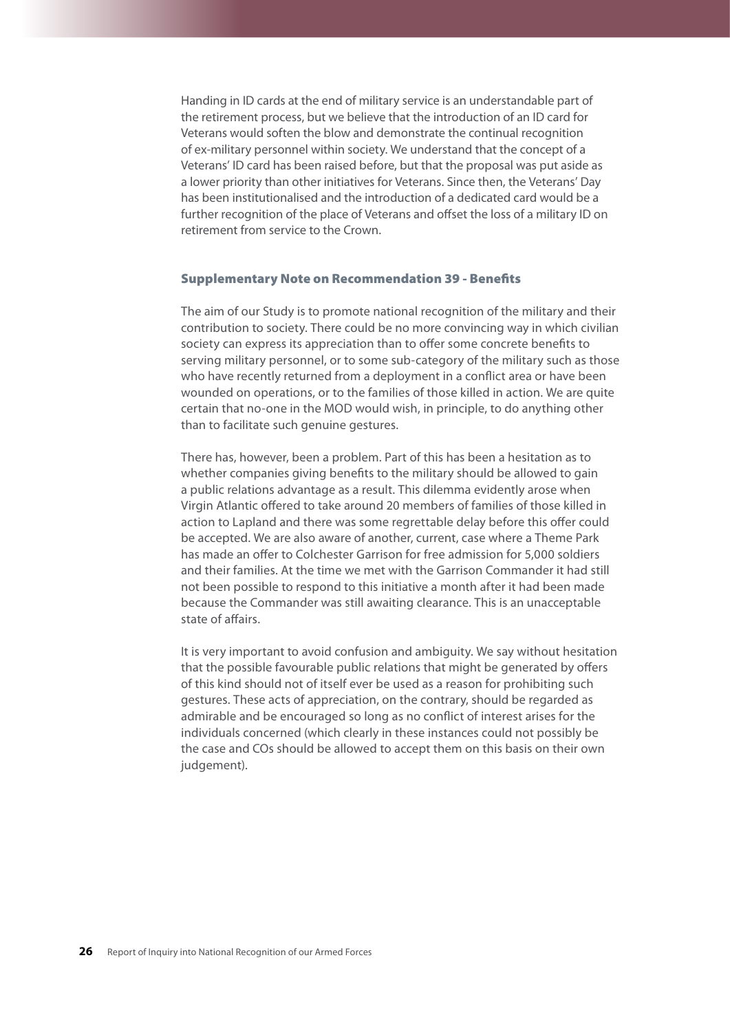Handing in ID cards at the end of military service is an understandable part of the retirement process, but we believe that the introduction of an ID card for Veterans would soften the blow and demonstrate the continual recognition of ex-military personnel within society. We understand that the concept of a Veterans' ID card has been raised before, but that the proposal was put aside as a lower priority than other initiatives for Veterans. Since then, the Veterans' Day has been institutionalised and the introduction of a dedicated card would be a further recognition of the place of Veterans and offset the loss of a military ID on retirement from service to the Crown.

### Supplementary Note on Recommendation 39 - Benefits

The aim of our Study is to promote national recognition of the military and their contribution to society. There could be no more convincing way in which civilian society can express its appreciation than to offer some concrete benefits to serving military personnel, or to some sub-category of the military such as those who have recently returned from a deployment in a conflict area or have been wounded on operations, or to the families of those killed in action. We are quite certain that no-one in the MOD would wish, in principle, to do anything other than to facilitate such genuine gestures.

There has, however, been a problem. Part of this has been a hesitation as to whether companies giving benefits to the military should be allowed to gain a public relations advantage as a result. This dilemma evidently arose when Virgin Atlantic offered to take around 20 members of families of those killed in action to Lapland and there was some regrettable delay before this offer could be accepted. We are also aware of another, current, case where a Theme Park has made an offer to Colchester Garrison for free admission for 5,000 soldiers and their families. At the time we met with the Garrison Commander it had still not been possible to respond to this initiative a month after it had been made because the Commander was still awaiting clearance. This is an unacceptable state of affairs.

It is very important to avoid confusion and ambiguity. We say without hesitation that the possible favourable public relations that might be generated by offers of this kind should not of itself ever be used as a reason for prohibiting such gestures. These acts of appreciation, on the contrary, should be regarded as admirable and be encouraged so long as no conflict of interest arises for the individuals concerned (which clearly in these instances could not possibly be the case and COs should be allowed to accept them on this basis on their own judgement).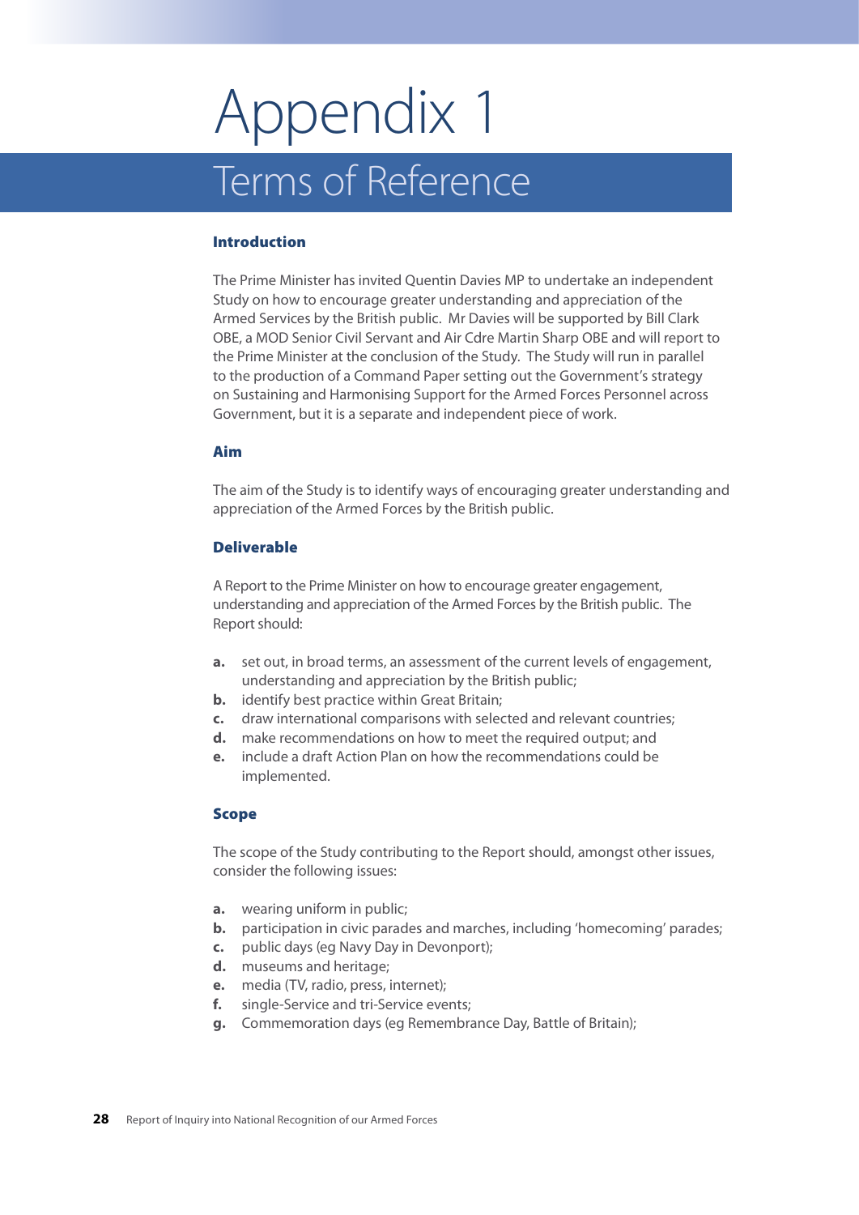# Appendix 1

## Terms of Reference

### Introduction

The Prime Minister has invited Quentin Davies MP to undertake an independent Study on how to encourage greater understanding and appreciation of the Armed Services by the British public. Mr Davies will be supported by Bill Clark OBE, a MOD Senior Civil Servant and Air Cdre Martin Sharp OBE and will report to the Prime Minister at the conclusion of the Study. The Study will run in parallel to the production of a Command Paper setting out the Government's strategy on Sustaining and Harmonising Support for the Armed Forces Personnel across Government, but it is a separate and independent piece of work.

### Aim

The aim of the Study is to identify ways of encouraging greater understanding and appreciation of the Armed Forces by the British public.

### Deliverable

A Report to the Prime Minister on how to encourage greater engagement, understanding and appreciation of the Armed Forces by the British public. The Report should:

- **a.** set out, in broad terms, an assessment of the current levels of engagement, understanding and appreciation by the British public;
- **b.** identify best practice within Great Britain;
- **c.** draw international comparisons with selected and relevant countries;
- **d.** make recommendations on how to meet the required output; and
- **e.** include a draft Action Plan on how the recommendations could be implemented.

### Scope

The scope of the Study contributing to the Report should, amongst other issues, consider the following issues:

- **a.** wearing uniform in public;
- **b.** participation in civic parades and marches, including 'homecoming' parades;
- **c.** public days (eg Navy Day in Devonport);
- **d.** museums and heritage;
- **e.** media (TV, radio, press, internet);
- **f.** single-Service and tri-Service events;
- **g.** Commemoration days (eg Remembrance Day, Battle of Britain);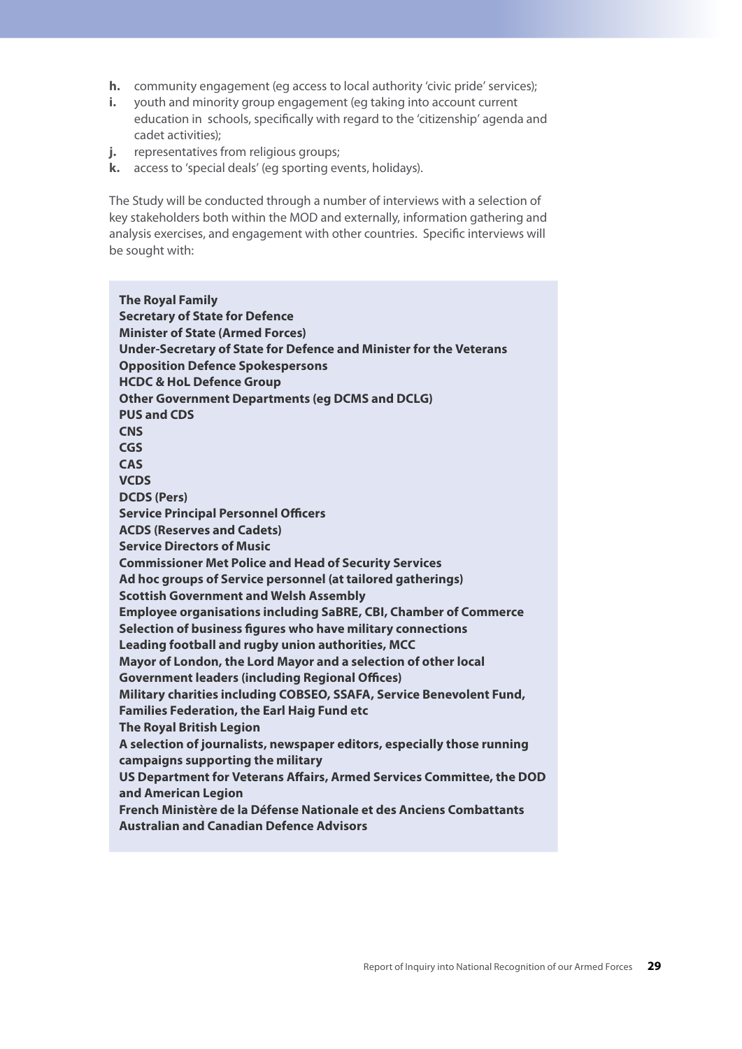- **h.** community engagement (eg access to local authority 'civic pride' services);
- **i.** youth and minority group engagement (eg taking into account current education in schools, specifically with regard to the 'citizenship' agenda and cadet activities);
- **j.** representatives from religious groups;
- **k.** access to 'special deals' (eg sporting events, holidays).

The Study will be conducted through a number of interviews with a selection of key stakeholders both within the MOD and externally, information gathering and analysis exercises, and engagement with other countries. Specific interviews will be sought with:

**The Royal Family**
**Secretary of State for Defence**
**Minister of State (Armed Forces)**
**Under-Secretary of State for Defence and Minister for the Veterans**
**Opposition Defence Spokespersons**
**HCDC & HoL Defence Group**
**Other Government Departments (eg DCMS and DCLG)**
**PUS and CDS**
**CNS**
**CGS**
**CAS**
**VCDS**
**DCDS (Pers)**
**Service Principal Personnel Officers**
**ACDS (Reserves and Cadets)**
**Service Directors of Music**
**Commissioner Met Police and Head of Security Services**
**Ad hoc groups of Service personnel (at tailored gatherings)**
**Scottish Government and Welsh Assembly**
**Employee organisations including SaBRE, CBI, Chamber of Commerce**
**Selection of business figures who have military connections**
**Leading football and rugby union authorities, MCC**
**Mayor of London, the Lord Mayor and a selection of other local Government leaders (including Regional Offices)**
**Military charities including COBSEO, SSAFA, Service Benevolent Fund, Families Federation, the Earl Haig Fund etc**
**The Royal British Legion**
**A selection of journalists, newspaper editors, especially those running campaigns supporting the military**
**US Department for Veterans Affairs, Armed Services Committee, the DOD and American Legion**
**French Ministère de la Défense Nationale et des Anciens Combattants**
**Australian and Canadian Defence Advisors**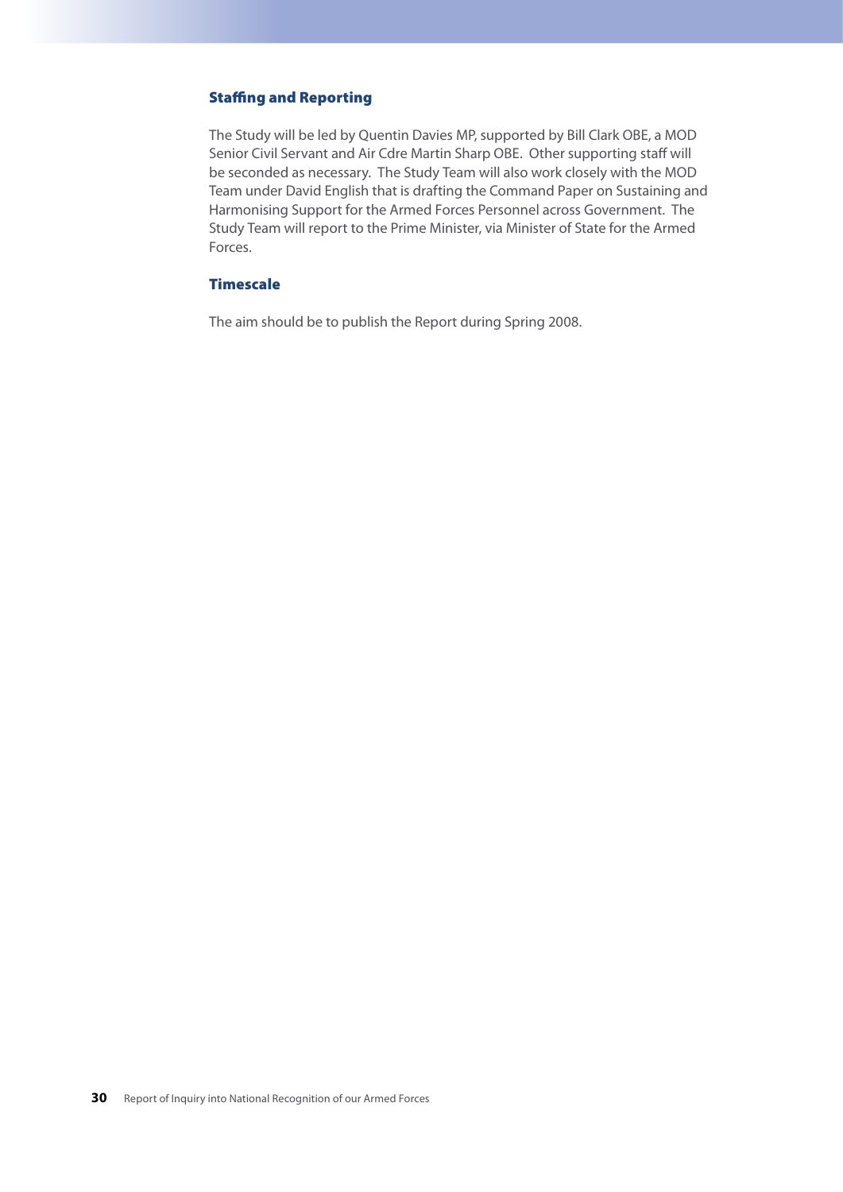### Staffing and Reporting

The Study will be led by Quentin Davies MP, supported by Bill Clark OBE, a MOD Senior Civil Servant and Air Cdre Martin Sharp OBE. Other supporting staff will be seconded as necessary. The Study Team will also work closely with the MOD Team under David English that is drafting the Command Paper on Sustaining and Harmonising Support for the Armed Forces Personnel across Government. The Study Team will report to the Prime Minister, via Minister of State for the Armed Forces.

### Timescale

The aim should be to publish the Report during Spring 2008.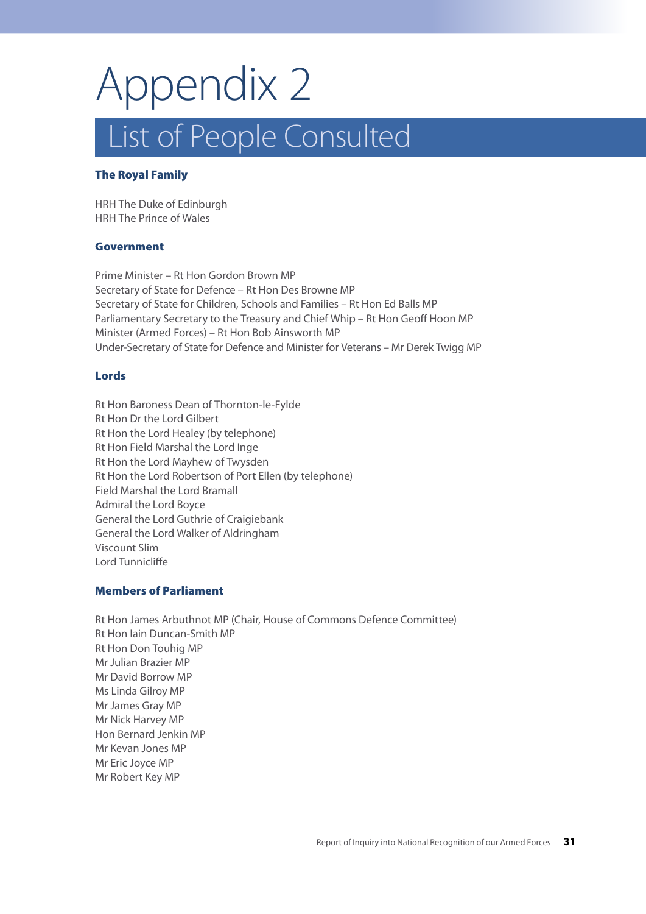# Appendix 2

## List of People Consulted

### The Royal Family

HRH The Duke of Edinburgh
HRH The Prince of Wales

### Government

Prime Minister – Rt Hon Gordon Brown MP
Secretary of State for Defence – Rt Hon Des Browne MP
Secretary of State for Children, Schools and Families – Rt Hon Ed Balls MP
Parliamentary Secretary to the Treasury and Chief Whip – Rt Hon Geoff Hoon MP
Minister (Armed Forces) – Rt Hon Bob Ainsworth MP
Under-Secretary of State for Defence and Minister for Veterans – Mr Derek Twigg MP

### Lords

Rt Hon Baroness Dean of Thornton-le-Fylde
Rt Hon Dr the Lord Gilbert
Rt Hon the Lord Healey (by telephone)
Rt Hon Field Marshal the Lord Inge
Rt Hon the Lord Mayhew of Twysden
Rt Hon the Lord Robertson of Port Ellen (by telephone)
Field Marshal the Lord Bramall
Admiral the Lord Boyce
General the Lord Guthrie of Craigiebank
General the Lord Walker of Aldringham
Viscount Slim
Lord Tunnicliffe

### Members of Parliament

Rt Hon James Arbuthnot MP (Chair, House of Commons Defence Committee)
Rt Hon Iain Duncan-Smith MP
Rt Hon Don Touhig MP
Mr Julian Brazier MP
Mr David Borrow MP
Ms Linda Gilroy MP
Mr James Gray MP
Mr Nick Harvey MP
Hon Bernard Jenkin MP
Mr Kevan Jones MP
Mr Eric Joyce MP
Mr Robert Key MP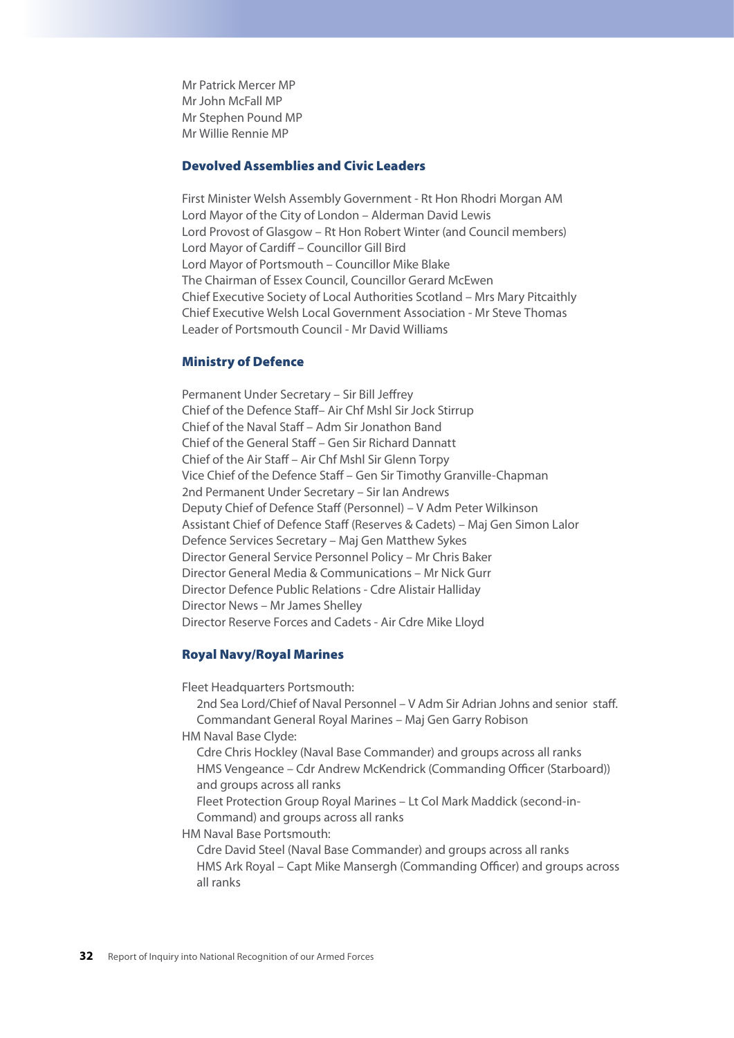Mr Patrick Mercer MP
Mr John McFall MP
Mr Stephen Pound MP
Mr Willie Rennie MP

### Devolved Assemblies and Civic Leaders

First Minister Welsh Assembly Government - Rt Hon Rhodri Morgan AM
Lord Mayor of the City of London – Alderman David Lewis
Lord Provost of Glasgow – Rt Hon Robert Winter (and Council members)
Lord Mayor of Cardiff – Councillor Gill Bird
Lord Mayor of Portsmouth – Councillor Mike Blake
The Chairman of Essex Council, Councillor Gerard McEwen
Chief Executive Society of Local Authorities Scotland – Mrs Mary Pitcaithly
Chief Executive Welsh Local Government Association - Mr Steve Thomas
Leader of Portsmouth Council - Mr David Williams

### Ministry of Defence

Permanent Under Secretary – Sir Bill Jeffrey
Chief of the Defence Staff– Air Chf Mshl Sir Jock Stirrup
Chief of the Naval Staff – Adm Sir Jonathon Band
Chief of the General Staff – Gen Sir Richard Dannatt
Chief of the Air Staff – Air Chf Mshl Sir Glenn Torpy
Vice Chief of the Defence Staff – Gen Sir Timothy Granville-Chapman
2nd Permanent Under Secretary – Sir Ian Andrews
Deputy Chief of Defence Staff (Personnel) – V Adm Peter Wilkinson
Assistant Chief of Defence Staff (Reserves & Cadets) – Maj Gen Simon Lalor
Defence Services Secretary – Maj Gen Matthew Sykes
Director General Service Personnel Policy – Mr Chris Baker
Director General Media & Communications – Mr Nick Gurr
Director Defence Public Relations - Cdre Alistair Halliday
Director News – Mr James Shelley
Director Reserve Forces and Cadets - Air Cdre Mike Lloyd

### Royal Navy/Royal Marines

Fleet Headquarters Portsmouth:
- 2nd Sea Lord/Chief of Naval Personnel – V Adm Sir Adrian Johns and senior staff.
- Commandant General Royal Marines – Maj Gen Garry Robison

HM Naval Base Clyde:
- Cdre Chris Hockley (Naval Base Commander) and groups across all ranks
- HMS Vengeance – Cdr Andrew McKendrick (Commanding Officer (Starboard)) and groups across all ranks
- Fleet Protection Group Royal Marines – Lt Col Mark Maddick (second-in-Command) and groups across all ranks

HM Naval Base Portsmouth:
- Cdre David Steel (Naval Base Commander) and groups across all ranks
- HMS Ark Royal – Capt Mike Mansergh (Commanding Officer) and groups across all ranks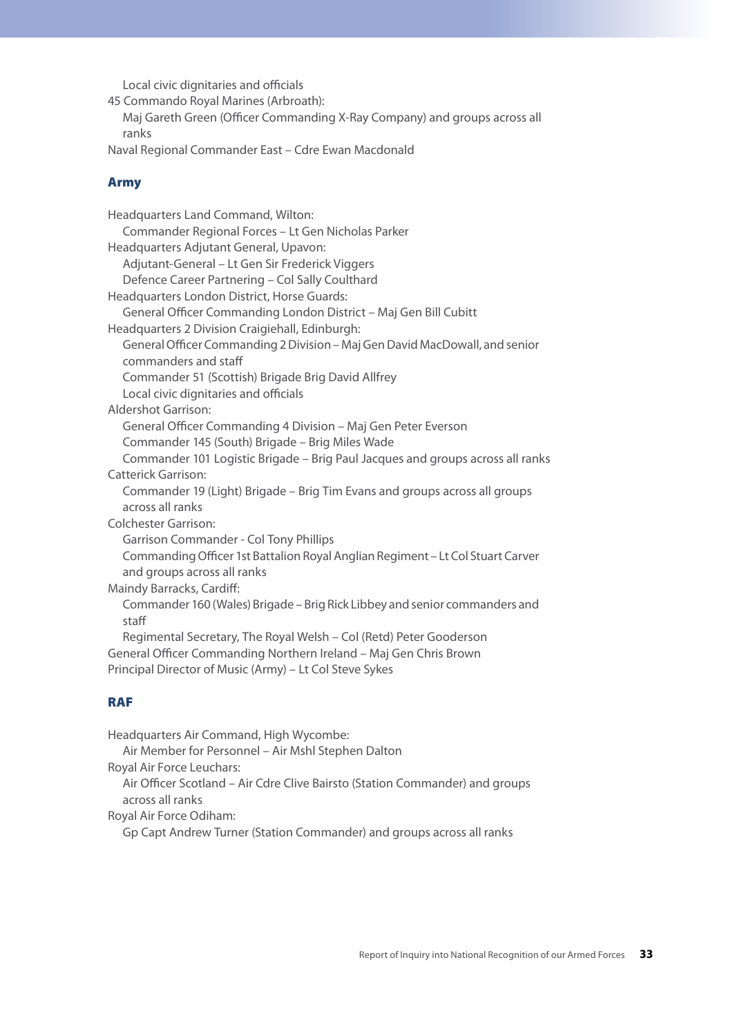Local civic dignitaries and officials

45 Commando Royal Marines (Arbroath):

Maj Gareth Green (Officer Commanding X-Ray Company) and groups across all ranks

Naval Regional Commander East – Cdre Ewan Macdonald

## Army

Headquarters Land Command, Wilton:

Commander Regional Forces – Lt Gen Nicholas Parker

Headquarters Adjutant General, Upavon:

Adjutant-General – Lt Gen Sir Frederick Viggers

Defence Career Partnering – Col Sally Coulthard

Headquarters London District, Horse Guards:

General Officer Commanding London District – Maj Gen Bill Cubitt

Headquarters 2 Division Craigiehall, Edinburgh:

General Officer Commanding 2 Division – Maj Gen David MacDowall, and senior commanders and staff

Commander 51 (Scottish) Brigade Brig David Allfrey

Local civic dignitaries and officials

Aldershot Garrison:

General Officer Commanding 4 Division – Maj Gen Peter Everson

Commander 145 (South) Brigade – Brig Miles Wade

Commander 101 Logistic Brigade – Brig Paul Jacques and groups across all ranks

Catterick Garrison:

Commander 19 (Light) Brigade – Brig Tim Evans and groups across all groups across all ranks

Colchester Garrison:

Garrison Commander - Col Tony Phillips

Commanding Officer 1st Battalion Royal Anglian Regiment – Lt Col Stuart Carver and groups across all ranks

Maindy Barracks, Cardiff:

Commander 160 (Wales) Brigade – Brig Rick Libbey and senior commanders and staff

Regimental Secretary, The Royal Welsh – Col (Retd) Peter Gooderson

General Officer Commanding Northern Ireland – Maj Gen Chris Brown

Principal Director of Music (Army) – Lt Col Steve Sykes

## RAF

Headquarters Air Command, High Wycombe:

Air Member for Personnel – Air Mshl Stephen Dalton

Royal Air Force Leuchars:

Air Officer Scotland – Air Cdre Clive Bairsto (Station Commander) and groups across all ranks

Royal Air Force Odiham:

Gp Capt Andrew Turner (Station Commander) and groups across all ranks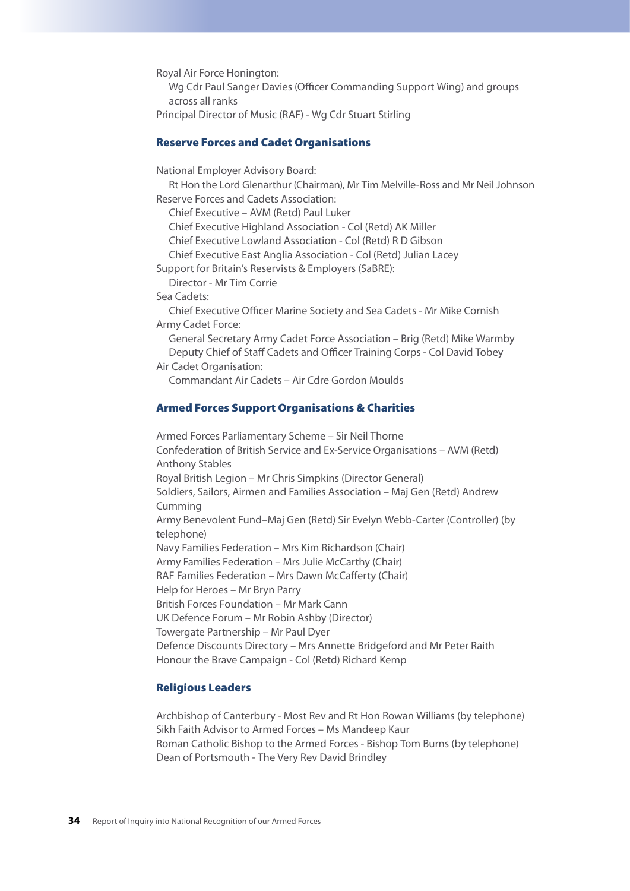Royal Air Force Honington:

Wg Cdr Paul Sanger Davies (Officer Commanding Support Wing) and groups across all ranks

Principal Director of Music (RAF) - Wg Cdr Stuart Stirling

### Reserve Forces and Cadet Organisations

National Employer Advisory Board:

Rt Hon the Lord Glenarthur (Chairman), Mr Tim Melville-Ross and Mr Neil Johnson

Reserve Forces and Cadets Association:

Chief Executive – AVM (Retd) Paul Luker

Chief Executive Highland Association - Col (Retd) AK Miller

Chief Executive Lowland Association - Col (Retd) R D Gibson

Chief Executive East Anglia Association - Col (Retd) Julian Lacey

Support for Britain's Reservists & Employers (SaBRE):

Director - Mr Tim Corrie

Sea Cadets:

Chief Executive Officer Marine Society and Sea Cadets - Mr Mike Cornish

Army Cadet Force:

General Secretary Army Cadet Force Association – Brig (Retd) Mike Warmby

Deputy Chief of Staff Cadets and Officer Training Corps - Col David Tobey

Air Cadet Organisation:

Commandant Air Cadets – Air Cdre Gordon Moulds

### Armed Forces Support Organisations & Charities

Armed Forces Parliamentary Scheme – Sir Neil Thorne

Confederation of British Service and Ex-Service Organisations – AVM (Retd) Anthony Stables

Royal British Legion – Mr Chris Simpkins (Director General)

Soldiers, Sailors, Airmen and Families Association – Maj Gen (Retd) Andrew Cumming

Army Benevolent Fund–Maj Gen (Retd) Sir Evelyn Webb-Carter (Controller) (by telephone)

Navy Families Federation – Mrs Kim Richardson (Chair)

Army Families Federation – Mrs Julie McCarthy (Chair)

RAF Families Federation – Mrs Dawn McCafferty (Chair)

Help for Heroes – Mr Bryn Parry

British Forces Foundation – Mr Mark Cann

UK Defence Forum – Mr Robin Ashby (Director)

Towergate Partnership – Mr Paul Dyer

Defence Discounts Directory – Mrs Annette Bridgeford and Mr Peter Raith

Honour the Brave Campaign - Col (Retd) Richard Kemp

### Religious Leaders

Archbishop of Canterbury - Most Rev and Rt Hon Rowan Williams (by telephone)

Sikh Faith Advisor to Armed Forces – Ms Mandeep Kaur

Roman Catholic Bishop to the Armed Forces - Bishop Tom Burns (by telephone)

Dean of Portsmouth - The Very Rev David Brindley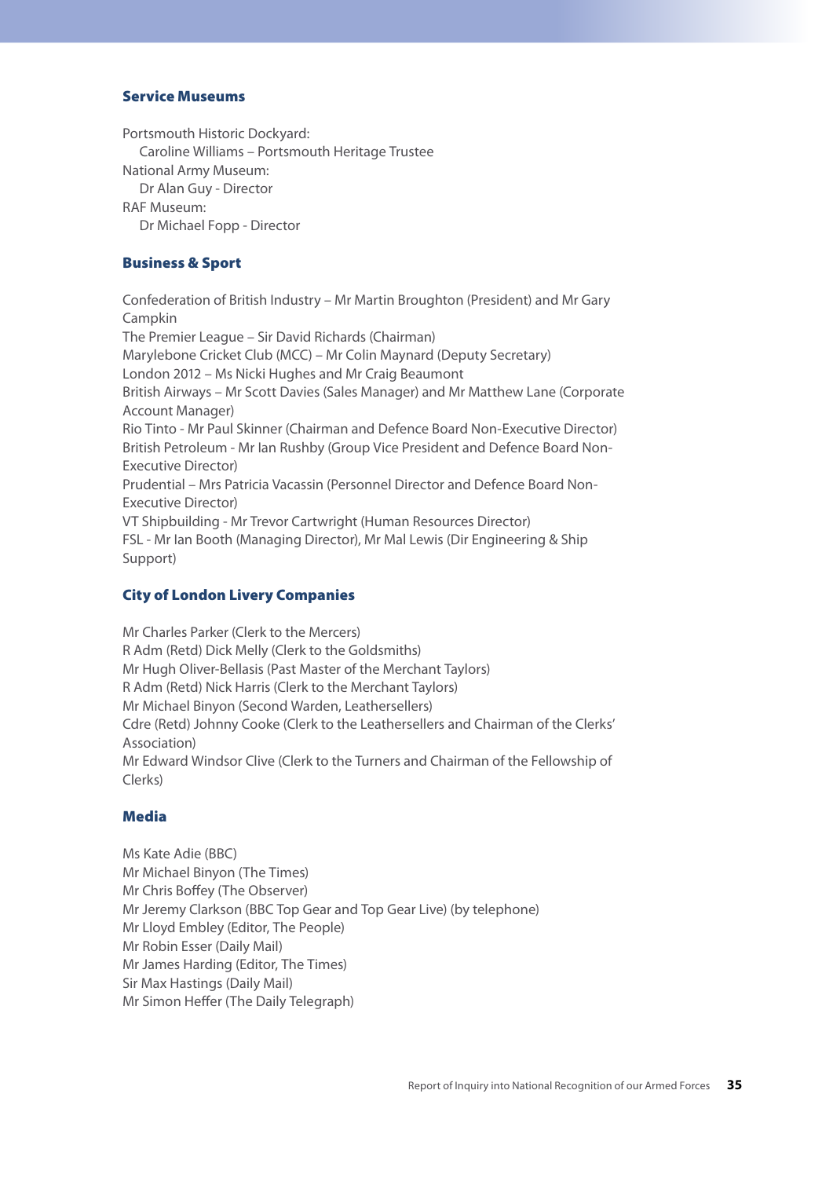### Service Museums

Portsmouth Historic Dockyard:
  Caroline Williams – Portsmouth Heritage Trustee
National Army Museum:
  Dr Alan Guy - Director
RAF Museum:
  Dr Michael Fopp - Director

### Business & Sport

Confederation of British Industry – Mr Martin Broughton (President) and Mr Gary Campkin
The Premier League – Sir David Richards (Chairman)
Marylebone Cricket Club (MCC) – Mr Colin Maynard (Deputy Secretary)
London 2012 – Ms Nicki Hughes and Mr Craig Beaumont
British Airways – Mr Scott Davies (Sales Manager) and Mr Matthew Lane (Corporate Account Manager)
Rio Tinto - Mr Paul Skinner (Chairman and Defence Board Non-Executive Director)
British Petroleum - Mr Ian Rushby (Group Vice President and Defence Board Non-Executive Director)
Prudential – Mrs Patricia Vacassin (Personnel Director and Defence Board Non-Executive Director)
VT Shipbuilding - Mr Trevor Cartwright (Human Resources Director)
FSL - Mr Ian Booth (Managing Director), Mr Mal Lewis (Dir Engineering & Ship Support)

### City of London Livery Companies

Mr Charles Parker (Clerk to the Mercers)
R Adm (Retd) Dick Melly (Clerk to the Goldsmiths)
Mr Hugh Oliver-Bellasis (Past Master of the Merchant Taylors)
R Adm (Retd) Nick Harris (Clerk to the Merchant Taylors)
Mr Michael Binyon (Second Warden, Leathersellers)
Cdre (Retd) Johnny Cooke (Clerk to the Leathersellers and Chairman of the Clerks' Association)
Mr Edward Windsor Clive (Clerk to the Turners and Chairman of the Fellowship of Clerks)

### Media

Ms Kate Adie (BBC)
Mr Michael Binyon (The Times)
Mr Chris Boffey (The Observer)
Mr Jeremy Clarkson (BBC Top Gear and Top Gear Live) (by telephone)
Mr Lloyd Embley (Editor, The People)
Mr Robin Esser (Daily Mail)
Mr James Harding (Editor, The Times)
Sir Max Hastings (Daily Mail)
Mr Simon Heffer (The Daily Telegraph)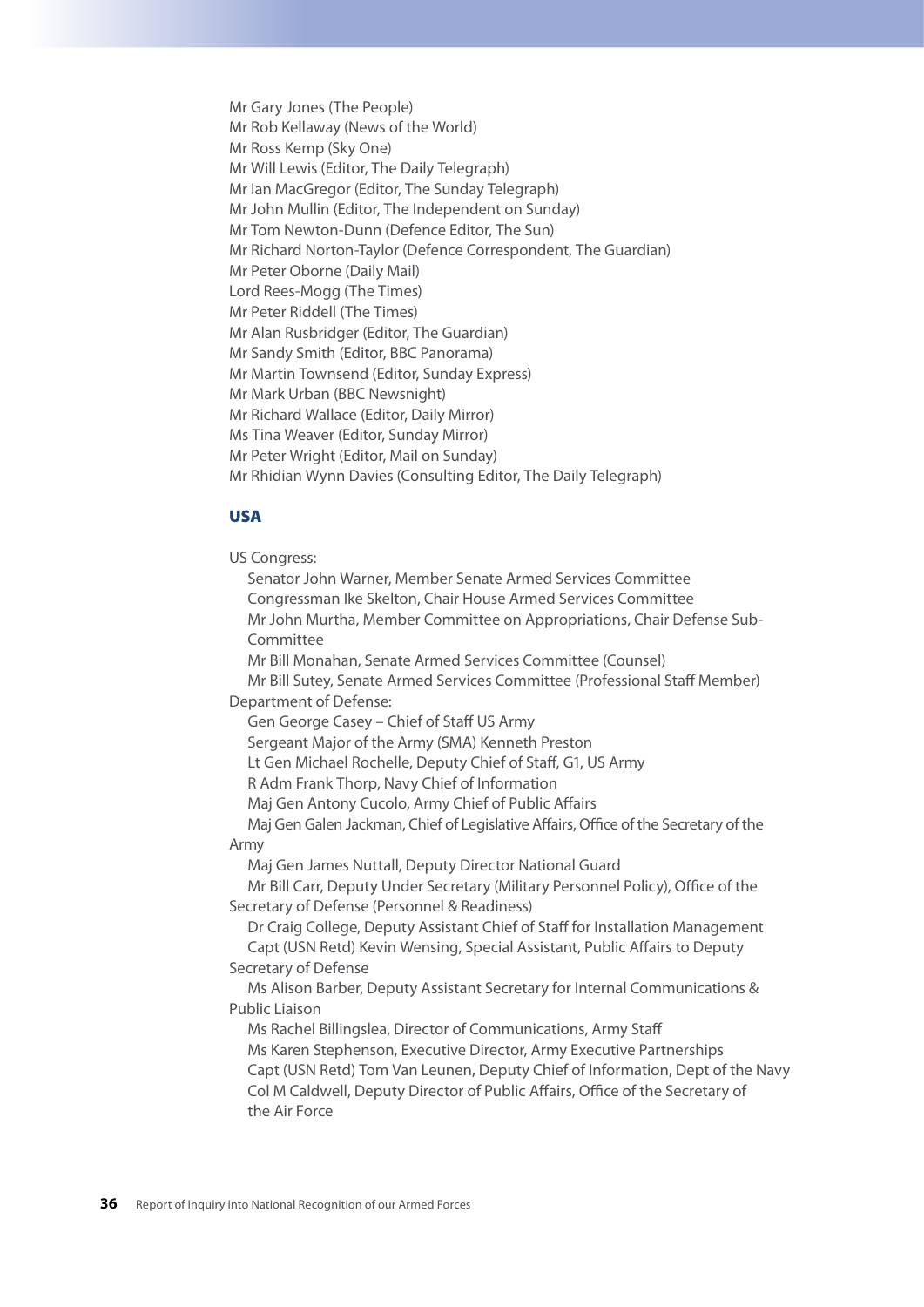Mr Gary Jones (The People)
Mr Rob Kellaway (News of the World)
Mr Ross Kemp (Sky One)
Mr Will Lewis (Editor, The Daily Telegraph)
Mr Ian MacGregor (Editor, The Sunday Telegraph)
Mr John Mullin (Editor, The Independent on Sunday)
Mr Tom Newton-Dunn (Defence Editor, The Sun)
Mr Richard Norton-Taylor (Defence Correspondent, The Guardian)
Mr Peter Oborne (Daily Mail)
Lord Rees-Mogg (The Times)
Mr Peter Riddell (The Times)
Mr Alan Rusbridger (Editor, The Guardian)
Mr Sandy Smith (Editor, BBC Panorama)
Mr Martin Townsend (Editor, Sunday Express)
Mr Mark Urban (BBC Newsnight)
Mr Richard Wallace (Editor, Daily Mirror)
Ms Tina Weaver (Editor, Sunday Mirror)
Mr Peter Wright (Editor, Mail on Sunday)
Mr Rhidian Wynn Davies (Consulting Editor, The Daily Telegraph)

## USA

US Congress:

- Senator John Warner, Member Senate Armed Services Committee
- Congressman Ike Skelton, Chair House Armed Services Committee
- Mr John Murtha, Member Committee on Appropriations, Chair Defense Sub-Committee
- Mr Bill Monahan, Senate Armed Services Committee (Counsel)
- Mr Bill Sutey, Senate Armed Services Committee (Professional Staff Member)

Department of Defense:

- Gen George Casey – Chief of Staff US Army
- Sergeant Major of the Army (SMA) Kenneth Preston
- Lt Gen Michael Rochelle, Deputy Chief of Staff, G1, US Army
- R Adm Frank Thorp, Navy Chief of Information
- Maj Gen Antony Cucolo, Army Chief of Public Affairs
- Maj Gen Galen Jackman, Chief of Legislative Affairs, Office of the Secretary of the Army
- Maj Gen James Nuttall, Deputy Director National Guard
- Mr Bill Carr, Deputy Under Secretary (Military Personnel Policy), Office of the Secretary of Defense (Personnel & Readiness)
- Dr Craig College, Deputy Assistant Chief of Staff for Installation Management
- Capt (USN Retd) Kevin Wensing, Special Assistant, Public Affairs to Deputy Secretary of Defense
- Ms Alison Barber, Deputy Assistant Secretary for Internal Communications & Public Liaison
- Ms Rachel Billingslea, Director of Communications, Army Staff
- Ms Karen Stephenson, Executive Director, Army Executive Partnerships
- Capt (USN Retd) Tom Van Leunen, Deputy Chief of Information, Dept of the Navy
- Col M Caldwell, Deputy Director of Public Affairs, Office of the Secretary of the Air Force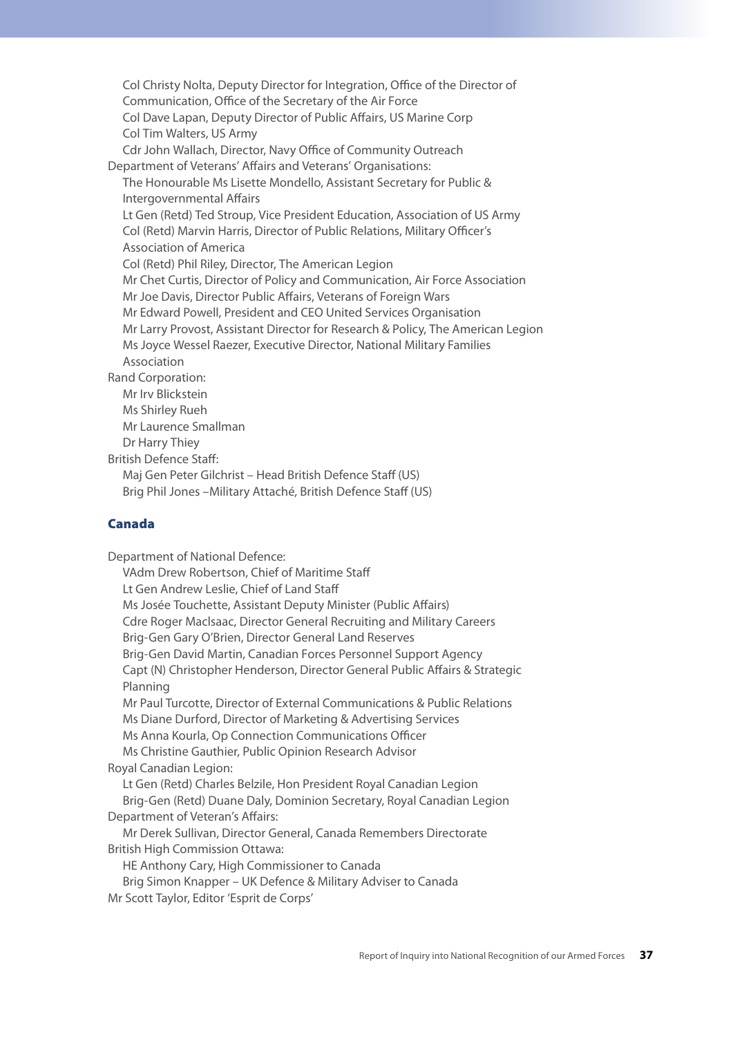Col Christy Nolta, Deputy Director for Integration, Office of the Director of Communication, Office of the Secretary of the Air Force
Col Dave Lapan, Deputy Director of Public Affairs, US Marine Corp
Col Tim Walters, US Army
Cdr John Wallach, Director, Navy Office of Community Outreach

Department of Veterans' Affairs and Veterans' Organisations:

The Honourable Ms Lisette Mondello, Assistant Secretary for Public & Intergovernmental Affairs
Lt Gen (Retd) Ted Stroup, Vice President Education, Association of US Army
Col (Retd) Marvin Harris, Director of Public Relations, Military Officer's Association of America
Col (Retd) Phil Riley, Director, The American Legion
Mr Chet Curtis, Director of Policy and Communication, Air Force Association
Mr Joe Davis, Director Public Affairs, Veterans of Foreign Wars
Mr Edward Powell, President and CEO United Services Organisation
Mr Larry Provost, Assistant Director for Research & Policy, The American Legion
Ms Joyce Wessel Raezer, Executive Director, National Military Families Association

Rand Corporation:

Mr Irv Blickstein
Ms Shirley Rueh
Mr Laurence Smallman
Dr Harry Thiey

British Defence Staff:

Maj Gen Peter Gilchrist – Head British Defence Staff (US)
Brig Phil Jones –Military Attaché, British Defence Staff (US)

## Canada

Department of National Defence:

VAdm Drew Robertson, Chief of Maritime Staff
Lt Gen Andrew Leslie, Chief of Land Staff
Ms Josée Touchette, Assistant Deputy Minister (Public Affairs)
Cdre Roger MacIsaac, Director General Recruiting and Military Careers
Brig-Gen Gary O'Brien, Director General Land Reserves
Brig-Gen David Martin, Canadian Forces Personnel Support Agency
Capt (N) Christopher Henderson, Director General Public Affairs & Strategic Planning
Mr Paul Turcotte, Director of External Communications & Public Relations
Ms Diane Durford, Director of Marketing & Advertising Services
Ms Anna Kourla, Op Connection Communications Officer
Ms Christine Gauthier, Public Opinion Research Advisor

Royal Canadian Legion:

Lt Gen (Retd) Charles Belzile, Hon President Royal Canadian Legion
Brig-Gen (Retd) Duane Daly, Dominion Secretary, Royal Canadian Legion

Department of Veteran's Affairs:

Mr Derek Sullivan, Director General, Canada Remembers Directorate

British High Commission Ottawa:

HE Anthony Cary, High Commissioner to Canada
Brig Simon Knapper – UK Defence & Military Adviser to Canada

Mr Scott Taylor, Editor 'Esprit de Corps'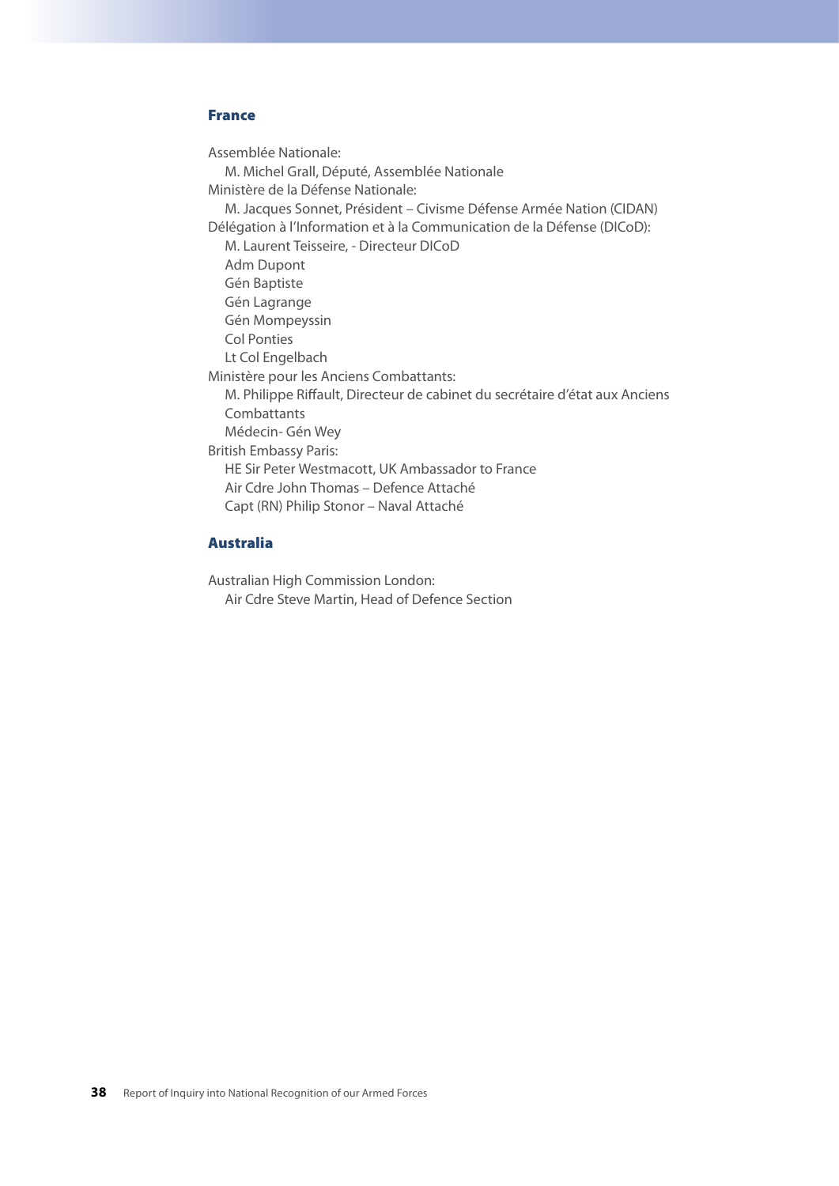## France

Assemblée Nationale:
- M. Michel Grall, Député, Assemblée Nationale

Ministère de la Défense Nationale:
- M. Jacques Sonnet, Président – Civisme Défense Armée Nation (CIDAN)

Délégation à l'Information et à la Communication de la Défense (DICoD):
- M. Laurent Teisseire, - Directeur DICoD
- Adm Dupont
- Gén Baptiste
- Gén Lagrange
- Gén Mompeyssin
- Col Ponties
- Lt Col Engelbach

Ministère pour les Anciens Combattants:
- M. Philippe Riffault, Directeur de cabinet du secrétaire d'état aux Anciens Combattants
- Médecin- Gén Wey

British Embassy Paris:
- HE Sir Peter Westmacott, UK Ambassador to France
- Air Cdre John Thomas – Defence Attaché
- Capt (RN) Philip Stonor – Naval Attaché

## Australia

Australian High Commission London:
- Air Cdre Steve Martin, Head of Defence Section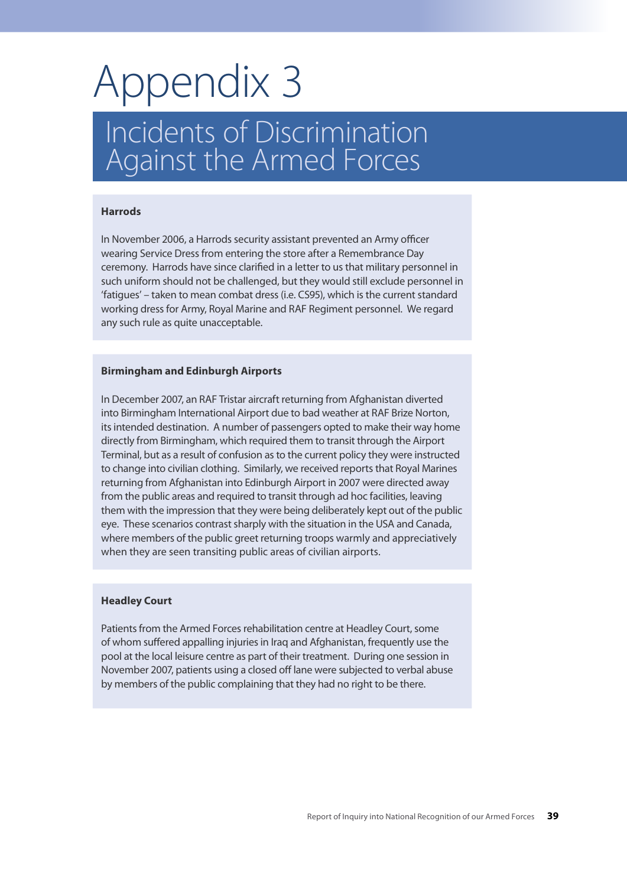# Appendix 3

## Incidents of Discrimination Against the Armed Forces

### Harrods

In November 2006, a Harrods security assistant prevented an Army officer wearing Service Dress from entering the store after a Remembrance Day ceremony. Harrods have since clarified in a letter to us that military personnel in such uniform should not be challenged, but they would still exclude personnel in 'fatigues' – taken to mean combat dress (i.e. CS95), which is the current standard working dress for Army, Royal Marine and RAF Regiment personnel. We regard any such rule as quite unacceptable.

### Birmingham and Edinburgh Airports

In December 2007, an RAF Tristar aircraft returning from Afghanistan diverted into Birmingham International Airport due to bad weather at RAF Brize Norton, its intended destination. A number of passengers opted to make their way home directly from Birmingham, which required them to transit through the Airport Terminal, but as a result of confusion as to the current policy they were instructed to change into civilian clothing. Similarly, we received reports that Royal Marines returning from Afghanistan into Edinburgh Airport in 2007 were directed away from the public areas and required to transit through ad hoc facilities, leaving them with the impression that they were being deliberately kept out of the public eye. These scenarios contrast sharply with the situation in the USA and Canada, where members of the public greet returning troops warmly and appreciatively when they are seen transiting public areas of civilian airports.

### Headley Court

Patients from the Armed Forces rehabilitation centre at Headley Court, some of whom suffered appalling injuries in Iraq and Afghanistan, frequently use the pool at the local leisure centre as part of their treatment. During one session in November 2007, patients using a closed off lane were subjected to verbal abuse by members of the public complaining that they had no right to be there.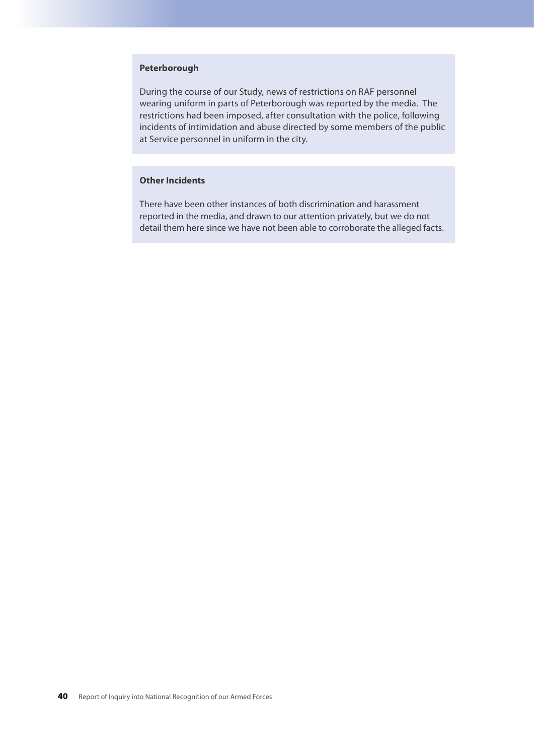**Peterborough**

During the course of our Study, news of restrictions on RAF personnel wearing uniform in parts of Peterborough was reported by the media. The restrictions had been imposed, after consultation with the police, following incidents of intimidation and abuse directed by some members of the public at Service personnel in uniform in the city.

**Other Incidents**

There have been other instances of both discrimination and harassment reported in the media, and drawn to our attention privately, but we do not detail them here since we have not been able to corroborate the alleged facts.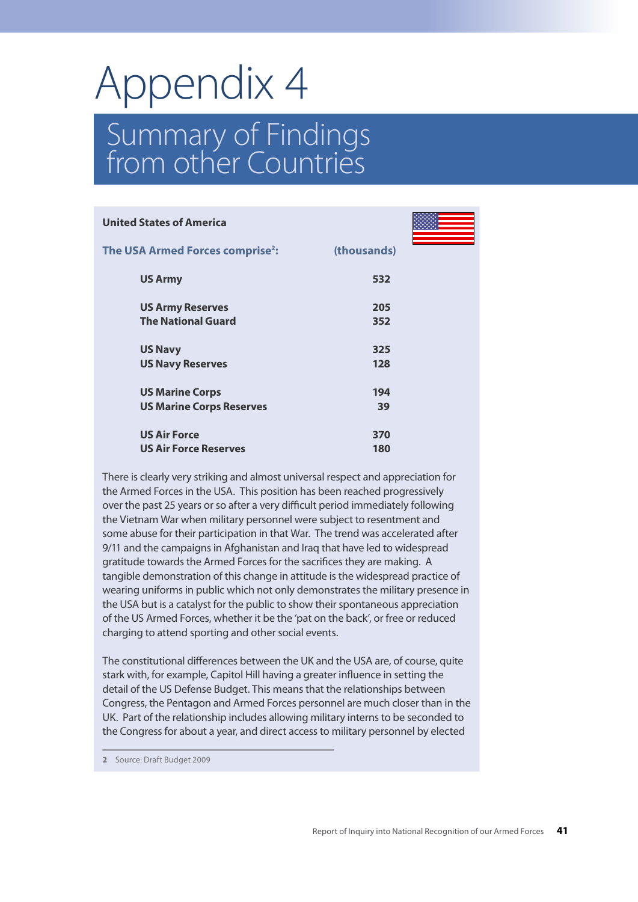# Appendix 4

## Summary of Findings from other Countries

### United States of America

| The USA Armed Forces comprise[2]: | (thousands) |
|---|---|
| US Army | 532 |
| US Army Reserves | 205 |
| The National Guard | 352 |
| US Navy | 325 |
| US Navy Reserves | 128 |
| US Marine Corps | 194 |
| US Marine Corps Reserves | 39 |
| US Air Force | 370 |
| US Air Force Reserves | 180 |

There is clearly very striking and almost universal respect and appreciation for the Armed Forces in the USA. This position has been reached progressively over the past 25 years or so after a very difficult period immediately following the Vietnam War when military personnel were subject to resentment and some abuse for their participation in that War. The trend was accelerated after 9/11 and the campaigns in Afghanistan and Iraq that have led to widespread gratitude towards the Armed Forces for the sacrifices they are making. A tangible demonstration of this change in attitude is the widespread practice of wearing uniforms in public which not only demonstrates the military presence in the USA but is a catalyst for the public to show their spontaneous appreciation of the US Armed Forces, whether it be the 'pat on the back', or free or reduced charging to attend sporting and other social events.

The constitutional differences between the UK and the USA are, of course, quite stark with, for example, Capitol Hill having a greater influence in setting the detail of the US Defense Budget. This means that the relationships between Congress, the Pentagon and Armed Forces personnel are much closer than in the UK. Part of the relationship includes allowing military interns to be seconded to the Congress for about a year, and direct access to military personnel by elected

2 Source: Draft Budget 2009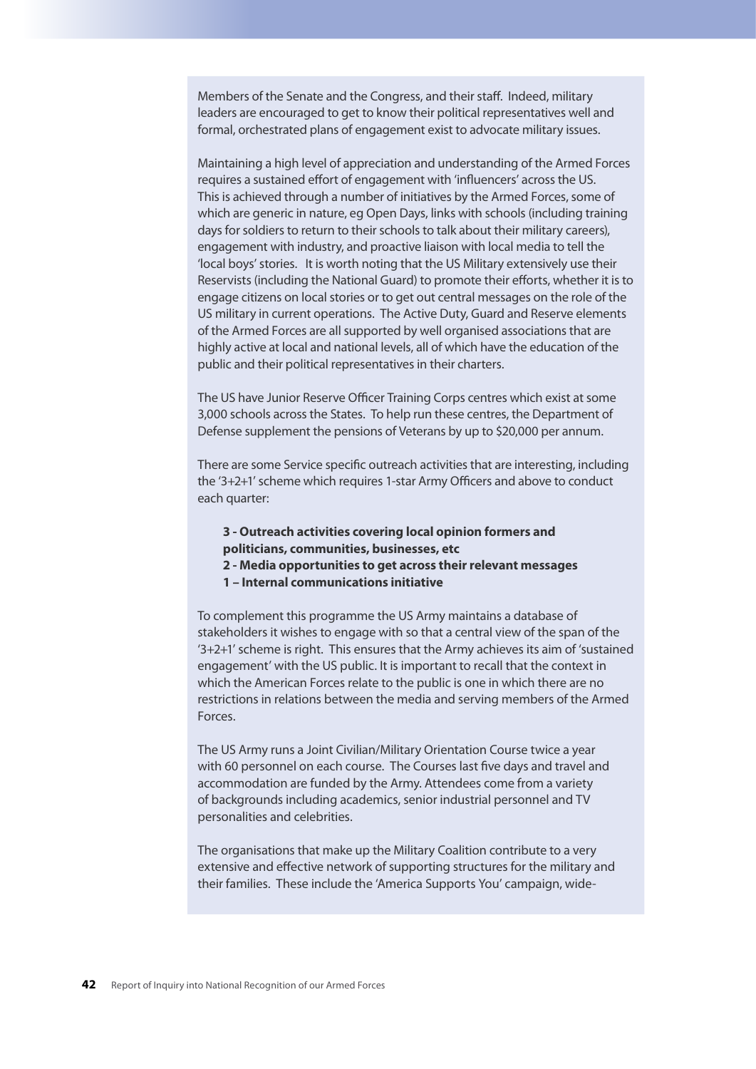Members of the Senate and the Congress, and their staff. Indeed, military leaders are encouraged to get to know their political representatives well and formal, orchestrated plans of engagement exist to advocate military issues.

Maintaining a high level of appreciation and understanding of the Armed Forces requires a sustained effort of engagement with 'influencers' across the US. This is achieved through a number of initiatives by the Armed Forces, some of which are generic in nature, eg Open Days, links with schools (including training days for soldiers to return to their schools to talk about their military careers), engagement with industry, and proactive liaison with local media to tell the 'local boys' stories. It is worth noting that the US Military extensively use their Reservists (including the National Guard) to promote their efforts, whether it is to engage citizens on local stories or to get out central messages on the role of the US military in current operations. The Active Duty, Guard and Reserve elements of the Armed Forces are all supported by well organised associations that are highly active at local and national levels, all of which have the education of the public and their political representatives in their charters.

The US have Junior Reserve Officer Training Corps centres which exist at some 3,000 schools across the States. To help run these centres, the Department of Defense supplement the pensions of Veterans by up to $20,000 per annum.

There are some Service specific outreach activities that are interesting, including the '3+2+1' scheme which requires 1-star Army Officers and above to conduct each quarter:

**3 - Outreach activities covering local opinion formers and politicians, communities, businesses, etc**
**2 - Media opportunities to get across their relevant messages**
**1 – Internal communications initiative**

To complement this programme the US Army maintains a database of stakeholders it wishes to engage with so that a central view of the span of the '3+2+1' scheme is right. This ensures that the Army achieves its aim of 'sustained engagement' with the US public. It is important to recall that the context in which the American Forces relate to the public is one in which there are no restrictions in relations between the media and serving members of the Armed Forces.

The US Army runs a Joint Civilian/Military Orientation Course twice a year with 60 personnel on each course. The Courses last five days and travel and accommodation are funded by the Army. Attendees come from a variety of backgrounds including academics, senior industrial personnel and TV personalities and celebrities.

The organisations that make up the Military Coalition contribute to a very extensive and effective network of supporting structures for the military and their families. These include the 'America Supports You' campaign, wide-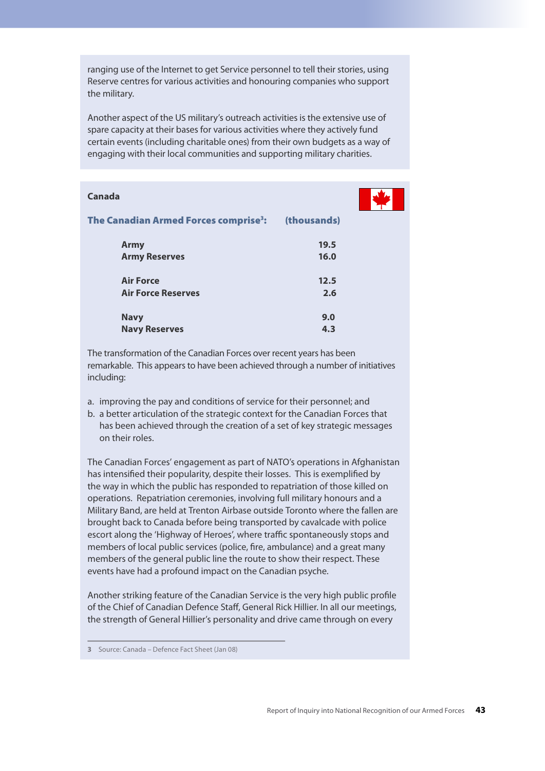ranging use of the Internet to get Service personnel to tell their stories, using Reserve centres for various activities and honouring companies who support the military.

Another aspect of the US military's outreach activities is the extensive use of spare capacity at their bases for various activities where they actively fund certain events (including charitable ones) from their own budgets as a way of engaging with their local communities and supporting military charities.

**Canada**

| The Canadian Armed Forces comprise[3]: | (thousands) |
|---|---|
| **Army** | **19.5** |
| **Army Reserves** | **16.0** |
| **Air Force** | **12.5** |
| **Air Force Reserves** | **2.6** |
| **Navy** | **9.0** |
| **Navy Reserves** | **4.3** |

The transformation of the Canadian Forces over recent years has been remarkable. This appears to have been achieved through a number of initiatives including:

a. improving the pay and conditions of service for their personnel; and
b. a better articulation of the strategic context for the Canadian Forces that has been achieved through the creation of a set of key strategic messages on their roles.

The Canadian Forces' engagement as part of NATO's operations in Afghanistan has intensified their popularity, despite their losses. This is exemplified by the way in which the public has responded to repatriation of those killed on operations. Repatriation ceremonies, involving full military honours and a Military Band, are held at Trenton Airbase outside Toronto where the fallen are brought back to Canada before being transported by cavalcade with police escort along the 'Highway of Heroes', where traffic spontaneously stops and members of local public services (police, fire, ambulance) and a great many members of the general public line the route to show their respect. These events have had a profound impact on the Canadian psyche.

Another striking feature of the Canadian Service is the very high public profile of the Chief of Canadian Defence Staff, General Rick Hillier. In all our meetings, the strength of General Hillier's personality and drive came through on every

---

3 Source: Canada – Defence Fact Sheet (Jan 08)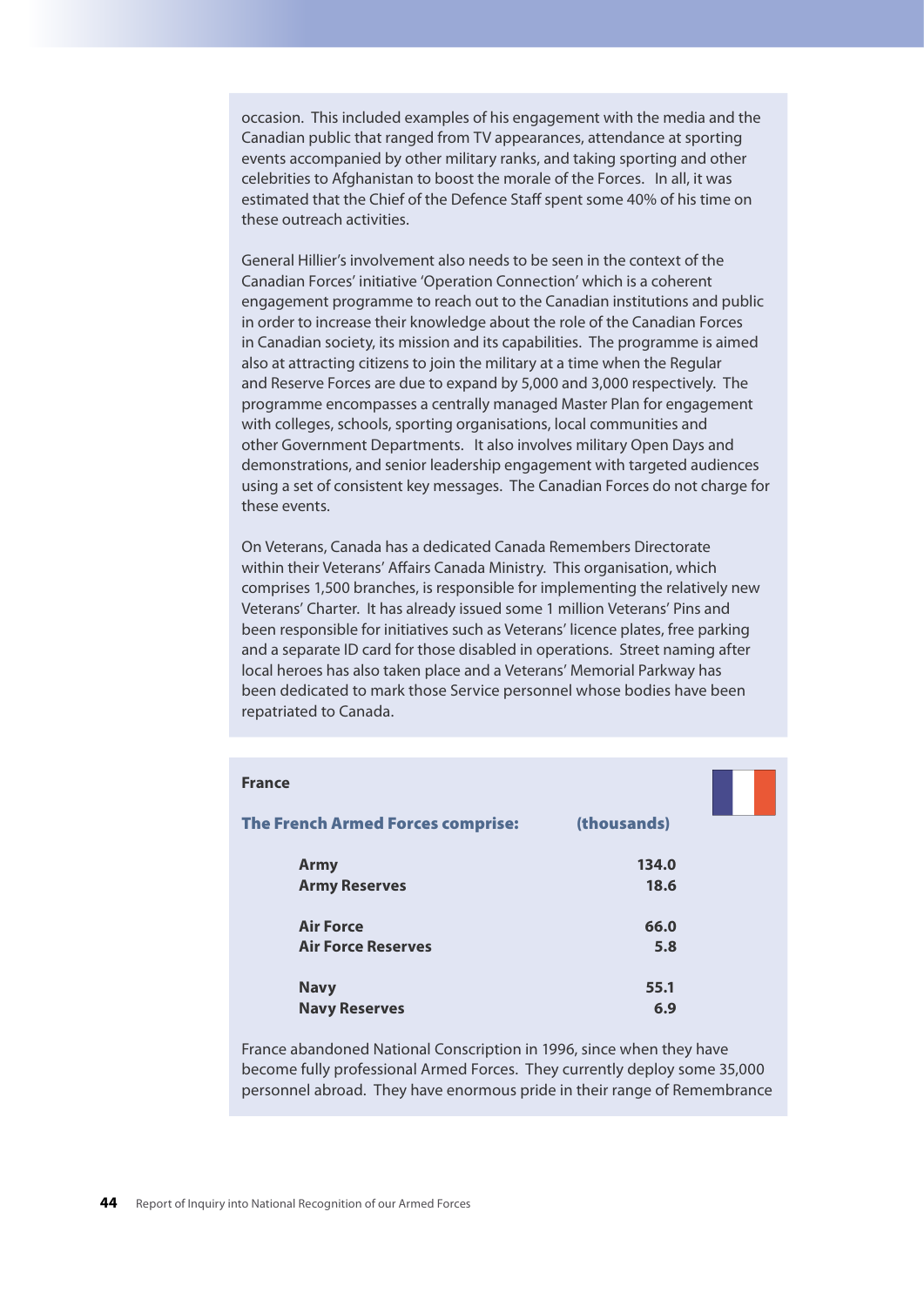occasion. This included examples of his engagement with the media and the Canadian public that ranged from TV appearances, attendance at sporting events accompanied by other military ranks, and taking sporting and other celebrities to Afghanistan to boost the morale of the Forces. In all, it was estimated that the Chief of the Defence Staff spent some 40% of his time on these outreach activities.

General Hillier's involvement also needs to be seen in the context of the Canadian Forces' initiative 'Operation Connection' which is a coherent engagement programme to reach out to the Canadian institutions and public in order to increase their knowledge about the role of the Canadian Forces in Canadian society, its mission and its capabilities. The programme is aimed also at attracting citizens to join the military at a time when the Regular and Reserve Forces are due to expand by 5,000 and 3,000 respectively. The programme encompasses a centrally managed Master Plan for engagement with colleges, schools, sporting organisations, local communities and other Government Departments. It also involves military Open Days and demonstrations, and senior leadership engagement with targeted audiences using a set of consistent key messages. The Canadian Forces do not charge for these events.

On Veterans, Canada has a dedicated Canada Remembers Directorate within their Veterans' Affairs Canada Ministry. This organisation, which comprises 1,500 branches, is responsible for implementing the relatively new Veterans' Charter. It has already issued some 1 million Veterans' Pins and been responsible for initiatives such as Veterans' licence plates, free parking and a separate ID card for those disabled in operations. Street naming after local heroes has also taken place and a Veterans' Memorial Parkway has been dedicated to mark those Service personnel whose bodies have been repatriated to Canada.

**France**

| The French Armed Forces comprise: | (thousands) |
|---|---|
| **Army** | **134.0** |
| **Army Reserves** | **18.6** |
| **Air Force** | **66.0** |
| **Air Force Reserves** | **5.8** |
| **Navy** | **55.1** |
| **Navy Reserves** | **6.9** |

France abandoned National Conscription in 1996, since when they have become fully professional Armed Forces. They currently deploy some 35,000 personnel abroad. They have enormous pride in their range of Remembrance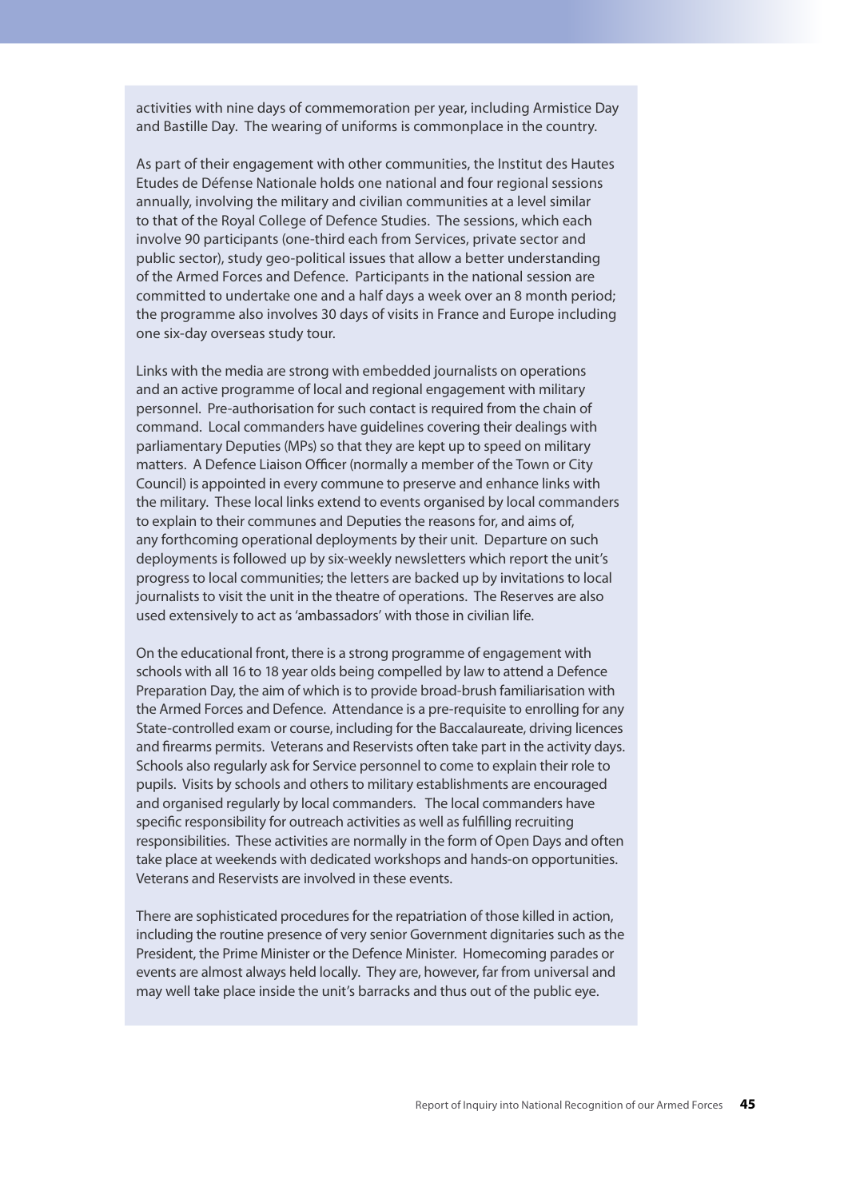activities with nine days of commemoration per year, including Armistice Day and Bastille Day. The wearing of uniforms is commonplace in the country.

As part of their engagement with other communities, the Institut des Hautes Etudes de Défense Nationale holds one national and four regional sessions annually, involving the military and civilian communities at a level similar to that of the Royal College of Defence Studies. The sessions, which each involve 90 participants (one-third each from Services, private sector and public sector), study geo-political issues that allow a better understanding of the Armed Forces and Defence. Participants in the national session are committed to undertake one and a half days a week over an 8 month period; the programme also involves 30 days of visits in France and Europe including one six-day overseas study tour.

Links with the media are strong with embedded journalists on operations and an active programme of local and regional engagement with military personnel. Pre-authorisation for such contact is required from the chain of command. Local commanders have guidelines covering their dealings with parliamentary Deputies (MPs) so that they are kept up to speed on military matters. A Defence Liaison Officer (normally a member of the Town or City Council) is appointed in every commune to preserve and enhance links with the military. These local links extend to events organised by local commanders to explain to their communes and Deputies the reasons for, and aims of, any forthcoming operational deployments by their unit. Departure on such deployments is followed up by six-weekly newsletters which report the unit's progress to local communities; the letters are backed up by invitations to local journalists to visit the unit in the theatre of operations. The Reserves are also used extensively to act as 'ambassadors' with those in civilian life.

On the educational front, there is a strong programme of engagement with schools with all 16 to 18 year olds being compelled by law to attend a Defence Preparation Day, the aim of which is to provide broad-brush familiarisation with the Armed Forces and Defence. Attendance is a pre-requisite to enrolling for any State-controlled exam or course, including for the Baccalaureate, driving licences and firearms permits. Veterans and Reservists often take part in the activity days. Schools also regularly ask for Service personnel to come to explain their role to pupils. Visits by schools and others to military establishments are encouraged and organised regularly by local commanders. The local commanders have specific responsibility for outreach activities as well as fulfilling recruiting responsibilities. These activities are normally in the form of Open Days and often take place at weekends with dedicated workshops and hands-on opportunities. Veterans and Reservists are involved in these events.

There are sophisticated procedures for the repatriation of those killed in action, including the routine presence of very senior Government dignitaries such as the President, the Prime Minister or the Defence Minister. Homecoming parades or events are almost always held locally. They are, however, far from universal and may well take place inside the unit's barracks and thus out of the public eye.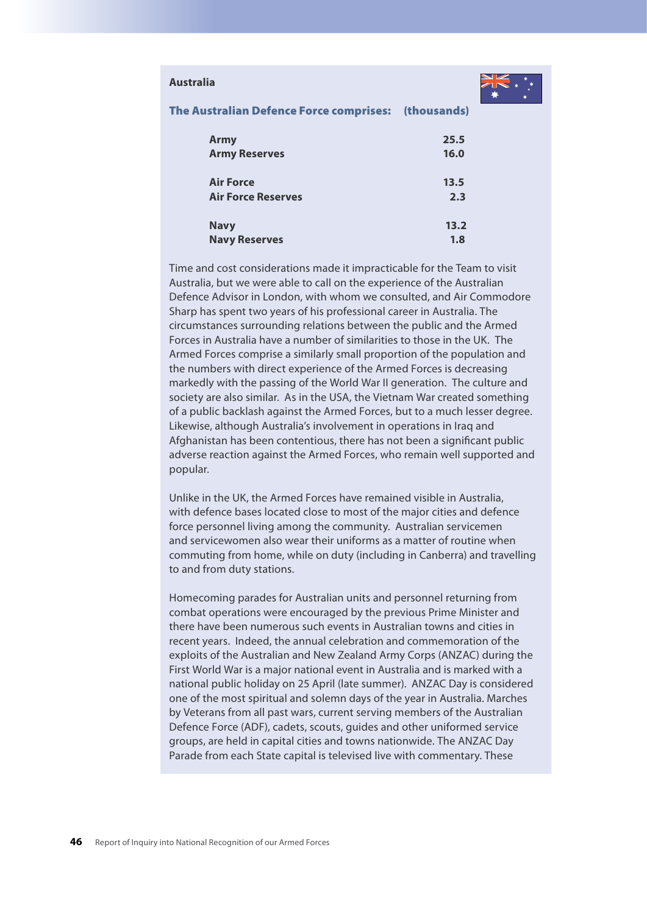**Australia**

**The Australian Defence Force comprises: (thousands)**

| | |
|---|---|
| **Army** | **25.5** |
| **Army Reserves** | **16.0** |
| **Air Force** | **13.5** |
| **Air Force Reserves** | **2.3** |
| **Navy** | **13.2** |
| **Navy Reserves** | **1.8** |

Time and cost considerations made it impracticable for the Team to visit Australia, but we were able to call on the experience of the Australian Defence Advisor in London, with whom we consulted, and Air Commodore Sharp has spent two years of his professional career in Australia. The circumstances surrounding relations between the public and the Armed Forces in Australia have a number of similarities to those in the UK. The Armed Forces comprise a similarly small proportion of the population and the numbers with direct experience of the Armed Forces is decreasing markedly with the passing of the World War II generation. The culture and society are also similar. As in the USA, the Vietnam War created something of a public backlash against the Armed Forces, but to a much lesser degree. Likewise, although Australia's involvement in operations in Iraq and Afghanistan has been contentious, there has not been a significant public adverse reaction against the Armed Forces, who remain well supported and popular.

Unlike in the UK, the Armed Forces have remained visible in Australia, with defence bases located close to most of the major cities and defence force personnel living among the community. Australian servicemen and servicewomen also wear their uniforms as a matter of routine when commuting from home, while on duty (including in Canberra) and travelling to and from duty stations.

Homecoming parades for Australian units and personnel returning from combat operations were encouraged by the previous Prime Minister and there have been numerous such events in Australian towns and cities in recent years. Indeed, the annual celebration and commemoration of the exploits of the Australian and New Zealand Army Corps (ANZAC) during the First World War is a major national event in Australia and is marked with a national public holiday on 25 April (late summer). ANZAC Day is considered one of the most spiritual and solemn days of the year in Australia. Marches by Veterans from all past wars, current serving members of the Australian Defence Force (ADF), cadets, scouts, guides and other uniformed service groups, are held in capital cities and towns nationwide. The ANZAC Day Parade from each State capital is televised live with commentary. These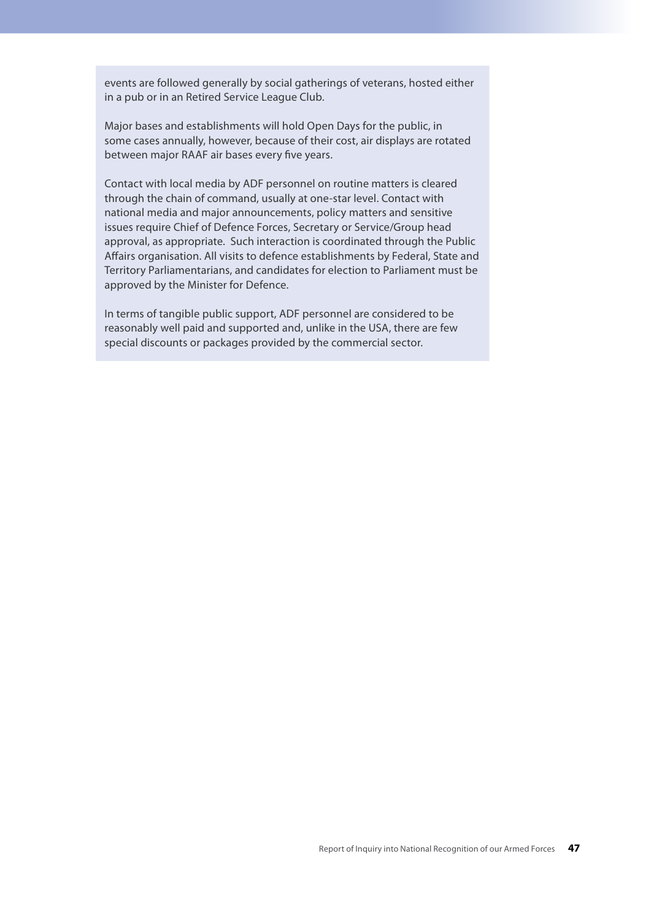events are followed generally by social gatherings of veterans, hosted either in a pub or in an Retired Service League Club.

Major bases and establishments will hold Open Days for the public, in some cases annually, however, because of their cost, air displays are rotated between major RAAF air bases every five years.

Contact with local media by ADF personnel on routine matters is cleared through the chain of command, usually at one-star level. Contact with national media and major announcements, policy matters and sensitive issues require Chief of Defence Forces, Secretary or Service/Group head approval, as appropriate. Such interaction is coordinated through the Public Affairs organisation. All visits to defence establishments by Federal, State and Territory Parliamentarians, and candidates for election to Parliament must be approved by the Minister for Defence.

In terms of tangible public support, ADF personnel are considered to be reasonably well paid and supported and, unlike in the USA, there are few special discounts or packages provided by the commercial sector.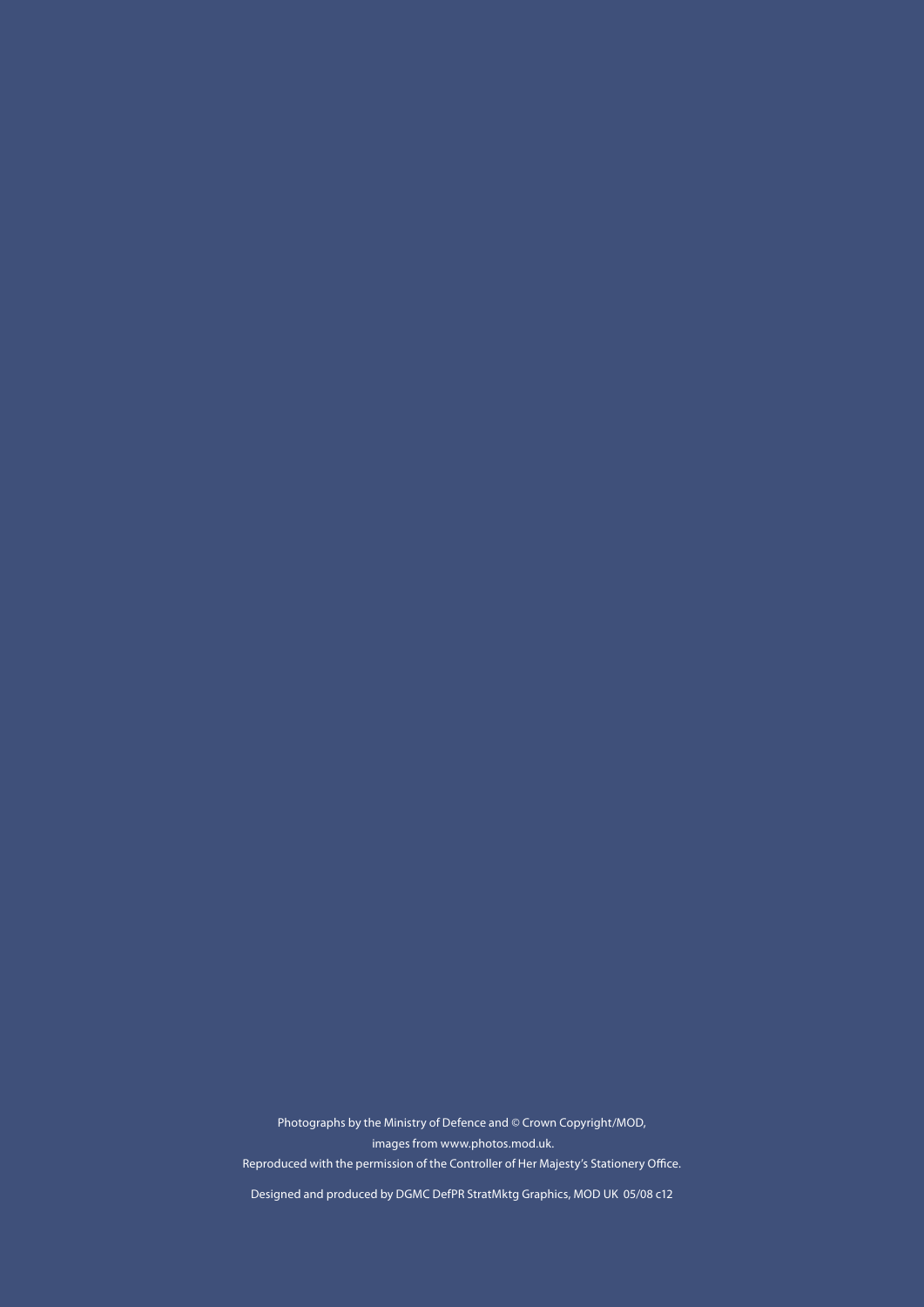Photographs by the Ministry of Defence and © Crown Copyright/MOD, images from www.photos.mod.uk.
Reproduced with the permission of the Controller of Her Majesty's Stationery Office.

Designed and produced by DGMC DefPR StratMktg Graphics, MOD UK 05/08 c12